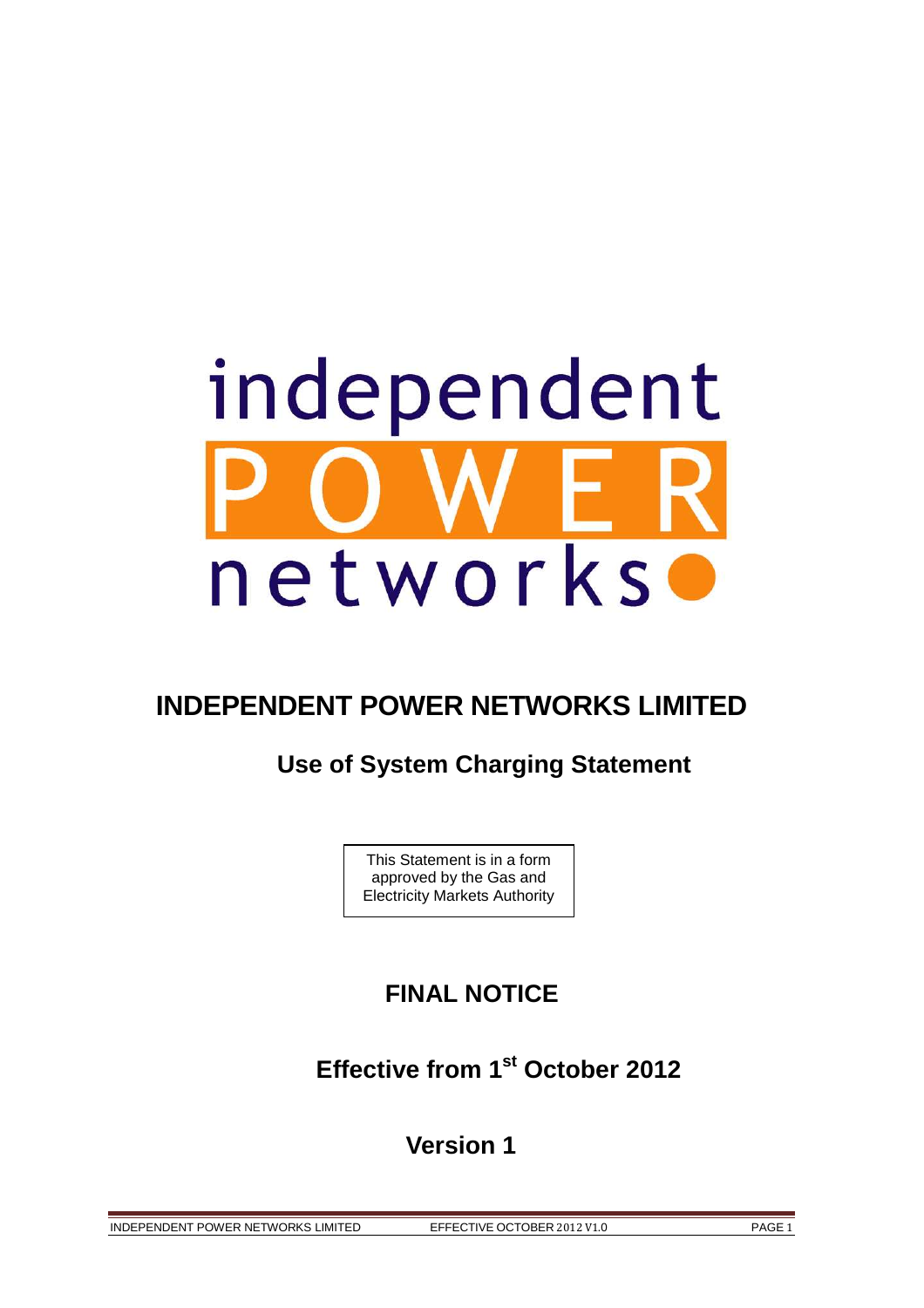independent

POWER

networks

# INDEPENDENT POWER NETWORKS LIMITED

## Use of System Charging Statement

This Statement is in a form approved by the Gas and Electricity Markets Authority

## FINAL NOTICE

## Effective from 1st October 2012

## Version 1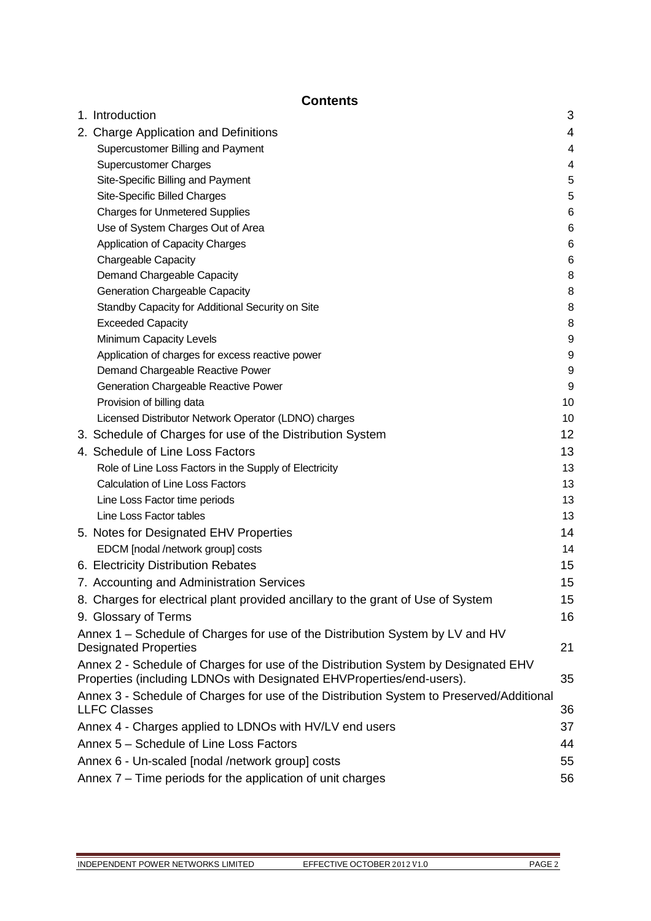# Contents

| | |
|---|---|
| 1. Introduction | 3 |
| 2. Charge Application and Definitions | 4 |
| Supercustomer Billing and Payment | 4 |
| Supercustomer Charges | 4 |
| Site-Specific Billing and Payment | 5 |
| Site-Specific Billed Charges | 5 |
| Charges for Unmetered Supplies | 6 |
| Use of System Charges Out of Area | 6 |
| Application of Capacity Charges | 6 |
| Chargeable Capacity | 6 |
| Demand Chargeable Capacity | 8 |
| Generation Chargeable Capacity | 8 |
| Standby Capacity for Additional Security on Site | 8 |
| Exceeded Capacity | 8 |
| Minimum Capacity Levels | 9 |
| Application of charges for excess reactive power | 9 |
| Demand Chargeable Reactive Power | 9 |
| Generation Chargeable Reactive Power | 9 |
| Provision of billing data | 10 |
| Licensed Distributor Network Operator (LDNO) charges | 10 |
| 3. Schedule of Charges for use of the Distribution System | 12 |
| 4. Schedule of Line Loss Factors | 13 |
| Role of Line Loss Factors in the Supply of Electricity | 13 |
| Calculation of Line Loss Factors | 13 |
| Line Loss Factor time periods | 13 |
| Line Loss Factor tables | 13 |
| 5. Notes for Designated EHV Properties | 14 |
| EDCM [nodal /network group] costs | 14 |
| 6. Electricity Distribution Rebates | 15 |
| 7. Accounting and Administration Services | 15 |
| 8. Charges for electrical plant provided ancillary to the grant of Use of System | 15 |
| 9. Glossary of Terms | 16 |
| Annex 1 – Schedule of Charges for use of the Distribution System by LV and HV Designated Properties | 21 |
| Annex 2 - Schedule of Charges for use of the Distribution System by Designated EHV Properties (including LDNOs with Designated EHVProperties/end-users). | 35 |
| Annex 3 - Schedule of Charges for use of the Distribution System to Preserved/Additional LLFC Classes | 36 |
| Annex 4 - Charges applied to LDNOs with HV/LV end users | 37 |
| Annex 5 – Schedule of Line Loss Factors | 44 |
| Annex 6 - Un-scaled [nodal /network group] costs | 55 |
| Annex 7 – Time periods for the application of unit charges | 56 |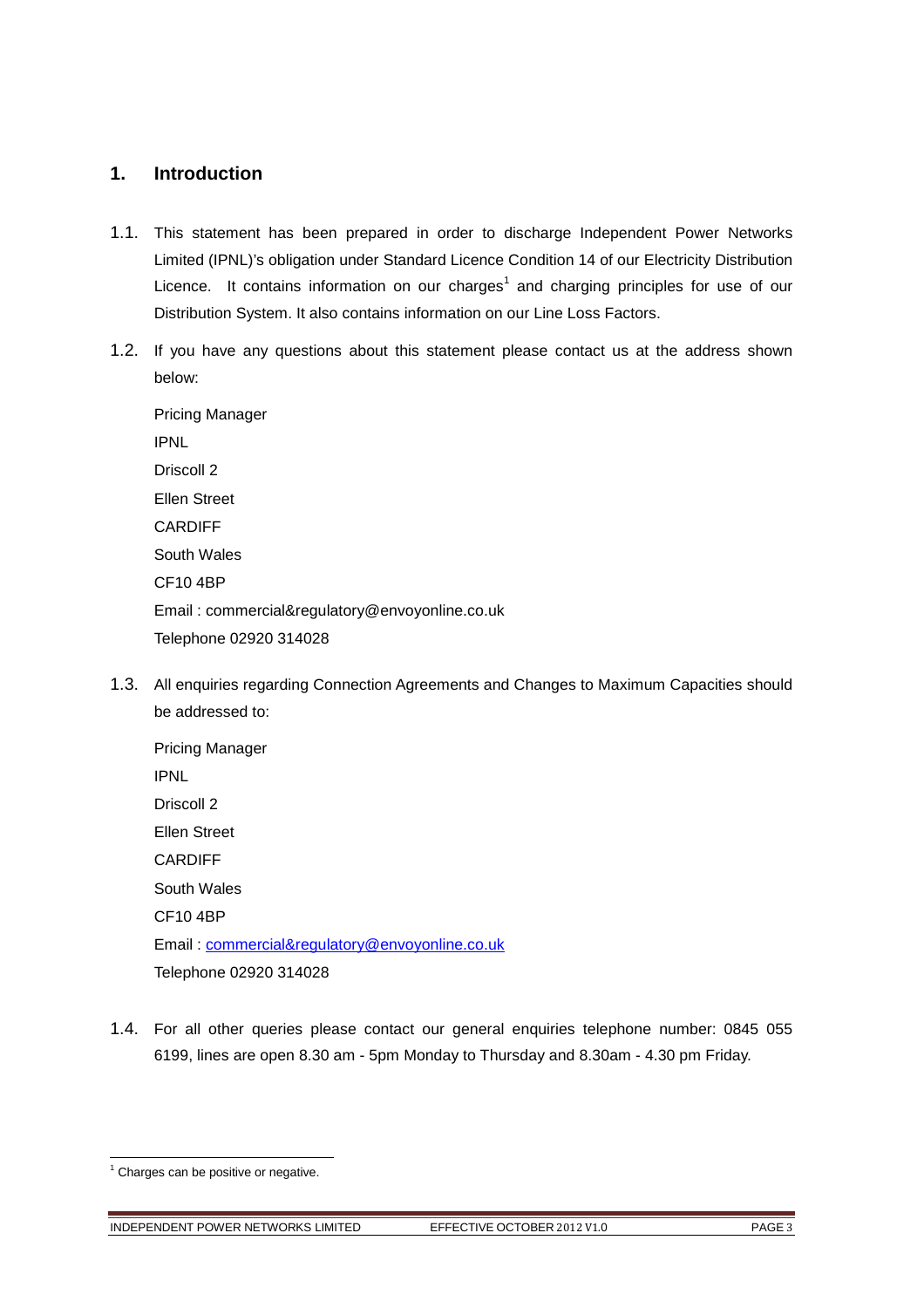## 1. Introduction

1.1. This statement has been prepared in order to discharge Independent Power Networks Limited (IPNL)'s obligation under Standard Licence Condition 14 of our Electricity Distribution Licence. It contains information on our charges[1] and charging principles for use of our Distribution System. It also contains information on our Line Loss Factors.

1.2. If you have any questions about this statement please contact us at the address shown below:

Pricing Manager
IPNL
Driscoll 2
Ellen Street
CARDIFF
South Wales
CF10 4BP
Email : commercial&regulatory@envoyonline.co.uk
Telephone 02920 314028

1.3. All enquiries regarding Connection Agreements and Changes to Maximum Capacities should be addressed to:

Pricing Manager
IPNL
Driscoll 2
Ellen Street
CARDIFF
South Wales
CF10 4BP
Email : commercial&regulatory@envoyonline.co.uk
Telephone 02920 314028

1.4. For all other queries please contact our general enquiries telephone number: 0845 055 6199, lines are open 8.30 am - 5pm Monday to Thursday and 8.30am - 4.30 pm Friday.

[1] Charges can be positive or negative.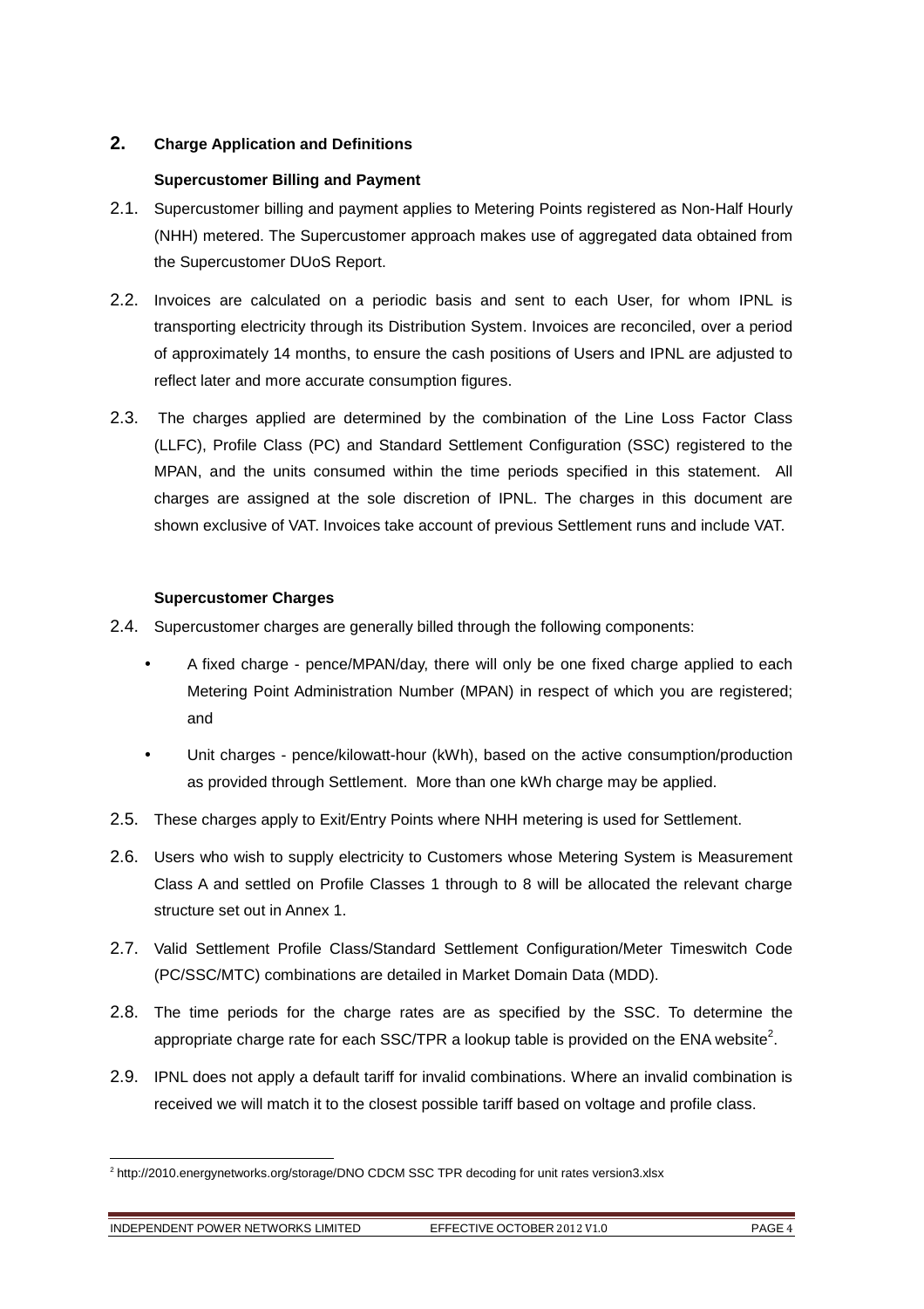## 2. Charge Application and Definitions

### Supercustomer Billing and Payment

2.1. Supercustomer billing and payment applies to Metering Points registered as Non-Half Hourly (NHH) metered. The Supercustomer approach makes use of aggregated data obtained from the Supercustomer DUoS Report.

2.2. Invoices are calculated on a periodic basis and sent to each User, for whom IPNL is transporting electricity through its Distribution System. Invoices are reconciled, over a period of approximately 14 months, to ensure the cash positions of Users and IPNL are adjusted to reflect later and more accurate consumption figures.

2.3. The charges applied are determined by the combination of the Line Loss Factor Class (LLFC), Profile Class (PC) and Standard Settlement Configuration (SSC) registered to the MPAN, and the units consumed within the time periods specified in this statement. All charges are assigned at the sole discretion of IPNL. The charges in this document are shown exclusive of VAT. Invoices take account of previous Settlement runs and include VAT.

### Supercustomer Charges

2.4. Supercustomer charges are generally billed through the following components:

- A fixed charge - pence/MPAN/day, there will only be one fixed charge applied to each Metering Point Administration Number (MPAN) in respect of which you are registered; and
- Unit charges - pence/kilowatt-hour (kWh), based on the active consumption/production as provided through Settlement. More than one kWh charge may be applied.

2.5. These charges apply to Exit/Entry Points where NHH metering is used for Settlement.

2.6. Users who wish to supply electricity to Customers whose Metering System is Measurement Class A and settled on Profile Classes 1 through to 8 will be allocated the relevant charge structure set out in Annex 1.

2.7. Valid Settlement Profile Class/Standard Settlement Configuration/Meter Timeswitch Code (PC/SSC/MTC) combinations are detailed in Market Domain Data (MDD).

2.8. The time periods for the charge rates are as specified by the SSC. To determine the appropriate charge rate for each SSC/TPR a lookup table is provided on the ENA website[2].

2.9. IPNL does not apply a default tariff for invalid combinations. Where an invalid combination is received we will match it to the closest possible tariff based on voltage and profile class.

[2] http://2010.energynetworks.org/storage/DNO CDCM SSC TPR decoding for unit rates version3.xlsx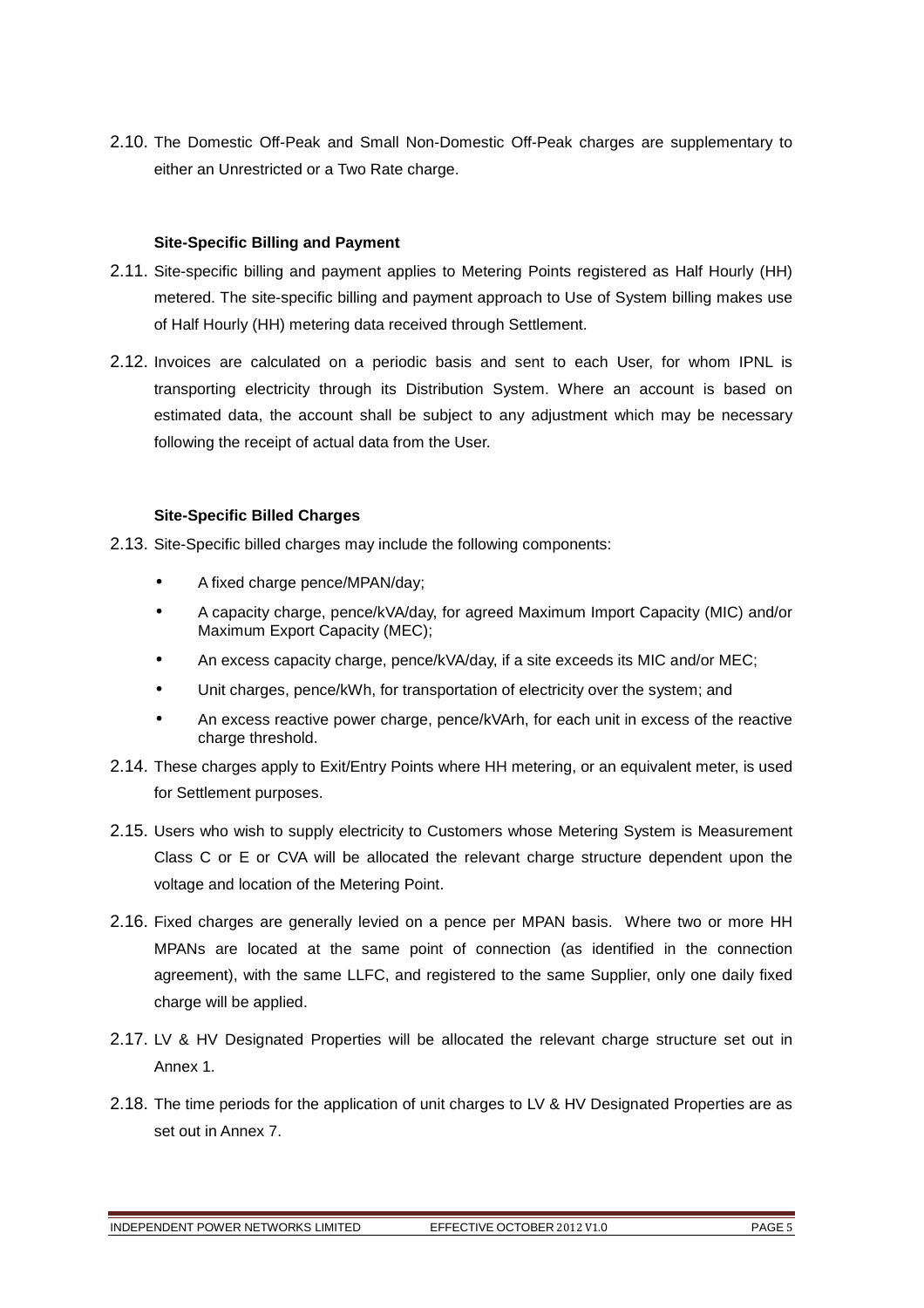2.10. The Domestic Off-Peak and Small Non-Domestic Off-Peak charges are supplementary to either an Unrestricted or a Two Rate charge.

**Site-Specific Billing and Payment**

2.11. Site-specific billing and payment applies to Metering Points registered as Half Hourly (HH) metered. The site-specific billing and payment approach to Use of System billing makes use of Half Hourly (HH) metering data received through Settlement.

2.12. Invoices are calculated on a periodic basis and sent to each User, for whom IPNL is transporting electricity through its Distribution System. Where an account is based on estimated data, the account shall be subject to any adjustment which may be necessary following the receipt of actual data from the User.

**Site-Specific Billed Charges**

2.13. Site-Specific billed charges may include the following components:

- A fixed charge pence/MPAN/day;
- A capacity charge, pence/kVA/day, for agreed Maximum Import Capacity (MIC) and/or Maximum Export Capacity (MEC);
- An excess capacity charge, pence/kVA/day, if a site exceeds its MIC and/or MEC;
- Unit charges, pence/kWh, for transportation of electricity over the system; and
- An excess reactive power charge, pence/kVArh, for each unit in excess of the reactive charge threshold.

2.14. These charges apply to Exit/Entry Points where HH metering, or an equivalent meter, is used for Settlement purposes.

2.15. Users who wish to supply electricity to Customers whose Metering System is Measurement Class C or E or CVA will be allocated the relevant charge structure dependent upon the voltage and location of the Metering Point.

2.16. Fixed charges are generally levied on a pence per MPAN basis. Where two or more HH MPANs are located at the same point of connection (as identified in the connection agreement), with the same LLFC, and registered to the same Supplier, only one daily fixed charge will be applied.

2.17. LV & HV Designated Properties will be allocated the relevant charge structure set out in Annex 1.

2.18. The time periods for the application of unit charges to LV & HV Designated Properties are as set out in Annex 7.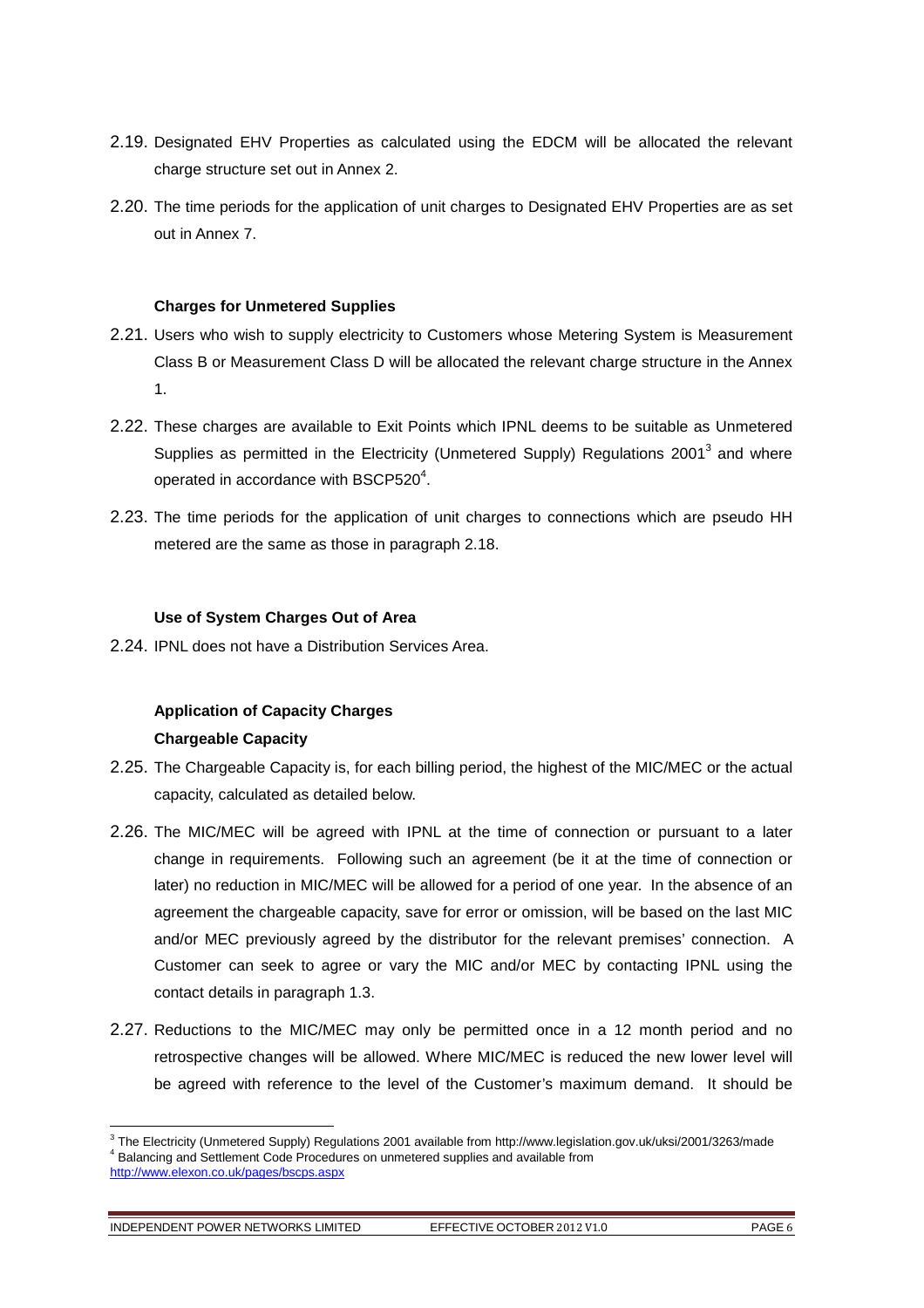2.19. Designated EHV Properties as calculated using the EDCM will be allocated the relevant charge structure set out in Annex 2.

2.20. The time periods for the application of unit charges to Designated EHV Properties are as set out in Annex 7.

**Charges for Unmetered Supplies**

2.21. Users who wish to supply electricity to Customers whose Metering System is Measurement Class B or Measurement Class D will be allocated the relevant charge structure in the Annex 1.

2.22. These charges are available to Exit Points which IPNL deems to be suitable as Unmetered Supplies as permitted in the Electricity (Unmetered Supply) Regulations 2001[3] and where operated in accordance with BSCP520[4].

2.23. The time periods for the application of unit charges to connections which are pseudo HH metered are the same as those in paragraph 2.18.

**Use of System Charges Out of Area**

2.24. IPNL does not have a Distribution Services Area.

**Application of Capacity Charges**

**Chargeable Capacity**

2.25. The Chargeable Capacity is, for each billing period, the highest of the MIC/MEC or the actual capacity, calculated as detailed below.

2.26. The MIC/MEC will be agreed with IPNL at the time of connection or pursuant to a later change in requirements. Following such an agreement (be it at the time of connection or later) no reduction in MIC/MEC will be allowed for a period of one year. In the absence of an agreement the chargeable capacity, save for error or omission, will be based on the last MIC and/or MEC previously agreed by the distributor for the relevant premises' connection. A Customer can seek to agree or vary the MIC and/or MEC by contacting IPNL using the contact details in paragraph 1.3.

2.27. Reductions to the MIC/MEC may only be permitted once in a 12 month period and no retrospective changes will be allowed. Where MIC/MEC is reduced the new lower level will be agreed with reference to the level of the Customer's maximum demand. It should be

---

[3] The Electricity (Unmetered Supply) Regulations 2001 available from http://www.legislation.gov.uk/uksi/2001/3263/made

[4] Balancing and Settlement Code Procedures on unmetered supplies and available from http://www.elexon.co.uk/pages/bscps.aspx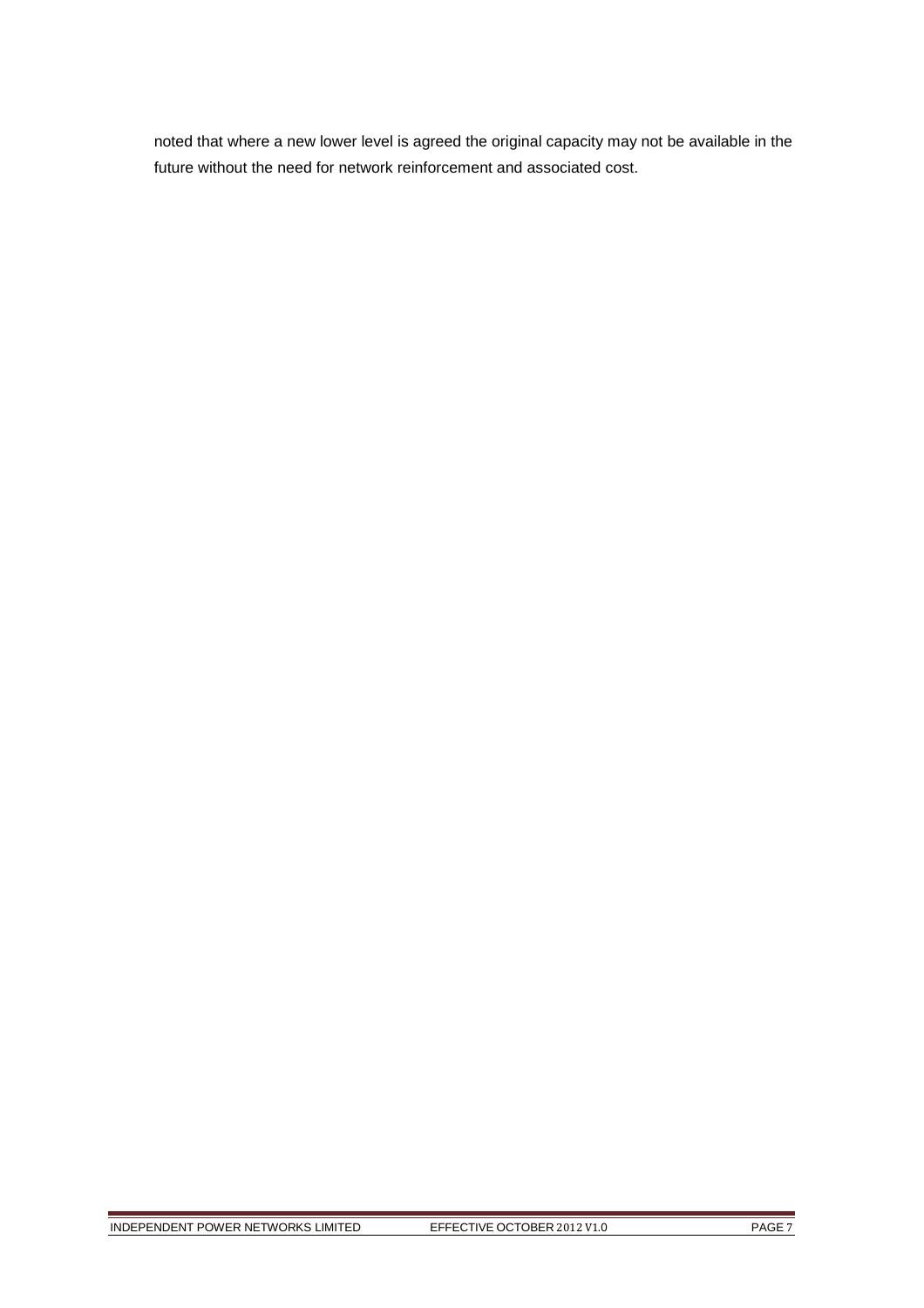noted that where a new lower level is agreed the original capacity may not be available in the future without the need for network reinforcement and associated cost.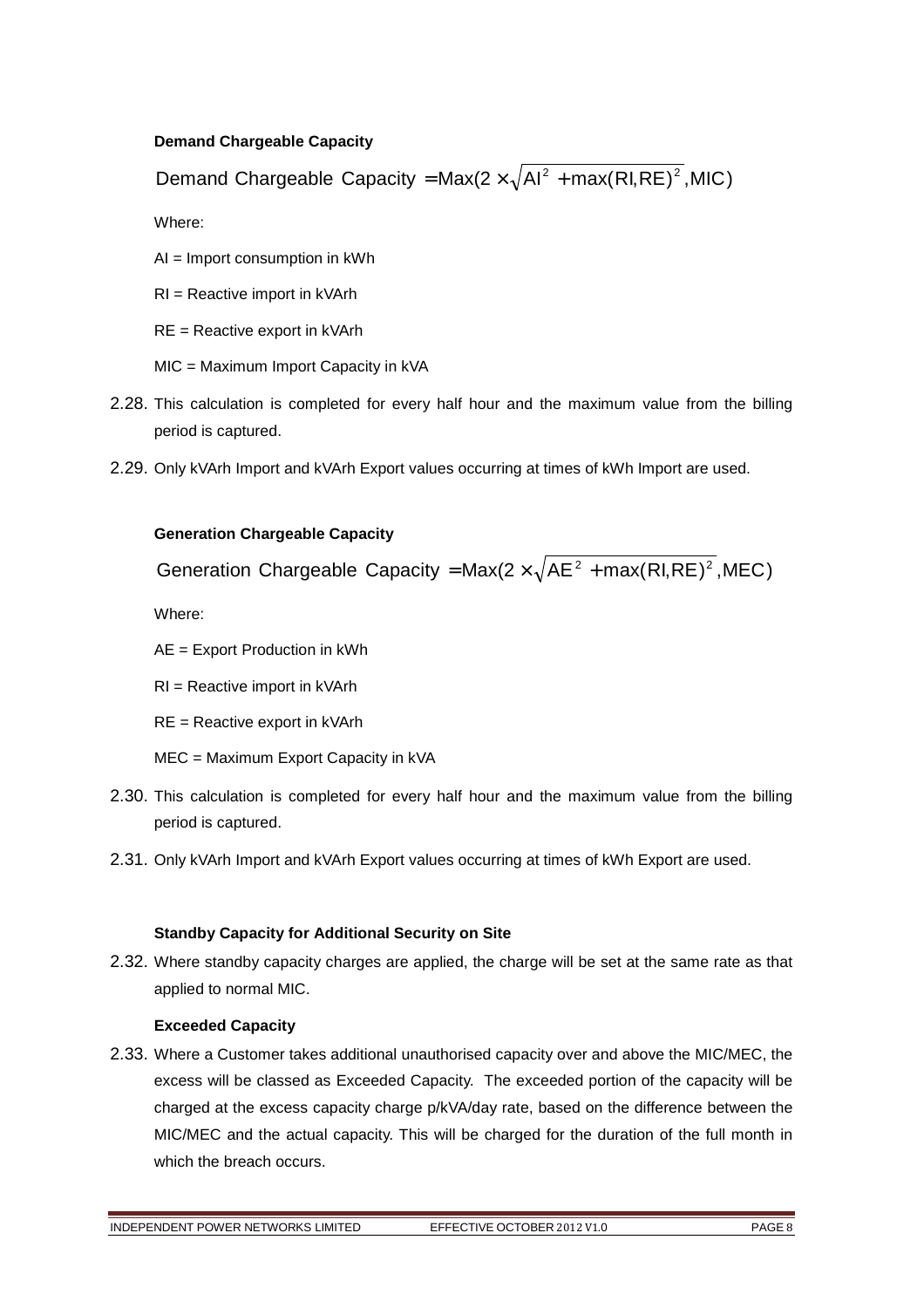**Demand Chargeable Capacity**

$$\text{Demand Chargeable Capacity} = \text{Max}(2 \times \sqrt{\text{AI}^2 + \text{max}(\text{RI},\text{RE})^2}, \text{MIC})$$

Where:

AI = Import consumption in kWh

RI = Reactive import in kVArh

RE = Reactive export in kVArh

MIC = Maximum Import Capacity in kVA

2.28. This calculation is completed for every half hour and the maximum value from the billing period is captured.

2.29. Only kVArh Import and kVArh Export values occurring at times of kWh Import are used.

**Generation Chargeable Capacity**

$$\text{Generation Chargeable Capacity} = \text{Max}(2 \times \sqrt{\text{AE}^2 + \text{max}(\text{RI},\text{RE})^2}, \text{MEC})$$

Where:

AE = Export Production in kWh

RI = Reactive import in kVArh

RE = Reactive export in kVArh

MEC = Maximum Export Capacity in kVA

2.30. This calculation is completed for every half hour and the maximum value from the billing period is captured.

2.31. Only kVArh Import and kVArh Export values occurring at times of kWh Export are used.

**Standby Capacity for Additional Security on Site**

2.32. Where standby capacity charges are applied, the charge will be set at the same rate as that applied to normal MIC.

**Exceeded Capacity**

2.33. Where a Customer takes additional unauthorised capacity over and above the MIC/MEC, the excess will be classed as Exceeded Capacity. The exceeded portion of the capacity will be charged at the excess capacity charge p/kVA/day rate, based on the difference between the MIC/MEC and the actual capacity. This will be charged for the duration of the full month in which the breach occurs.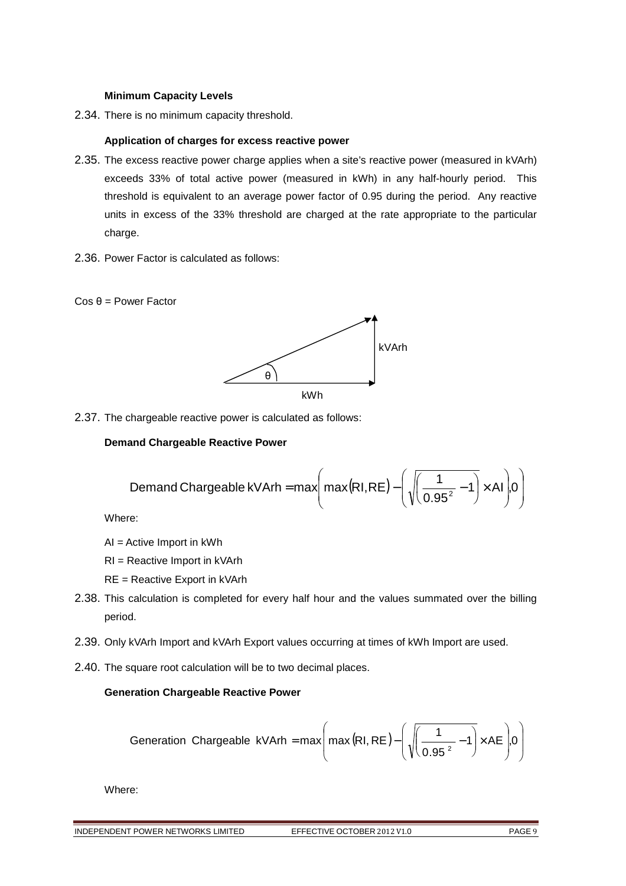**Minimum Capacity Levels**

2.34. There is no minimum capacity threshold.

**Application of charges for excess reactive power**

2.35. The excess reactive power charge applies when a site's reactive power (measured in kVArh) exceeds 33% of total active power (measured in kWh) in any half-hourly period. This threshold is equivalent to an average power factor of 0.95 during the period. Any reactive units in excess of the 33% threshold are charged at the rate appropriate to the particular charge.

2.36. Power Factor is calculated as follows:

Cos θ = Power Factor

kVArh

θ

kWh

2.37. The chargeable reactive power is calculated as follows:

**Demand Chargeable Reactive Power**

$$\text{Demand Chargeable kVArh} = \max\left( \max(\text{RI}, \text{RE}) - \left( \sqrt{\left( \frac{1}{0.95^2} - 1 \right)} \times \text{AI} \right), 0 \right)$$

Where:

AI = Active Import in kWh

RI = Reactive Import in kVArh

RE = Reactive Export in kVArh

2.38. This calculation is completed for every half hour and the values summated over the billing period.

2.39. Only kVArh Import and kVArh Export values occurring at times of kWh Import are used.

2.40. The square root calculation will be to two decimal places.

**Generation Chargeable Reactive Power**

$$\text{Generation Chargeable kVArh} = \max\left( \max(\text{RI}, \text{RE}) - \left( \sqrt{\left( \frac{1}{0.95^2} - 1 \right)} \times \text{AE} \right), 0 \right)$$

Where: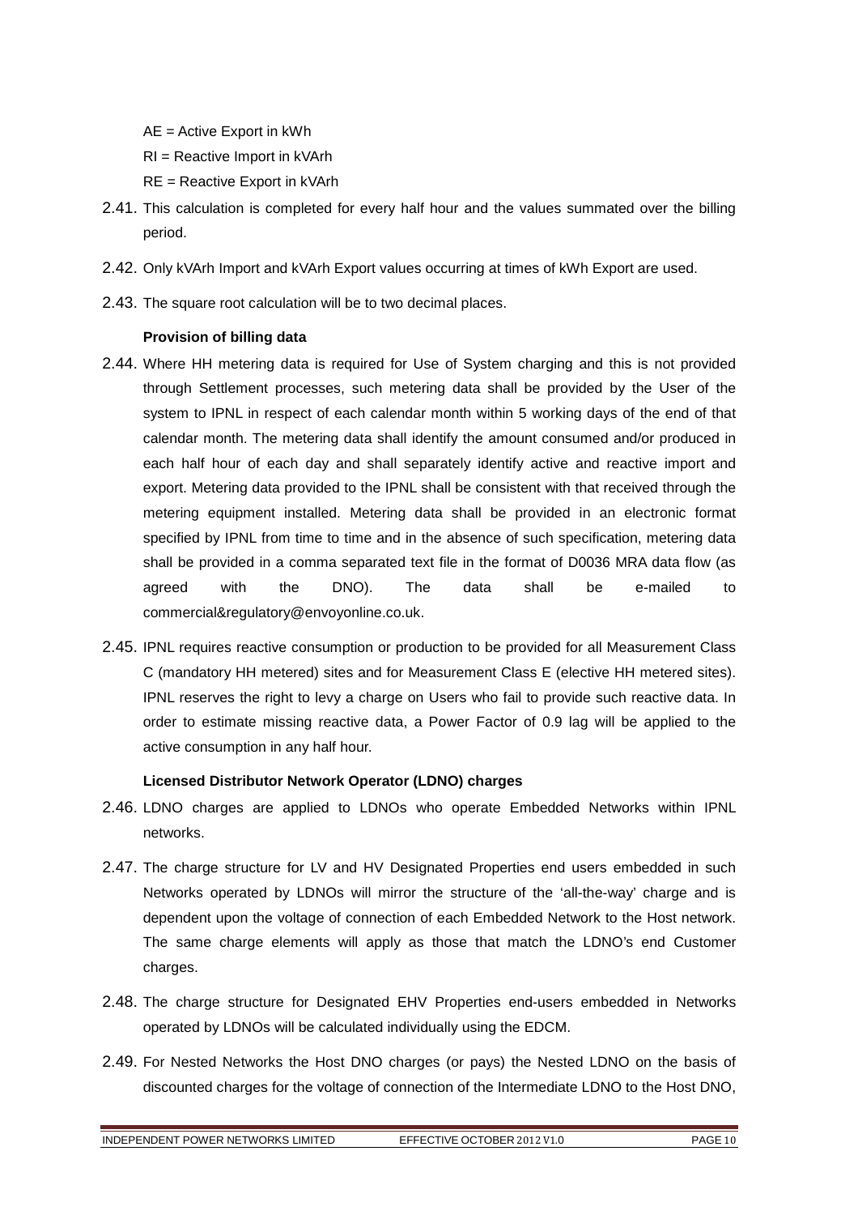AE = Active Export in kWh

RI = Reactive Import in kVArh

RE = Reactive Export in kVArh

2.41. This calculation is completed for every half hour and the values summated over the billing period.

2.42. Only kVArh Import and kVArh Export values occurring at times of kWh Export are used.

2.43. The square root calculation will be to two decimal places.

**Provision of billing data**

2.44. Where HH metering data is required for Use of System charging and this is not provided through Settlement processes, such metering data shall be provided by the User of the system to IPNL in respect of each calendar month within 5 working days of the end of that calendar month. The metering data shall identify the amount consumed and/or produced in each half hour of each day and shall separately identify active and reactive import and export. Metering data provided to the IPNL shall be consistent with that received through the metering equipment installed. Metering data shall be provided in an electronic format specified by IPNL from time to time and in the absence of such specification, metering data shall be provided in a comma separated text file in the format of D0036 MRA data flow (as agreed with the DNO). The data shall be e-mailed to commercial&regulatory@envoyonline.co.uk.

2.45. IPNL requires reactive consumption or production to be provided for all Measurement Class C (mandatory HH metered) sites and for Measurement Class E (elective HH metered sites). IPNL reserves the right to levy a charge on Users who fail to provide such reactive data. In order to estimate missing reactive data, a Power Factor of 0.9 lag will be applied to the active consumption in any half hour.

**Licensed Distributor Network Operator (LDNO) charges**

2.46. LDNO charges are applied to LDNOs who operate Embedded Networks within IPNL networks.

2.47. The charge structure for LV and HV Designated Properties end users embedded in such Networks operated by LDNOs will mirror the structure of the 'all-the-way' charge and is dependent upon the voltage of connection of each Embedded Network to the Host network. The same charge elements will apply as those that match the LDNO's end Customer charges.

2.48. The charge structure for Designated EHV Properties end-users embedded in Networks operated by LDNOs will be calculated individually using the EDCM.

2.49. For Nested Networks the Host DNO charges (or pays) the Nested LDNO on the basis of discounted charges for the voltage of connection of the Intermediate LDNO to the Host DNO,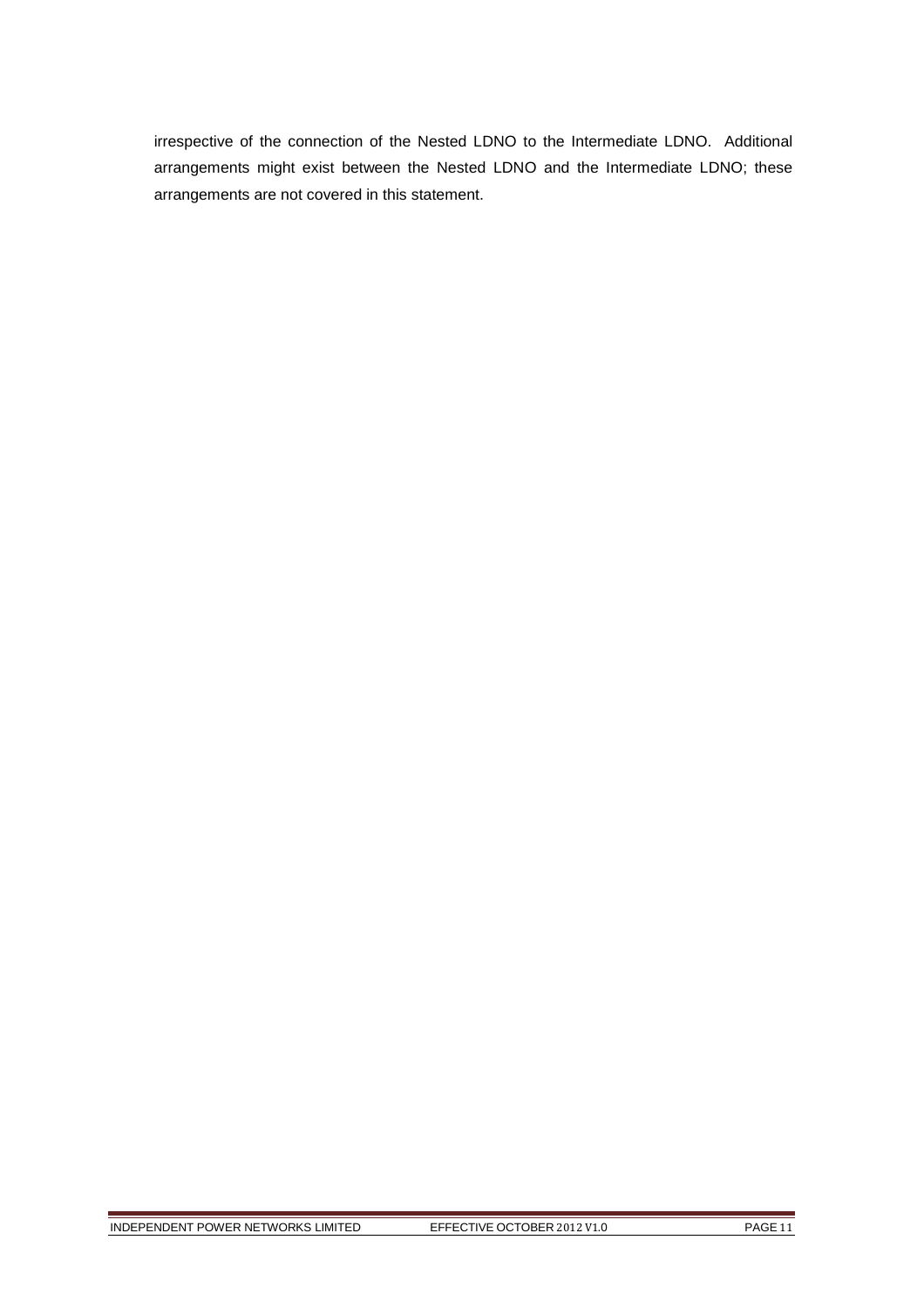irrespective of the connection of the Nested LDNO to the Intermediate LDNO. Additional arrangements might exist between the Nested LDNO and the Intermediate LDNO; these arrangements are not covered in this statement.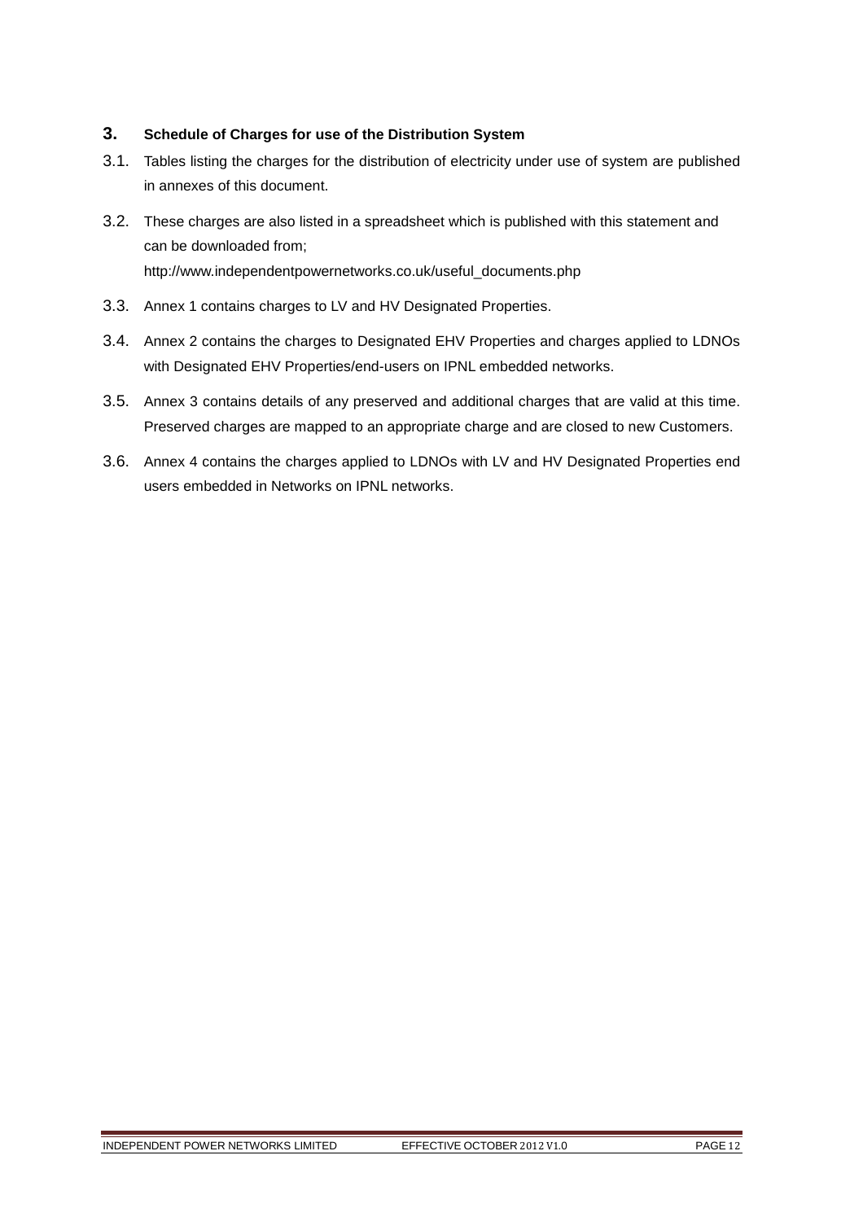## 3. Schedule of Charges for use of the Distribution System

3.1. Tables listing the charges for the distribution of electricity under use of system are published in annexes of this document.

3.2. These charges are also listed in a spreadsheet which is published with this statement and can be downloaded from;
http://www.independentpowernetworks.co.uk/useful_documents.php

3.3. Annex 1 contains charges to LV and HV Designated Properties.

3.4. Annex 2 contains the charges to Designated EHV Properties and charges applied to LDNOs with Designated EHV Properties/end-users on IPNL embedded networks.

3.5. Annex 3 contains details of any preserved and additional charges that are valid at this time. Preserved charges are mapped to an appropriate charge and are closed to new Customers.

3.6. Annex 4 contains the charges applied to LDNOs with LV and HV Designated Properties end users embedded in Networks on IPNL networks.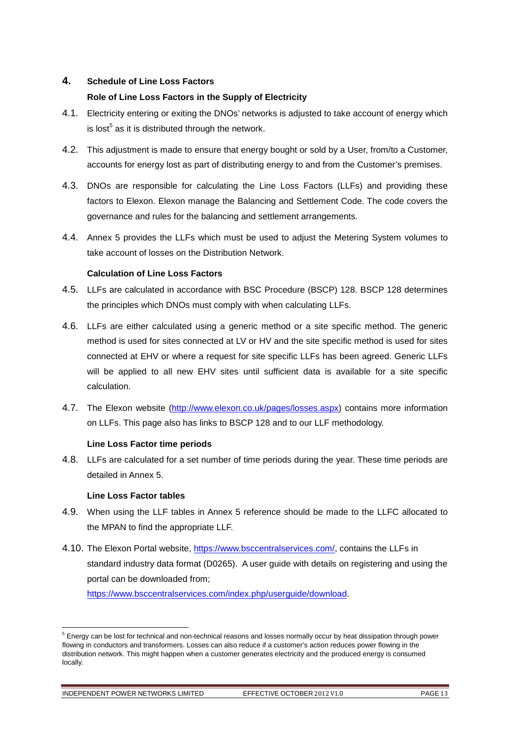## 4. Schedule of Line Loss Factors

### Role of Line Loss Factors in the Supply of Electricity

4.1. Electricity entering or exiting the DNOs' networks is adjusted to take account of energy which is lost[5] as it is distributed through the network.

4.2. This adjustment is made to ensure that energy bought or sold by a User, from/to a Customer, accounts for energy lost as part of distributing energy to and from the Customer's premises.

4.3. DNOs are responsible for calculating the Line Loss Factors (LLFs) and providing these factors to Elexon. Elexon manage the Balancing and Settlement Code. The code covers the governance and rules for the balancing and settlement arrangements.

4.4. Annex 5 provides the LLFs which must be used to adjust the Metering System volumes to take account of losses on the Distribution Network.

### Calculation of Line Loss Factors

4.5. LLFs are calculated in accordance with BSC Procedure (BSCP) 128. BSCP 128 determines the principles which DNOs must comply with when calculating LLFs.

4.6. LLFs are either calculated using a generic method or a site specific method. The generic method is used for sites connected at LV or HV and the site specific method is used for sites connected at EHV or where a request for site specific LLFs has been agreed. Generic LLFs will be applied to all new EHV sites until sufficient data is available for a site specific calculation.

4.7. The Elexon website (http://www.elexon.co.uk/pages/losses.aspx) contains more information on LLFs. This page also has links to BSCP 128 and to our LLF methodology.

### Line Loss Factor time periods

4.8. LLFs are calculated for a set number of time periods during the year. These time periods are detailed in Annex 5.

### Line Loss Factor tables

4.9. When using the LLF tables in Annex 5 reference should be made to the LLFC allocated to the MPAN to find the appropriate LLF.

4.10. The Elexon Portal website, https://www.bsccentralservices.com/, contains the LLFs in standard industry data format (D0265). A user guide with details on registering and using the portal can be downloaded from; https://www.bsccentralservices.com/index.php/userguide/download.

---

[5] Energy can be lost for technical and non-technical reasons and losses normally occur by heat dissipation through power flowing in conductors and transformers. Losses can also reduce if a customer's action reduces power flowing in the distribution network. This might happen when a customer generates electricity and the produced energy is consumed locally.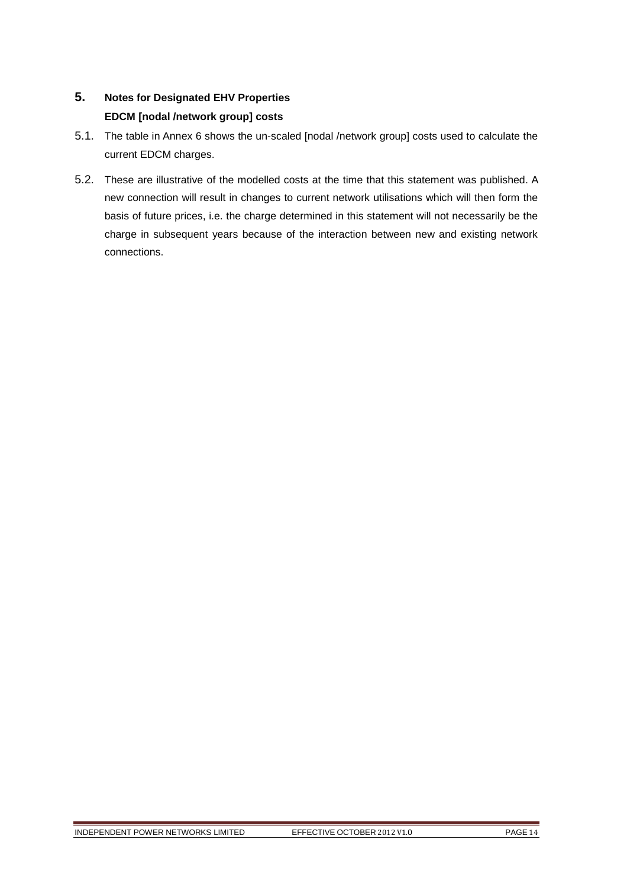# 5. Notes for Designated EHV Properties

## EDCM [nodal /network group] costs

5.1. The table in Annex 6 shows the un-scaled [nodal /network group] costs used to calculate the current EDCM charges.

5.2. These are illustrative of the modelled costs at the time that this statement was published. A new connection will result in changes to current network utilisations which will then form the basis of future prices, i.e. the charge determined in this statement will not necessarily be the charge in subsequent years because of the interaction between new and existing network connections.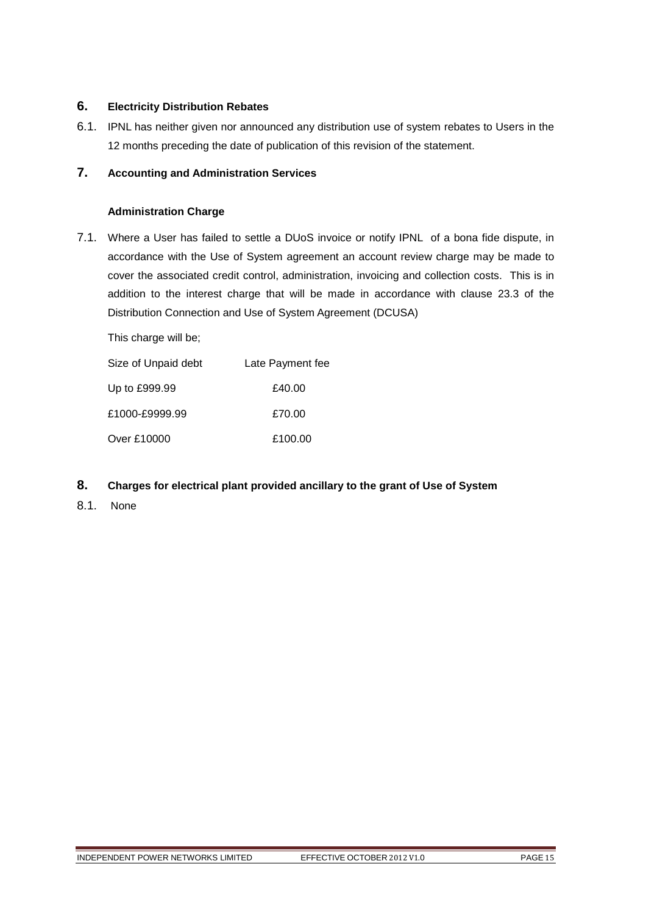## 6. Electricity Distribution Rebates

6.1. IPNL has neither given nor announced any distribution use of system rebates to Users in the 12 months preceding the date of publication of this revision of the statement.

## 7. Accounting and Administration Services

### Administration Charge

7.1. Where a User has failed to settle a DUoS invoice or notify IPNL of a bona fide dispute, in accordance with the Use of System agreement an account review charge may be made to cover the associated credit control, administration, invoicing and collection costs. This is in addition to the interest charge that will be made in accordance with clause 23.3 of the Distribution Connection and Use of System Agreement (DCUSA)

This charge will be;

| Size of Unpaid debt | Late Payment fee |
|---|---|
| Up to £999.99 | £40.00 |
| £1000-£9999.99 | £70.00 |
| Over £10000 | £100.00 |

## 8. Charges for electrical plant provided ancillary to the grant of Use of System

8.1. None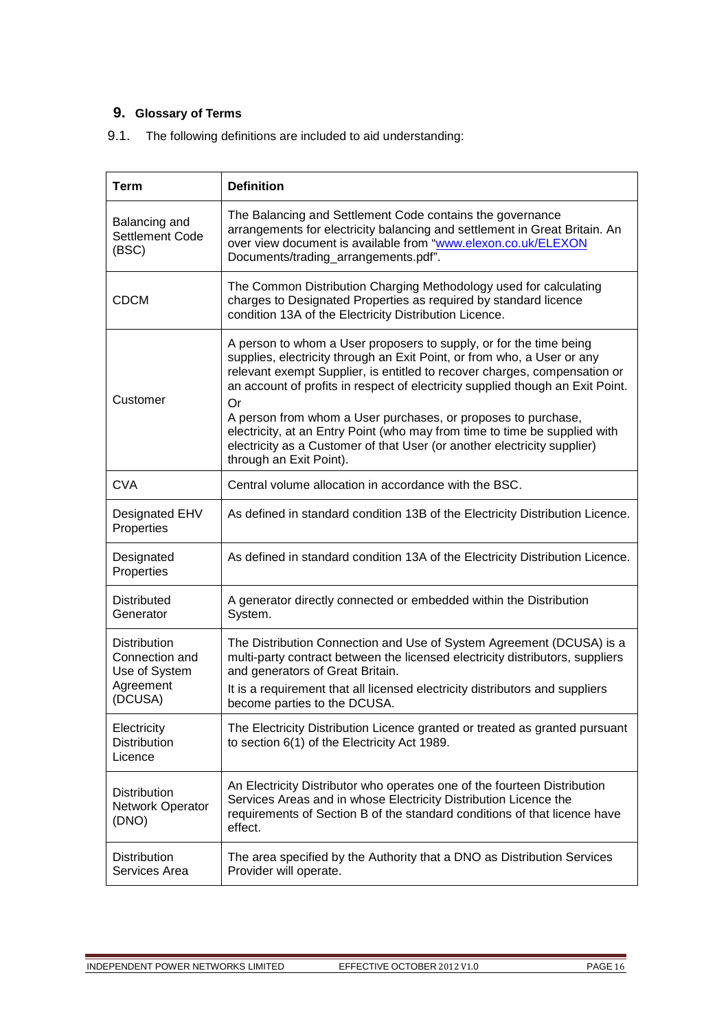## 9. Glossary of Terms

9.1. The following definitions are included to aid understanding:

| Term | Definition |
|---|---|
| Balancing and Settlement Code (BSC) | The Balancing and Settlement Code contains the governance arrangements for electricity balancing and settlement in Great Britain. An over view document is available from "www.elexon.co.uk/ELEXON Documents/trading_arrangements.pdf". |
| CDCM | The Common Distribution Charging Methodology used for calculating charges to Designated Properties as required by standard licence condition 13A of the Electricity Distribution Licence. |
| Customer | A person to whom a User proposers to supply, or for the time being supplies, electricity through an Exit Point, or from who, a User or any relevant exempt Supplier, is entitled to recover charges, compensation or an account of profits in respect of electricity supplied though an Exit Point.<br>Or<br>A person from whom a User purchases, or proposes to purchase, electricity, at an Entry Point (who may from time to time be supplied with electricity as a Customer of that User (or another electricity supplier) through an Exit Point). |
| CVA | Central volume allocation in accordance with the BSC. |
| Designated EHV Properties | As defined in standard condition 13B of the Electricity Distribution Licence. |
| Designated Properties | As defined in standard condition 13A of the Electricity Distribution Licence. |
| Distributed Generator | A generator directly connected or embedded within the Distribution System. |
| Distribution Connection and Use of System Agreement (DCUSA) | The Distribution Connection and Use of System Agreement (DCUSA) is a multi-party contract between the licensed electricity distributors, suppliers and generators of Great Britain.<br>It is a requirement that all licensed electricity distributors and suppliers become parties to the DCUSA. |
| Electricity Distribution Licence | The Electricity Distribution Licence granted or treated as granted pursuant to section 6(1) of the Electricity Act 1989. |
| Distribution Network Operator (DNO) | An Electricity Distributor who operates one of the fourteen Distribution Services Areas and in whose Electricity Distribution Licence the requirements of Section B of the standard conditions of that licence have effect. |
| Distribution Services Area | The area specified by the Authority that a DNO as Distribution Services Provider will operate. |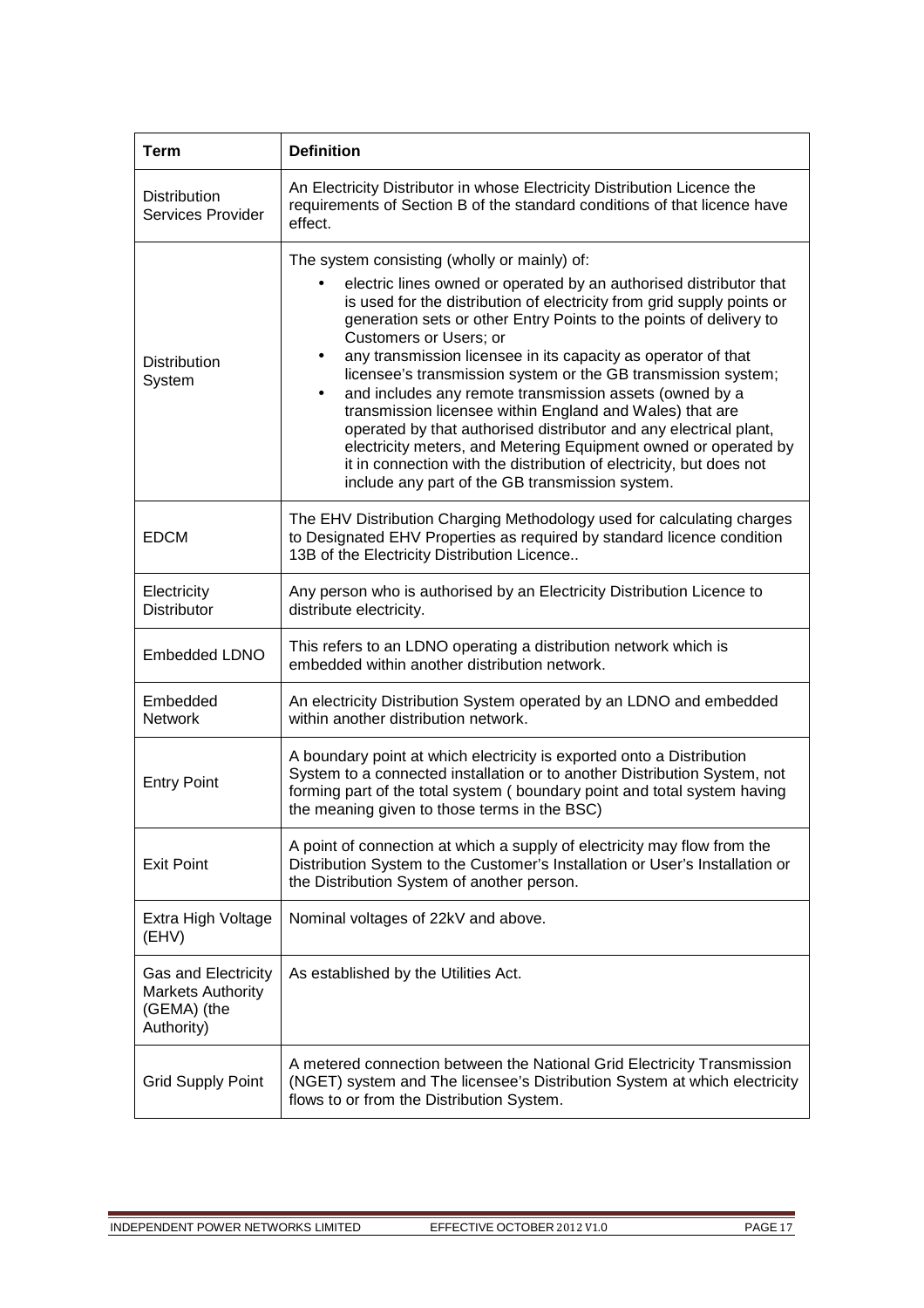| Term | Definition |
|---|---|
| Distribution Services Provider | An Electricity Distributor in whose Electricity Distribution Licence the requirements of Section B of the standard conditions of that licence have effect. |
| Distribution System | The system consisting (wholly or mainly) of: <br>• electric lines owned or operated by an authorised distributor that is used for the distribution of electricity from grid supply points or generation sets or other Entry Points to the points of delivery to Customers or Users; or <br>• any transmission licensee in its capacity as operator of that licensee's transmission system or the GB transmission system; <br>• and includes any remote transmission assets (owned by a transmission licensee within England and Wales) that are operated by that authorised distributor and any electrical plant, electricity meters, and Metering Equipment owned or operated by it in connection with the distribution of electricity, but does not include any part of the GB transmission system. |
| EDCM | The EHV Distribution Charging Methodology used for calculating charges to Designated EHV Properties as required by standard licence condition 13B of the Electricity Distribution Licence.. |
| Electricity Distributor | Any person who is authorised by an Electricity Distribution Licence to distribute electricity. |
| Embedded LDNO | This refers to an LDNO operating a distribution network which is embedded within another distribution network. |
| Embedded Network | An electricity Distribution System operated by an LDNO and embedded within another distribution network. |
| Entry Point | A boundary point at which electricity is exported onto a Distribution System to a connected installation or to another Distribution System, not forming part of the total system ( boundary point and total system having the meaning given to those terms in the BSC) |
| Exit Point | A point of connection at which a supply of electricity may flow from the Distribution System to the Customer's Installation or User's Installation or the Distribution System of another person. |
| Extra High Voltage (EHV) | Nominal voltages of 22kV and above. |
| Gas and Electricity Markets Authority (GEMA) (the Authority) | As established by the Utilities Act. |
| Grid Supply Point | A metered connection between the National Grid Electricity Transmission (NGET) system and The licensee's Distribution System at which electricity flows to or from the Distribution System. |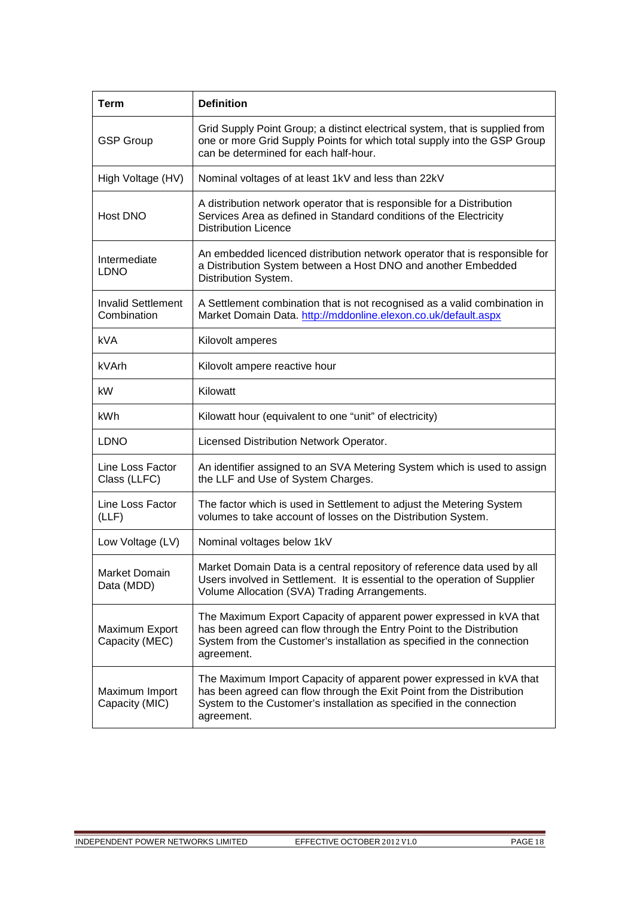| Term | Definition |
| --- | --- |
| GSP Group | Grid Supply Point Group; a distinct electrical system, that is supplied from one or more Grid Supply Points for which total supply into the GSP Group can be determined for each half-hour. |
| High Voltage (HV) | Nominal voltages of at least 1kV and less than 22kV |
| Host DNO | A distribution network operator that is responsible for a Distribution Services Area as defined in Standard conditions of the Electricity Distribution Licence |
| Intermediate LDNO | An embedded licenced distribution network operator that is responsible for a Distribution System between a Host DNO and another Embedded Distribution System. |
| Invalid Settlement Combination | A Settlement combination that is not recognised as a valid combination in Market Domain Data. http://mddonline.elexon.co.uk/default.aspx |
| kVA | Kilovolt amperes |
| kVArh | Kilovolt ampere reactive hour |
| kW | Kilowatt |
| kWh | Kilowatt hour (equivalent to one "unit" of electricity) |
| LDNO | Licensed Distribution Network Operator. |
| Line Loss Factor Class (LLFC) | An identifier assigned to an SVA Metering System which is used to assign the LLF and Use of System Charges. |
| Line Loss Factor (LLF) | The factor which is used in Settlement to adjust the Metering System volumes to take account of losses on the Distribution System. |
| Low Voltage (LV) | Nominal voltages below 1kV |
| Market Domain Data (MDD) | Market Domain Data is a central repository of reference data used by all Users involved in Settlement. It is essential to the operation of Supplier Volume Allocation (SVA) Trading Arrangements. |
| Maximum Export Capacity (MEC) | The Maximum Export Capacity of apparent power expressed in kVA that has been agreed can flow through the Entry Point to the Distribution System from the Customer's installation as specified in the connection agreement. |
| Maximum Import Capacity (MIC) | The Maximum Import Capacity of apparent power expressed in kVA that has been agreed can flow through the Exit Point from the Distribution System to the Customer's installation as specified in the connection agreement. |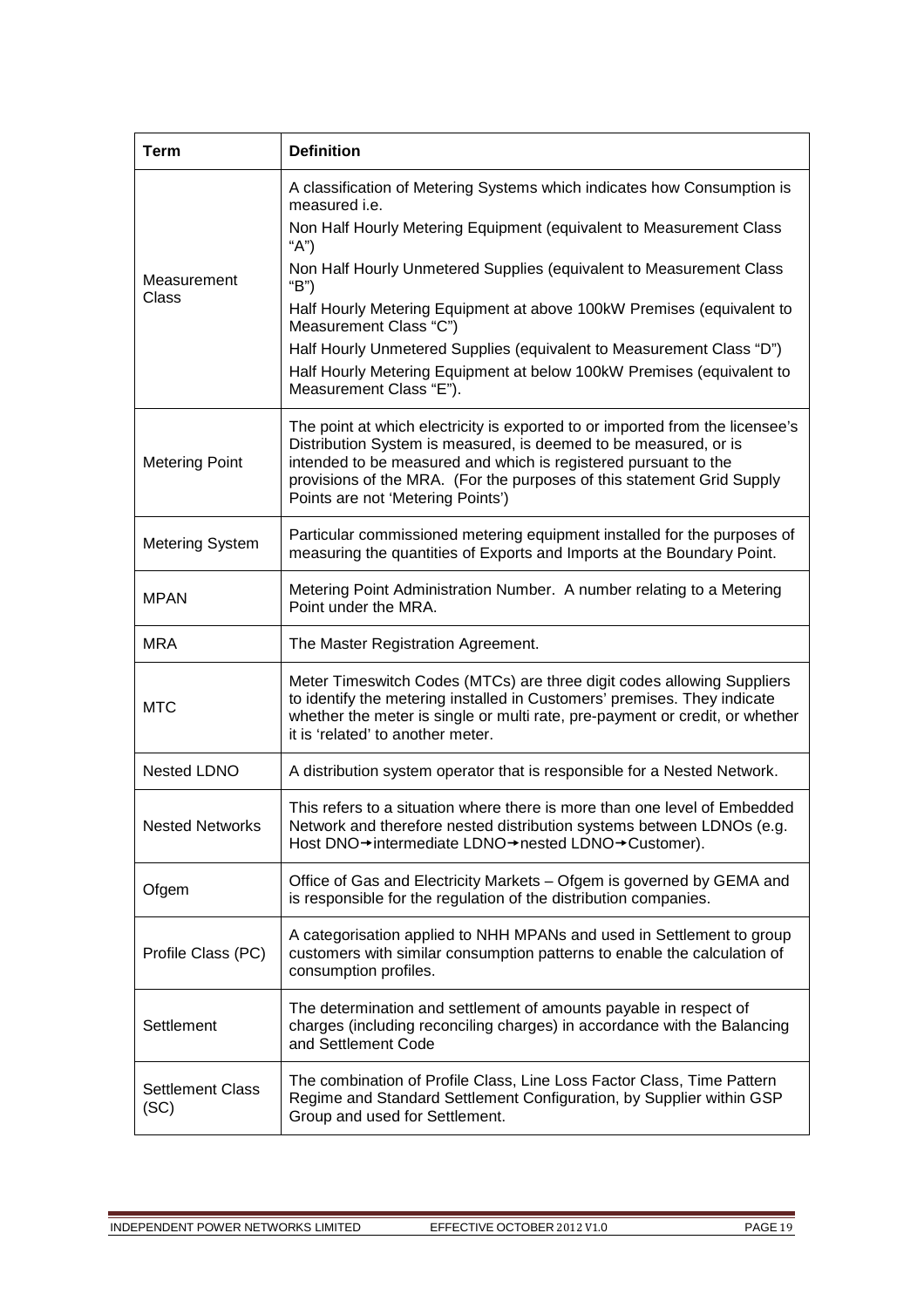| Term | Definition |
|---|---|
| Measurement Class | A classification of Metering Systems which indicates how Consumption is measured i.e.<br>Non Half Hourly Metering Equipment (equivalent to Measurement Class "A")<br>Non Half Hourly Unmetered Supplies (equivalent to Measurement Class "B")<br>Half Hourly Metering Equipment at above 100kW Premises (equivalent to Measurement Class "C")<br>Half Hourly Unmetered Supplies (equivalent to Measurement Class "D")<br>Half Hourly Metering Equipment at below 100kW Premises (equivalent to Measurement Class "E"). |
| Metering Point | The point at which electricity is exported to or imported from the licensee's Distribution System is measured, is deemed to be measured, or is intended to be measured and which is registered pursuant to the provisions of the MRA. (For the purposes of this statement Grid Supply Points are not 'Metering Points') |
| Metering System | Particular commissioned metering equipment installed for the purposes of measuring the quantities of Exports and Imports at the Boundary Point. |
| MPAN | Metering Point Administration Number. A number relating to a Metering Point under the MRA. |
| MRA | The Master Registration Agreement. |
| MTC | Meter Timeswitch Codes (MTCs) are three digit codes allowing Suppliers to identify the metering installed in Customers' premises. They indicate whether the meter is single or multi rate, pre-payment or credit, or whether it is 'related' to another meter. |
| Nested LDNO | A distribution system operator that is responsible for a Nested Network. |
| Nested Networks | This refers to a situation where there is more than one level of Embedded Network and therefore nested distribution systems between LDNOs (e.g. Host DNO→intermediate LDNO→nested LDNO→Customer). |
| Ofgem | Office of Gas and Electricity Markets – Ofgem is governed by GEMA and is responsible for the regulation of the distribution companies. |
| Profile Class (PC) | A categorisation applied to NHH MPANs and used in Settlement to group customers with similar consumption patterns to enable the calculation of consumption profiles. |
| Settlement | The determination and settlement of amounts payable in respect of charges (including reconciling charges) in accordance with the Balancing and Settlement Code |
| Settlement Class (SC) | The combination of Profile Class, Line Loss Factor Class, Time Pattern Regime and Standard Settlement Configuration, by Supplier within GSP Group and used for Settlement. |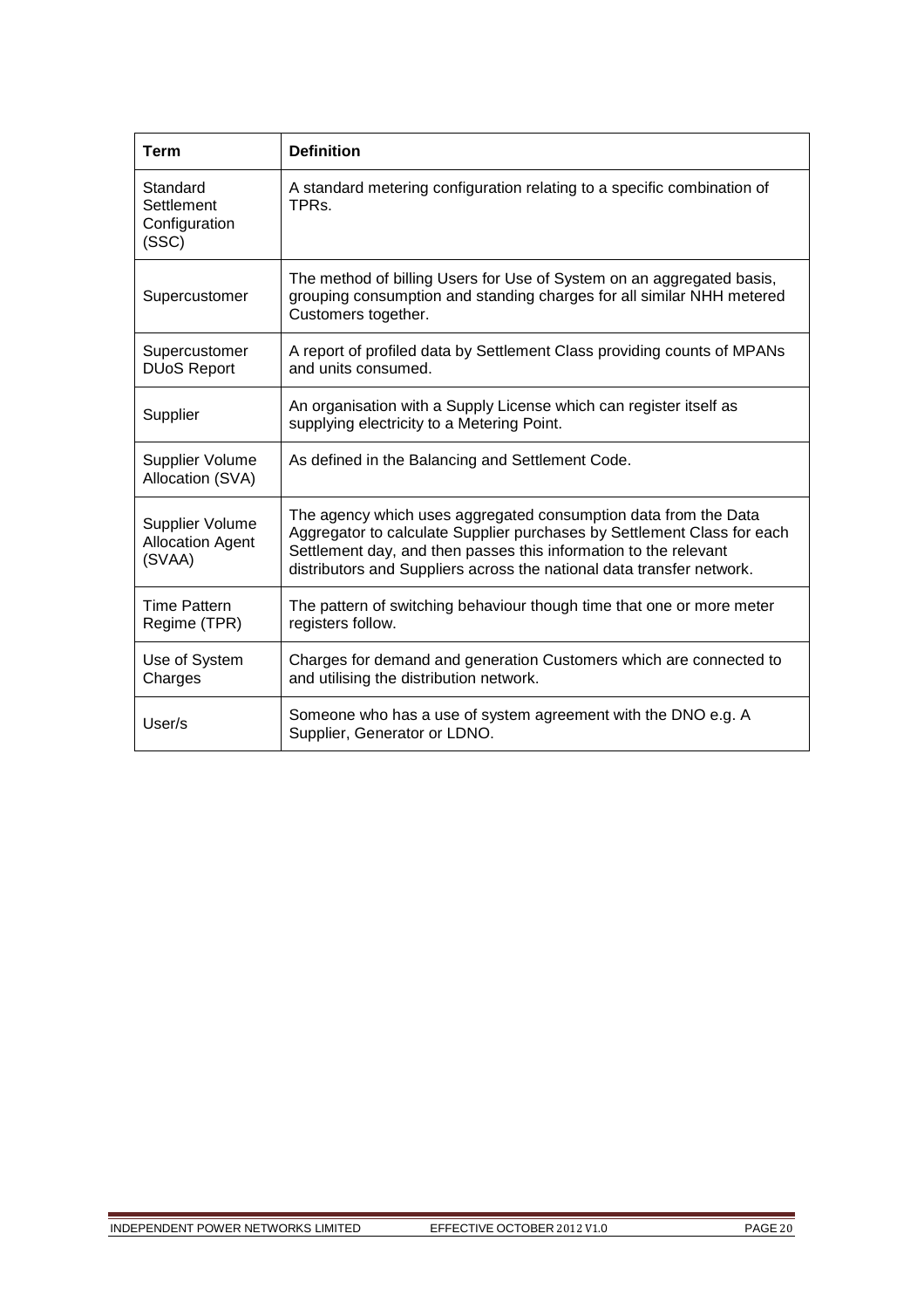| Term | Definition |
| --- | --- |
| Standard Settlement Configuration (SSC) | A standard metering configuration relating to a specific combination of TPRs. |
| Supercustomer | The method of billing Users for Use of System on an aggregated basis, grouping consumption and standing charges for all similar NHH metered Customers together. |
| Supercustomer DUoS Report | A report of profiled data by Settlement Class providing counts of MPANs and units consumed. |
| Supplier | An organisation with a Supply License which can register itself as supplying electricity to a Metering Point. |
| Supplier Volume Allocation (SVA) | As defined in the Balancing and Settlement Code. |
| Supplier Volume Allocation Agent (SVAA) | The agency which uses aggregated consumption data from the Data Aggregator to calculate Supplier purchases by Settlement Class for each Settlement day, and then passes this information to the relevant distributors and Suppliers across the national data transfer network. |
| Time Pattern Regime (TPR) | The pattern of switching behaviour though time that one or more meter registers follow. |
| Use of System Charges | Charges for demand and generation Customers which are connected to and utilising the distribution network. |
| User/s | Someone who has a use of system agreement with the DNO e.g. A Supplier, Generator or LDNO. |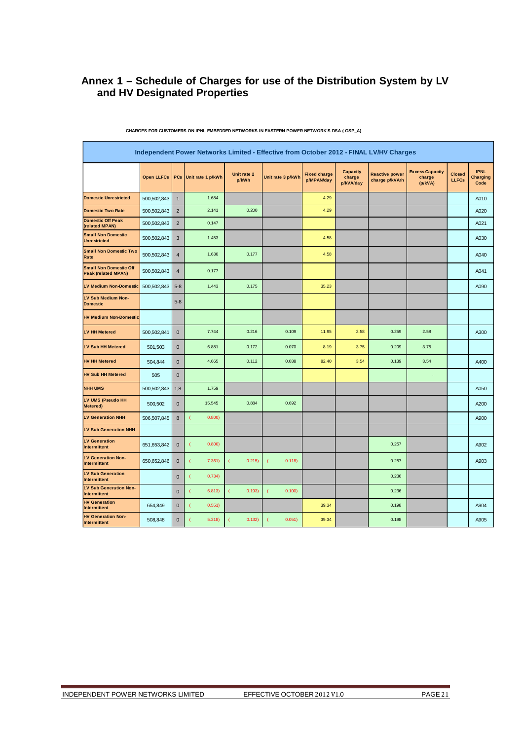## Annex 1 – Schedule of Charges for use of the Distribution System by LV and HV Designated Properties

**CHARGES FOR CUSTOMERS ON IPNL EMBEDDED NETWORKS IN EASTERN POWER NETWORK'S DSA ( GSP_A)**

| Independent Power Networks Limited - Effective from October 2012 - FINAL LV/HV Charges | | | | | | | | | | | | |
|---|---|---|---|---|---|---|---|---|---|---|---|---|
| | Open LLFCs | PCs | Unit rate 1 p/kWh | Unit rate 2 p/kWh | Unit rate 3 p/kWh | Fixed charge p/MPAN/day | Capacity charge p/kVA/day | Reactive power charge p/kVArh | Excess Capacity charge (p/kVA) | Closed LLFCs | IPNL Charging Code |
| Domestic Unrestricted | 500,502,843 | 1 | 1.684 | | | 4.29 | | | | | A010 |
| Domestic Two Rate | 500,502,843 | 2 | 2.141 | 0.200 | | 4.29 | | | | | A020 |
| Domestic Off Peak (related MPAN) | 500,502,843 | 2 | 0.147 | | | | | | | | A021 |
| Small Non Domestic Unrestricted | 500,502,843 | 3 | 1.453 | | | 4.58 | | | | | A030 |
| Small Non Domestic Two Rate | 500,502,843 | 4 | 1.630 | 0.177 | | 4.58 | | | | | A040 |
| Small Non Domestic Off Peak (related MPAN) | 500,502,843 | 4 | 0.177 | | | | | | | | A041 |
| LV Medium Non-Domestic | 500,502,843 | 5-8 | 1.443 | 0.175 | | 35.23 | | | | | A090 |
| LV Sub Medium Non-Domestic | | 5-8 | | | | | | | | | |
| HV Medium Non-Domestic | | | | | | | | | | | |
| LV HH Metered | 500,502,841 | 0 | 7.744 | 0.216 | 0.109 | 11.95 | 2.58 | 0.259 | 2.58 | | A300 |
| LV Sub HH Metered | 501,503 | 0 | 6.881 | 0.172 | 0.070 | 8.19 | 3.75 | 0.209 | 3.75 | | |
| HV HH Metered | 504,844 | 0 | 4.665 | 0.112 | 0.038 | 82.40 | 3.54 | 0.139 | 3.54 | | A400 |
| HV Sub HH Metered | 505 | 0 | | | | | | | - | | |
| NHH UMS | 500,502,843 | 1,8 | 1.759 | | | | | | | | A050 |
| LV UMS (Pseudo HH Metered) | 500,502 | 0 | 15.545 | 0.884 | 0.692 | | | | | | A200 |
| LV Generation NHH | 506,507,845 | 8 | (0.800) | | | | | | | | A900 |
| LV Sub Generation NHH | | | | | | | | | | | |
| LV Generation Intermittent | 651,653,842 | 0 | (0.800) | | | | | 0.257 | | | A902 |
| LV Generation Non-Intermittent | 650,652,846 | 0 | (7.361) | (0.215) | (0.118) | | | 0.257 | | | A903 |
| LV Sub Generation Intermittent | | 0 | (0.734) | | | | | 0.236 | | | |
| LV Sub Generation Non-Intermittent | | 0 | (6.813) | (0.193) | (0.100) | | | 0.236 | | | |
| HV Generation Intermittent | 654,849 | 0 | (0.551) | | | 39.34 | | 0.198 | | | A904 |
| HV Generation Non-Intermittent | 508,848 | 0 | (5.318) | (0.132) | (0.051) | 39.34 | | 0.198 | | | A905 |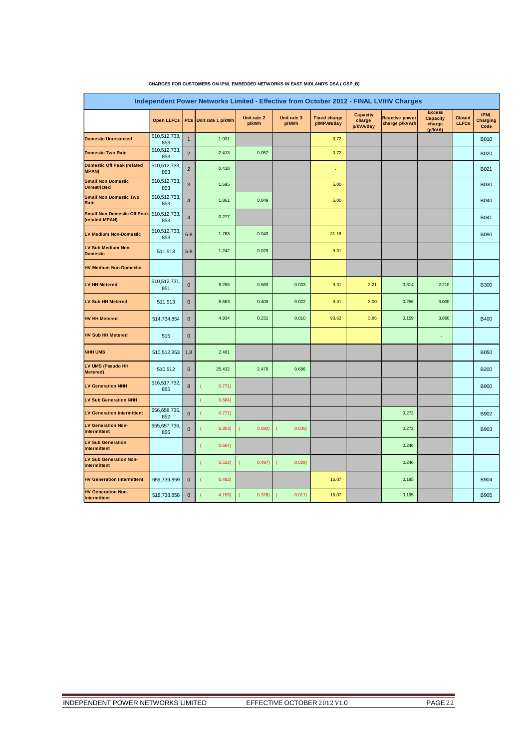**CHARGES FOR CUSTOMERS ON IPNL EMBEDDED NETWORKS IN EAST MIDLAND'S DSA ( GSP_B)**

| Independent Power Networks Limited - Effective from October 2012 - FINAL LV/HV Charges | | | | | | | | | | | | |
|---|---|---|---|---|---|---|---|---|---|---|---|---|
| | Open LLFCs | PCs | Unit rate 1 p/kWh | Unit rate 2 p/kWh | Unit rate 3 p/kWh | Fixed charge p/MPAN/day | Capacity charge p/kVA/day | Reactive power charge p/kVArh | Excess Capacity charge (p/kVA) | Closed LLFCs | IPNL Charging Code |
| Domestic Unrestricted | 510,512,733, 853 | 1 | 1.931 | | | 3.72 | | | | | B010 |
| Domestic Two Rate | 510,512,733, 853 | 2 | 2.413 | 0.057 | | 3.72 | | | | | B020 |
| Domestic Off Peak (related MPAN) | 510,512,733, 853 | 2 | 0.418 | | | - | | | | | B021 |
| Small Non Domestic Unrestricted | 510,512,733, 853 | 3 | 1.695 | | | 5.00 | | | | | B030 |
| Small Non Domestic Two Rate | 510,512,733, 853 | 4 | 1.861 | 0.049 | | 5.00 | | | | | B040 |
| Small Non Domestic Off Peak (related MPAN) | 510,512,733, 853 | 4 | 0.277 | | | - | | | | | B041 |
| LV Medium Non-Domestic | 510,512,733, 853 | 5-8 | 1.763 | 0.043 | | 31.18 | | | | | B090 |
| LV Sub Medium Non-Domestic | 511,513 | 5-8 | 1.242 | 0.029 | | 9.31 | | | | | |
| HV Medium Non-Domestic | | | | | | | | | | | |
| LV HH Metered | 510,512,731, 851 | 0 | 8.255 | 0.569 | 0.033 | 9.31 | 2.21 | 0.314 | 2.210 | | B300 |
| LV Sub HH Metered | 511,513 | 0 | 6.683 | 0.409 | 0.022 | 9.31 | 3.00 | 0.256 | 3.000 | | |
| HV HH Metered | 514,734,854 | 0 | 4.934 | 0.231 | 0.010 | 93.62 | 3.86 | 0.159 | 3.860 | | B400 |
| HV Sub HH Metered | 515 | 0 | | | | | | | - | | |
| NHH UMS | 510,512,853 | 1,8 | 2.481 | | | | | | | | B050 |
| LV UMS (Pseudo HH Metered) | 510,512 | 0 | 25.432 | 2.479 | 0.686 | | | | | | B200 |
| LV Generation NHH | 516,517,732, 855 | 8 | (0.771) | | | | | | | | B900 |
| LV Sub Generation NHH | | | (0.664) | | | | | | | | |
| LV Generation Intermittent | 656,658,735, 852 | 0 | (0.771) | | | | | 0.272 | | | B902 |
| LV Generation Non-Intermittent | 655,657,736, 856 | 0 | (6.353) | (0.592) | (0.035) | | | 0.272 | | | B903 |
| LV Sub Generation Intermittent | | | (0.664) | | | | | 0.246 | | | |
| LV Sub Generation Non-Intermittent | | | (5.522) | (0.497) | (0.029) | | | 0.246 | | | |
| HV Generation Intermittent | 659,739,859 | 0 | (0.482) | | | 16.07 | | 0.195 | | | B904 |
| HV Generation Non-Intermittent | 518,738,858 | 0 | (4.153) | (0.328) | (0.017) | 16.07 | | 0.195 | | | B905 |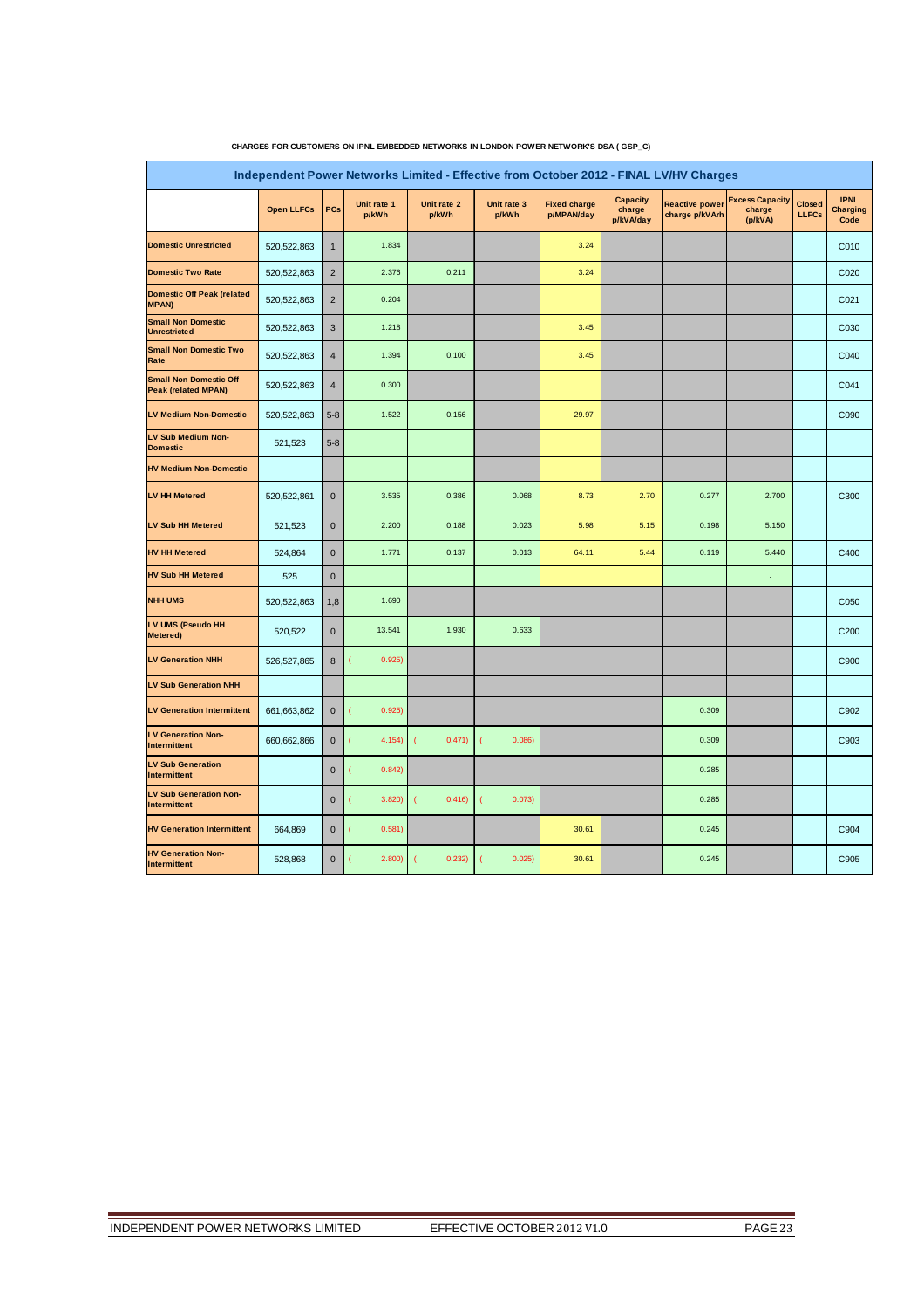**CHARGES FOR CUSTOMERS ON IPNL EMBEDDED NETWORKS IN LONDON POWER NETWORK'S DSA ( GSP_C)**

| Independent Power Networks Limited - Effective from October 2012 - FINAL LV/HV Charges | | | | | | | | | | | | |
|---|---|---|---|---|---|---|---|---|---|---|---|---|
| | Open LLFCs | PCs | Unit rate 1 p/kWh | Unit rate 2 p/kWh | Unit rate 3 p/kWh | Fixed charge p/MPAN/day | Capacity charge p/kVA/day | Reactive power charge p/kVArh | Excess Capacity charge (p/kVA) | Closed LLFCs | IPNL Charging Code |
| Domestic Unrestricted | 520,522,863 | 1 | 1.834 | | | 3.24 | | | | | C010 |
| Domestic Two Rate | 520,522,863 | 2 | 2.376 | 0.211 | | 3.24 | | | | | C020 |
| Domestic Off Peak (related MPAN) | 520,522,863 | 2 | 0.204 | | | | | | | | C021 |
| Small Non Domestic Unrestricted | 520,522,863 | 3 | 1.218 | | | 3.45 | | | | | C030 |
| Small Non Domestic Two Rate | 520,522,863 | 4 | 1.394 | 0.100 | | 3.45 | | | | | C040 |
| Small Non Domestic Off Peak (related MPAN) | 520,522,863 | 4 | 0.300 | | | | | | | | C041 |
| LV Medium Non-Domestic | 520,522,863 | 5-8 | 1.522 | 0.156 | | 29.97 | | | | | C090 |
| LV Sub Medium Non-Domestic | 521,523 | 5-8 | | | | | | | | | |
| HV Medium Non-Domestic | | | | | | | | | | | |
| LV HH Metered | 520,522,861 | 0 | 3.535 | 0.386 | 0.068 | 8.73 | 2.70 | 0.277 | 2.700 | | C300 |
| LV Sub HH Metered | 521,523 | 0 | 2.200 | 0.188 | 0.023 | 5.98 | 5.15 | 0.198 | 5.150 | | |
| HV HH Metered | 524,864 | 0 | 1.771 | 0.137 | 0.013 | 64.11 | 5.44 | 0.119 | 5.440 | | C400 |
| HV Sub HH Metered | 525 | 0 | | | | | | | - | | |
| NHH UMS | 520,522,863 | 1,8 | 1.690 | | | | | | | | C050 |
| LV UMS (Pseudo HH Metered) | 520,522 | 0 | 13.541 | 1.930 | 0.633 | | | | | | C200 |
| LV Generation NHH | 526,527,865 | 8 | (0.925) | | | | | | | | C900 |
| LV Sub Generation NHH | | | | | | | | | | | |
| LV Generation Intermittent | 661,663,862 | 0 | (0.925) | | | | | 0.309 | | | C902 |
| LV Generation Non-Intermittent | 660,662,866 | 0 | (4.154) | (0.471) | (0.086) | | | 0.309 | | | C903 |
| LV Sub Generation Intermittent | | 0 | (0.842) | | | | | 0.285 | | | |
| LV Sub Generation Non-Intermittent | | 0 | (3.820) | (0.416) | (0.073) | | | 0.285 | | | |
| HV Generation Intermittent | 664,869 | 0 | (0.581) | | | 30.61 | | 0.245 | | | C904 |
| HV Generation Non-Intermittent | 528,868 | 0 | (2.800) | (0.232) | (0.025) | 30.61 | | 0.245 | | | C905 |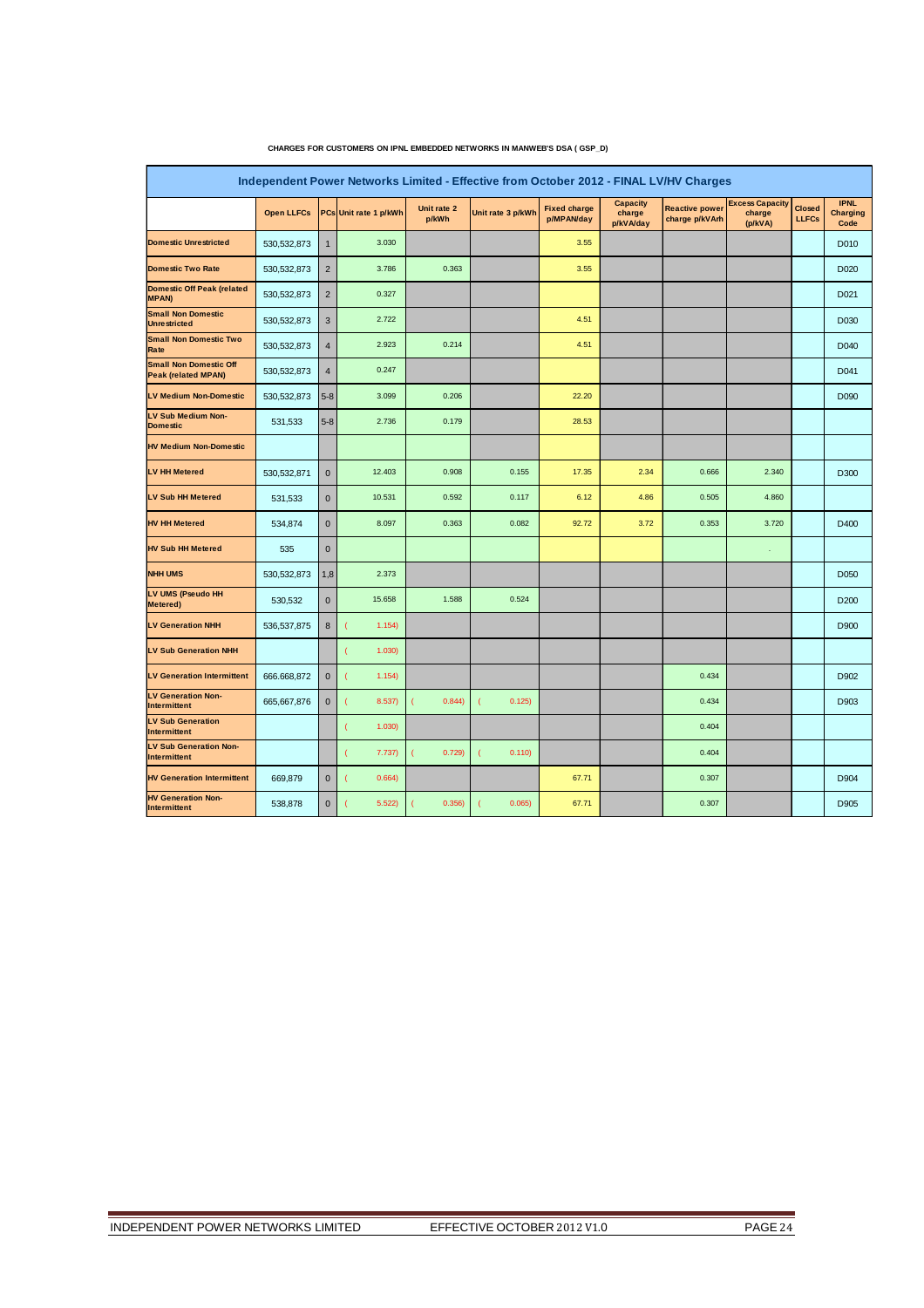**CHARGES FOR CUSTOMERS ON IPNL EMBEDDED NETWORKS IN MANWEB'S DSA ( GSP_D)**

| Independent Power Networks Limited - Effective from October 2012 - FINAL LV/HV Charges | | | | | | | | | | | | |
|---|---|---|---|---|---|---|---|---|---|---|---|---|
| | Open LLFCs | PCs | Unit rate 1 p/kWh | Unit rate 2 p/kWh | Unit rate 3 p/kWh | Fixed charge p/MPAN/day | Capacity charge p/kVA/day | Reactive power charge p/kVArh | Excess Capacity charge (p/kVA) | Closed LLFCs | IPNL Charging Code |
| Domestic Unrestricted | 530,532,873 | 1 | 3.030 | | | 3.55 | | | | | D010 |
| Domestic Two Rate | 530,532,873 | 2 | 3.786 | 0.363 | | 3.55 | | | | | D020 |
| Domestic Off Peak (related MPAN) | 530,532,873 | 2 | 0.327 | | | | | | | | D021 |
| Small Non Domestic Unrestricted | 530,532,873 | 3 | 2.722 | | | 4.51 | | | | | D030 |
| Small Non Domestic Two Rate | 530,532,873 | 4 | 2.923 | 0.214 | | 4.51 | | | | | D040 |
| Small Non Domestic Off Peak (related MPAN) | 530,532,873 | 4 | 0.247 | | | | | | | | D041 |
| LV Medium Non-Domestic | 530,532,873 | 5-8 | 3.099 | 0.206 | | 22.20 | | | | | D090 |
| LV Sub Medium Non-Domestic | 531,533 | 5-8 | 2.736 | 0.179 | | 28.53 | | | | | |
| HV Medium Non-Domestic | | | | | | | | | | | |
| LV HH Metered | 530,532,871 | 0 | 12.403 | 0.908 | 0.155 | 17.35 | 2.34 | 0.666 | 2.340 | | D300 |
| LV Sub HH Metered | 531,533 | 0 | 10.531 | 0.592 | 0.117 | 6.12 | 4.86 | 0.505 | 4.860 | | |
| HV HH Metered | 534,874 | 0 | 8.097 | 0.363 | 0.082 | 92.72 | 3.72 | 0.353 | 3.720 | | D400 |
| HV Sub HH Metered | 535 | 0 | | | | | | | - | | |
| NHH UMS | 530,532,873 | 1,8 | 2.373 | | | | | | | | D050 |
| LV UMS (Pseudo HH Metered) | 530,532 | 0 | 15.658 | 1.588 | 0.524 | | | | | | D200 |
| LV Generation NHH | 536,537,875 | 8 | (1.154) | | | | | | | | D900 |
| LV Sub Generation NHH | | | (1.030) | | | | | | | | |
| LV Generation Intermittent | 666,668,872 | 0 | (1.154) | | | | | 0.434 | | | D902 |
| LV Generation Non-Intermittent | 665,667,876 | 0 | (8.537) | (0.844) | (0.125) | | | 0.434 | | | D903 |
| LV Sub Generation Intermittent | | | (1.030) | | | | | 0.404 | | | |
| LV Sub Generation Non-Intermittent | | | (7.737) | (0.729) | (0.110) | | | 0.404 | | | |
| HV Generation Intermittent | 669,879 | 0 | (0.664) | | | 67.71 | | 0.307 | | | D904 |
| HV Generation Non-Intermittent | 538,878 | 0 | (5.522) | (0.356) | (0.065) | 67.71 | | 0.307 | | | D905 |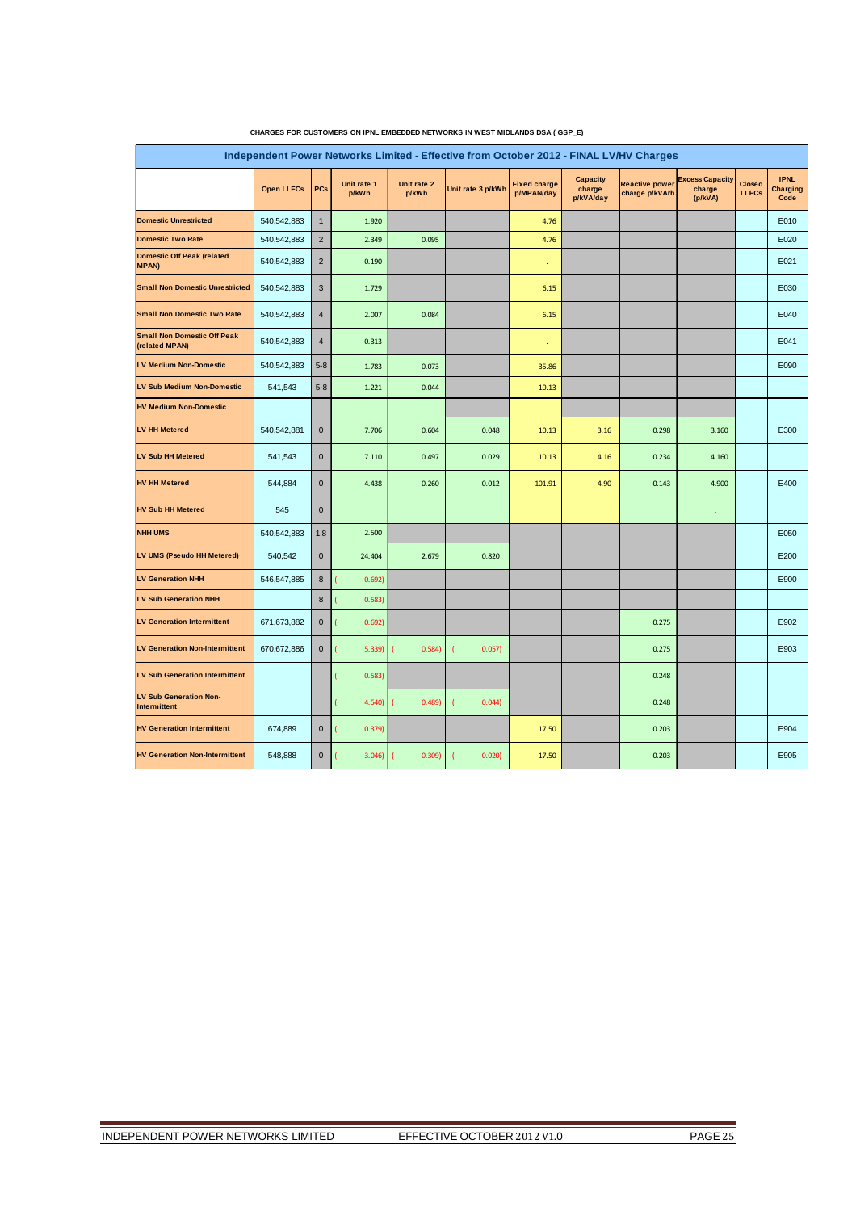**CHARGES FOR CUSTOMERS ON IPNL EMBEDDED NETWORKS IN WEST MIDLANDS DSA ( GSP_E)**

| Independent Power Networks Limited - Effective from October 2012 - FINAL LV/HV Charges | | | | | | | | | | | | |
|---|---|---|---|---|---|---|---|---|---|---|---|---|
| | Open LLFCs | PCs | Unit rate 1 p/kWh | Unit rate 2 p/kWh | Unit rate 3 p/kWh | Fixed charge p/MPAN/day | Capacity charge p/kVA/day | Reactive power charge p/kVArh | Excess Capacity charge (p/kVA) | Closed LLFCs | IPNL Charging Code |
| Domestic Unrestricted | 540,542,883 | 1 | 1.920 | | | 4.76 | | | | | E010 |
| Domestic Two Rate | 540,542,883 | 2 | 2.349 | 0.095 | | 4.76 | | | | | E020 |
| Domestic Off Peak (related MPAN) | 540,542,883 | 2 | 0.190 | | | - | | | | | E021 |
| Small Non Domestic Unrestricted | 540,542,883 | 3 | 1.729 | | | 6.15 | | | | | E030 |
| Small Non Domestic Two Rate | 540,542,883 | 4 | 2.007 | 0.084 | | 6.15 | | | | | E040 |
| Small Non Domestic Off Peak (related MPAN) | 540,542,883 | 4 | 0.313 | | | - | | | | | E041 |
| LV Medium Non-Domestic | 540,542,883 | 5-8 | 1.783 | 0.073 | | 35.86 | | | | | E090 |
| LV Sub Medium Non-Domestic | 541,543 | 5-8 | 1.221 | 0.044 | | 10.13 | | | | | |
| HV Medium Non-Domestic | | | | | | | | | | | |
| LV HH Metered | 540,542,881 | 0 | 7.706 | 0.604 | 0.048 | 10.13 | 3.16 | 0.298 | 3.160 | | E300 |
| LV Sub HH Metered | 541,543 | 0 | 7.110 | 0.497 | 0.029 | 10.13 | 4.16 | 0.234 | 4.160 | | |
| HV HH Metered | 544,884 | 0 | 4.438 | 0.260 | 0.012 | 101.91 | 4.90 | 0.143 | 4.900 | | E400 |
| HV Sub HH Metered | 545 | 0 | | | | | | | - | | |
| NHH UMS | 540,542,883 | 1,8 | 2.500 | | | | | | | | E050 |
| LV UMS (Pseudo HH Metered) | 540,542 | 0 | 24.404 | 2.679 | 0.820 | | | | | | E200 |
| LV Generation NHH | 546,547,885 | 8 | (0.692) | | | | | | | | E900 |
| LV Sub Generation NHH | | 8 | (0.583) | | | | | | | | |
| LV Generation Intermittent | 671,673,882 | 0 | (0.692) | | | | | 0.275 | | | E902 |
| LV Generation Non-Intermittent | 670,672,886 | 0 | (5.339) | (0.584) | (0.057) | | | 0.275 | | | E903 |
| LV Sub Generation Intermittent | | | (0.583) | | | | | 0.248 | | | |
| LV Sub Generation Non-Intermittent | | | (4.540) | (0.489) | (0.044) | | | 0.248 | | | |
| HV Generation Intermittent | 674,889 | 0 | (0.379) | | | 17.50 | | 0.203 | | | E904 |
| HV Generation Non-Intermittent | 548,888 | 0 | (3.046) | (0.309) | (0.020) | 17.50 | | 0.203 | | | E905 |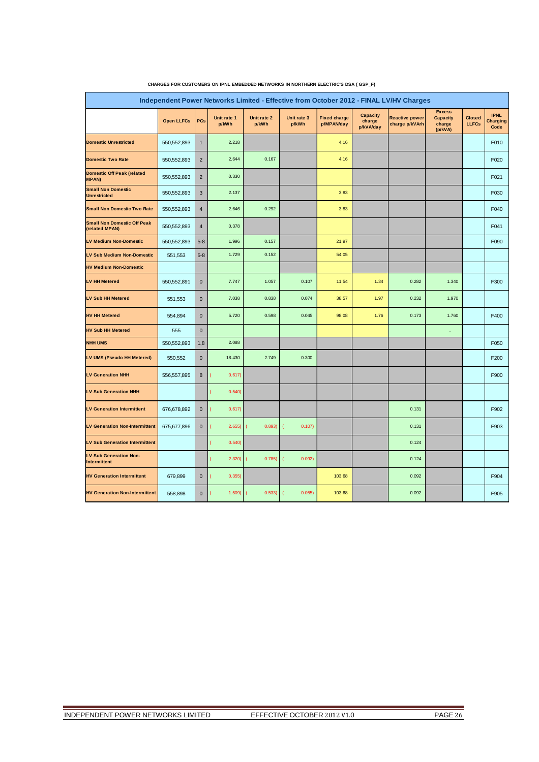**CHARGES FOR CUSTOMERS ON IPNL EMBEDDED NETWORKS IN NORTHERN ELECTRIC'S DSA ( GSP_F)**

| Independent Power Networks Limited - Effective from October 2012 - FINAL LV/HV Charges | | | | | | | | | | | |
|---|---|---|---|---|---|---|---|---|---|---|---|
| | Open LLFCs | PCs | Unit rate 1 p/kWh | Unit rate 2 p/kWh | Unit rate 3 p/kWh | Fixed charge p/MPAN/day | Capacity charge p/kVA/day | Reactive power charge p/kVArh | Excess Capacity charge (p/kVA) | Closed LLFCs | IPNL Charging Code |
| Domestic Unrestricted | 550,552,893 | 1 | 2.218 | | | 4.16 | | | | | F010 |
| Domestic Two Rate | 550,552,893 | 2 | 2.644 | 0.167 | | 4.16 | | | | | F020 |
| Domestic Off Peak (related MPAN) | 550,552,893 | 2 | 0.330 | | | | | | | | F021 |
| Small Non Domestic Unrestricted | 550,552,893 | 3 | 2.137 | | | 3.83 | | | | | F030 |
| Small Non Domestic Two Rate | 550,552,893 | 4 | 2.646 | 0.292 | | 3.83 | | | | | F040 |
| Small Non Domestic Off Peak (related MPAN) | 550,552,893 | 4 | 0.378 | | | | | | | | F041 |
| LV Medium Non-Domestic | 550,552,893 | 5-8 | 1.996 | 0.157 | | 21.97 | | | | | F090 |
| LV Sub Medium Non-Domestic | 551,553 | 5-8 | 1.729 | 0.152 | | 54.05 | | | | | |
| HV Medium Non-Domestic | | | | | | | | | | | |
| LV HH Metered | 550,552,891 | 0 | 7.747 | 1.057 | 0.107 | 11.54 | 1.34 | 0.282 | 1.340 | | F300 |
| LV Sub HH Metered | 551,553 | 0 | 7.038 | 0.838 | 0.074 | 38.57 | 1.97 | 0.232 | 1.970 | | |
| HV HH Metered | 554,894 | 0 | 5.720 | 0.598 | 0.045 | 98.08 | 1.76 | 0.173 | 1.760 | | F400 |
| HV Sub HH Metered | 555 | 0 | | | | | | | - | | |
| NHH UMS | 550,552,893 | 1,8 | 2.088 | | | | | | | | F050 |
| LV UMS (Pseudo HH Metered) | 550,552 | 0 | 18.430 | 2.749 | 0.300 | | | | | | F200 |
| LV Generation NHH | 556,557,895 | 8 | (0.617) | | | | | | | | F900 |
| LV Sub Generation NHH | | | (0.540) | | | | | | | | |
| LV Generation Intermittent | 676,678,892 | 0 | (0.617) | | | | | 0.131 | | | F902 |
| LV Generation Non-Intermittent | 675,677,896 | 0 | (2.655) | (0.893) | (0.107) | | | 0.131 | | | F903 |
| LV Sub Generation Intermittent | | | (0.540) | | | | | 0.124 | | | |
| LV Sub Generation Non-Intermittent | | | (2.320) | (0.785) | (0.092) | | | 0.124 | | | |
| HV Generation Intermittent | 679,899 | 0 | (0.355) | | | 103.68 | | 0.092 | | | F904 |
| HV Generation Non-Intermittent | 558,898 | 0 | (1.509) | (0.533) | (0.055) | 103.68 | | 0.092 | | | F905 |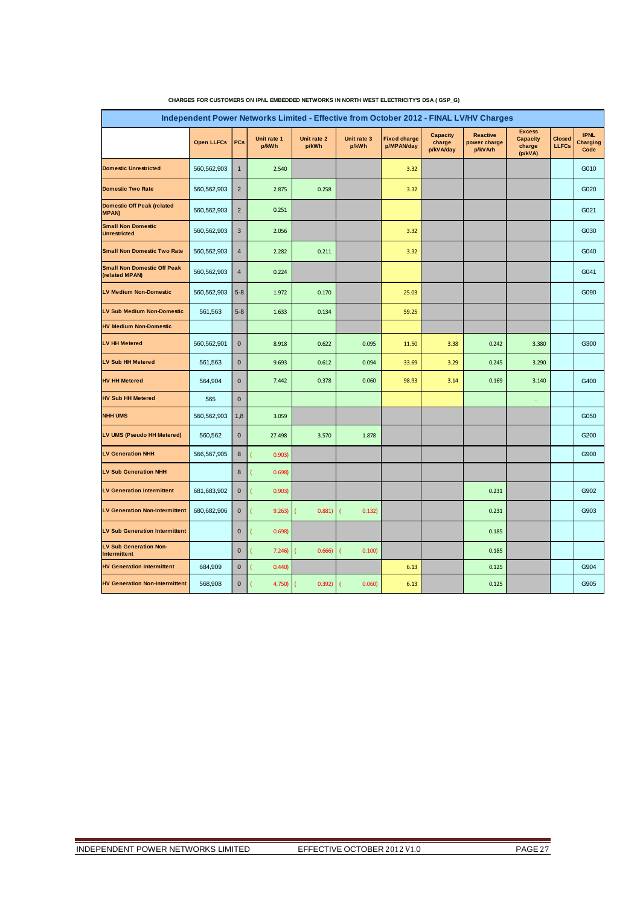**CHARGES FOR CUSTOMERS ON IPNL EMBEDDED NETWORKS IN NORTH WEST ELECTRICITY'S DSA ( GSP_G)**

| Independent Power Networks Limited - Effective from October 2012 - FINAL LV/HV Charges | | | | | | | | | | | | |
|---|---|---|---|---|---|---|---|---|---|---|---|---|
| | Open LLFCs | PCs | Unit rate 1 p/kWh | Unit rate 2 p/kWh | Unit rate 3 p/kWh | Fixed charge p/MPAN/day | Capacity charge p/kVA/day | Reactive power charge p/kVArh | Excess Capacity charge (p/kVA) | Closed LLFCs | IPNL Charging Code |
| Domestic Unrestricted | 560,562,903 | 1 | 2.540 | | | 3.32 | | | | | G010 |
| Domestic Two Rate | 560,562,903 | 2 | 2.875 | 0.258 | | 3.32 | | | | | G020 |
| Domestic Off Peak (related MPAN) | 560,562,903 | 2 | 0.251 | | | | | | | | G021 |
| Small Non Domestic Unrestricted | 560,562,903 | 3 | 2.056 | | | 3.32 | | | | | G030 |
| Small Non Domestic Two Rate | 560,562,903 | 4 | 2.282 | 0.211 | | 3.32 | | | | | G040 |
| Small Non Domestic Off Peak (related MPAN) | 560,562,903 | 4 | 0.224 | | | | | | | | G041 |
| LV Medium Non-Domestic | 560,562,903 | 5-8 | 1.972 | 0.170 | | 25.03 | | | | | G090 |
| LV Sub Medium Non-Domestic | 561,563 | 5-8 | 1.633 | 0.134 | | 59.25 | | | | | |
| HV Medium Non-Domestic | | | | | | | | | | | |
| LV HH Metered | 560,562,901 | 0 | 8.918 | 0.622 | 0.095 | 11.50 | 3.38 | 0.242 | 3.380 | | G300 |
| LV Sub HH Metered | 561,563 | 0 | 9.693 | 0.612 | 0.094 | 33.69 | 3.29 | 0.245 | 3.290 | | |
| HV HH Metered | 564,904 | 0 | 7.442 | 0.378 | 0.060 | 98.93 | 3.14 | 0.169 | 3.140 | | G400 |
| HV Sub HH Metered | 565 | 0 | | | | | | | - | | |
| NHH UMS | 560,562,903 | 1,8 | 3.059 | | | | | | | | G050 |
| LV UMS (Pseudo HH Metered) | 560,562 | 0 | 27.498 | 3.570 | 1.878 | | | | | | G200 |
| LV Generation NHH | 566,567,905 | 8 | (0.903) | | | | | | | | G900 |
| LV Sub Generation NHH | | 8 | (0.698) | | | | | | | | |
| LV Generation Intermittent | 681,683,902 | 0 | (0.903) | | | | | 0.231 | | | G902 |
| LV Generation Non-Intermittent | 680,682,906 | 0 | (9.263) | (0.881) | (0.132) | | | 0.231 | | | G903 |
| LV Sub Generation Intermittent | | 0 | (0.698) | | | | | 0.185 | | | |
| LV Sub Generation Non-Intermittent | | 0 | (7.246) | (0.666) | (0.100) | | | 0.185 | | | |
| HV Generation Intermittent | 684,909 | 0 | (0.440) | | | 6.13 | | 0.125 | | | G904 |
| HV Generation Non-Intermittent | 568,908 | 0 | (4.750) | (0.392) | (0.060) | 6.13 | | 0.125 | | | G905 |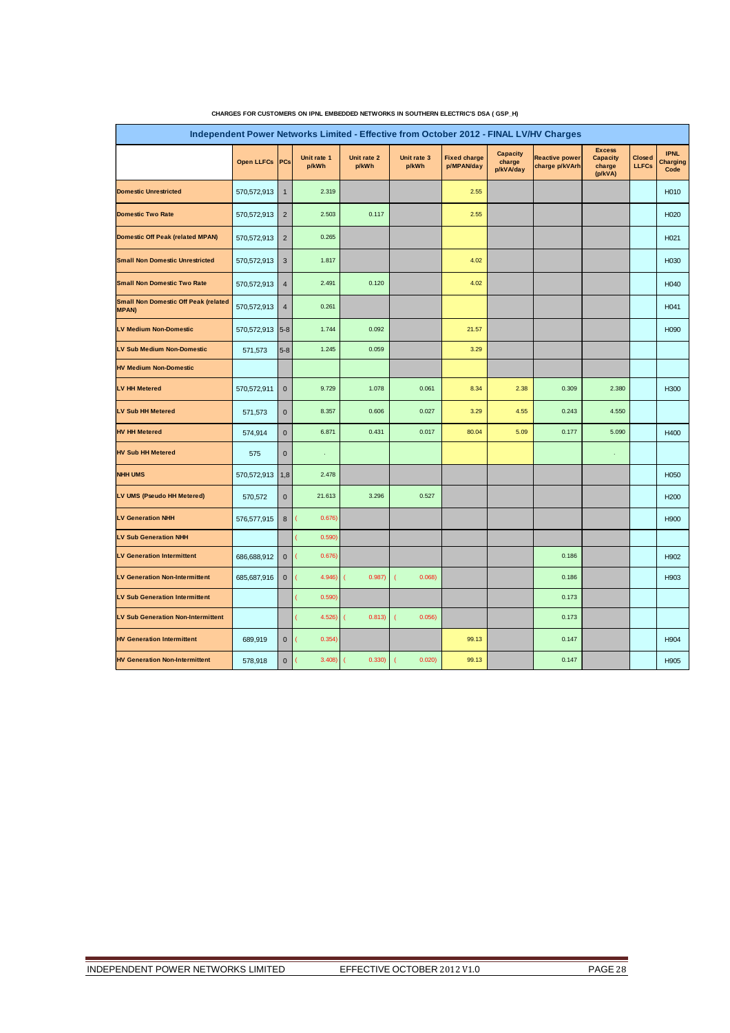**CHARGES FOR CUSTOMERS ON IPNL EMBEDDED NETWORKS IN SOUTHERN ELECTRIC'S DSA ( GSP_H)**

| Independent Power Networks Limited - Effective from October 2012 - FINAL LV/HV Charges | | | | | | | | | | | |
|---|---|---|---|---|---|---|---|---|---|---|---|
| | Open LLFCs | PCs | Unit rate 1 p/kWh | Unit rate 2 p/kWh | Unit rate 3 p/kWh | Fixed charge p/MPAN/day | Capacity charge p/kVA/day | Reactive power charge p/kVArh | Excess Capacity charge (p/kVA) | Closed LLFCs | IPNL Charging Code |
| Domestic Unrestricted | 570,572,913 | 1 | 2.319 | | | 2.55 | | | | | H010 |
| Domestic Two Rate | 570,572,913 | 2 | 2.503 | 0.117 | | 2.55 | | | | | H020 |
| Domestic Off Peak (related MPAN) | 570,572,913 | 2 | 0.265 | | | | | | | | H021 |
| Small Non Domestic Unrestricted | 570,572,913 | 3 | 1.817 | | | 4.02 | | | | | H030 |
| Small Non Domestic Two Rate | 570,572,913 | 4 | 2.491 | 0.120 | | 4.02 | | | | | H040 |
| Small Non Domestic Off Peak (related MPAN) | 570,572,913 | 4 | 0.261 | | | | | | | | H041 |
| LV Medium Non-Domestic | 570,572,913 | 5-8 | 1.744 | 0.092 | | 21.57 | | | | | H090 |
| LV Sub Medium Non-Domestic | 571,573 | 5-8 | 1.245 | 0.059 | | 3.29 | | | | | |
| HV Medium Non-Domestic | | | | | | | | | | | |
| LV HH Metered | 570,572,911 | 0 | 9.729 | 1.078 | 0.061 | 8.34 | 2.38 | 0.309 | 2.380 | | H300 |
| LV Sub HH Metered | 571,573 | 0 | 8.357 | 0.606 | 0.027 | 3.29 | 4.55 | 0.243 | 4.550 | | |
| HV HH Metered | 574,914 | 0 | 6.871 | 0.431 | 0.017 | 80.04 | 5.09 | 0.177 | 5.090 | | H400 |
| HV Sub HH Metered | 575 | 0 | - | | | | | | - | | |
| NHH UMS | 570,572,913 | 1,8 | 2.478 | | | | | | | | H050 |
| LV UMS (Pseudo HH Metered) | 570,572 | 0 | 21.613 | 3.296 | 0.527 | | | | | | H200 |
| LV Generation NHH | 576,577,915 | 8 | (0.676) | | | | | | | | H900 |
| LV Sub Generation NHH | | | (0.590) | | | | | | | | |
| LV Generation Intermittent | 686,688,912 | 0 | (0.676) | | | | | 0.186 | | | H902 |
| LV Generation Non-Intermittent | 685,687,916 | 0 | (4.946) | (0.987) | (0.068) | | | 0.186 | | | H903 |
| LV Sub Generation Intermittent | | | (0.590) | | | | | 0.173 | | | |
| LV Sub Generation Non-Intermittent | | | (4.526) | (0.813) | (0.056) | | | 0.173 | | | |
| HV Generation Intermittent | 689,919 | 0 | (0.354) | | | 99.13 | | 0.147 | | | H904 |
| HV Generation Non-Intermittent | 578,918 | 0 | (3.408) | (0.330) | (0.020) | 99.13 | | 0.147 | | | H905 |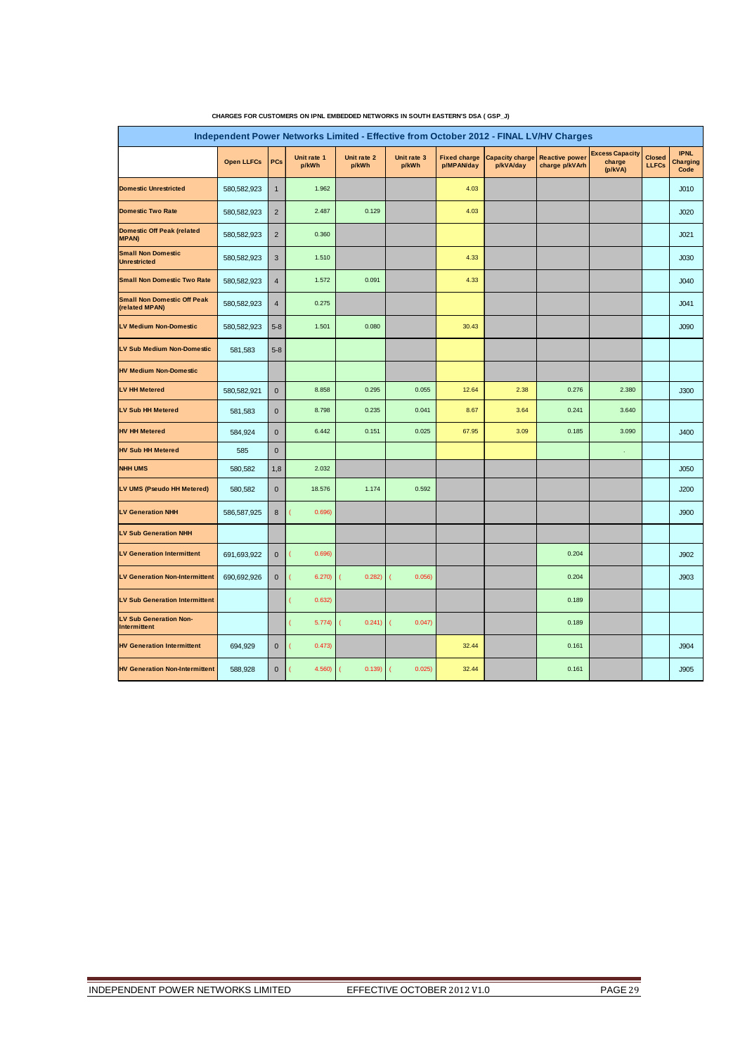**CHARGES FOR CUSTOMERS ON IPNL EMBEDDED NETWORKS IN SOUTH EASTERN'S DSA ( GSP_J)**

| Independent Power Networks Limited - Effective from October 2012 - FINAL LV/HV Charges | | | | | | | | | | | |
|---|---|---|---|---|---|---|---|---|---|---|---|
| | Open LLFCs | PCs | Unit rate 1 p/kWh | Unit rate 2 p/kWh | Unit rate 3 p/kWh | Fixed charge p/MPAN/day | Capacity charge p/kVA/day | Reactive power charge p/kVArh | Excess Capacity charge (p/kVA) | Closed LLFCs | IPNL Charging Code |
| Domestic Unrestricted | 580,582,923 | 1 | 1.962 | | | 4.03 | | | | | J010 |
| Domestic Two Rate | 580,582,923 | 2 | 2.487 | 0.129 | | 4.03 | | | | | J020 |
| Domestic Off Peak (related MPAN) | 580,582,923 | 2 | 0.360 | | | | | | | | J021 |
| Small Non Domestic Unrestricted | 580,582,923 | 3 | 1.510 | | | 4.33 | | | | | J030 |
| Small Non Domestic Two Rate | 580,582,923 | 4 | 1.572 | 0.091 | | 4.33 | | | | | J040 |
| Small Non Domestic Off Peak (related MPAN) | 580,582,923 | 4 | 0.275 | | | | | | | | J041 |
| LV Medium Non-Domestic | 580,582,923 | 5-8 | 1.501 | 0.080 | | 30.43 | | | | | J090 |
| LV Sub Medium Non-Domestic | 581,583 | 5-8 | | | | | | | | | |
| HV Medium Non-Domestic | | | | | | | | | | | |
| LV HH Metered | 580,582,921 | 0 | 8.858 | 0.295 | 0.055 | 12.64 | 2.38 | 0.276 | 2.380 | | J300 |
| LV Sub HH Metered | 581,583 | 0 | 8.798 | 0.235 | 0.041 | 8.67 | 3.64 | 0.241 | 3.640 | | |
| HV HH Metered | 584,924 | 0 | 6.442 | 0.151 | 0.025 | 67.95 | 3.09 | 0.185 | 3.090 | | J400 |
| HV Sub HH Metered | 585 | 0 | | | | | | | - | | |
| NHH UMS | 580,582 | 1,8 | 2.032 | | | | | | | | J050 |
| LV UMS (Pseudo HH Metered) | 580,582 | 0 | 18.576 | 1.174 | 0.592 | | | | | | J200 |
| LV Generation NHH | 586,587,925 | 8 | (0.696) | | | | | | | | J900 |
| LV Sub Generation NHH | | | | | | | | | | | |
| LV Generation Intermittent | 691,693,922 | 0 | (0.696) | | | | | 0.204 | | | J902 |
| LV Generation Non-Intermittent | 690,692,926 | 0 | (6.270) | (0.282) | (0.056) | | | 0.204 | | | J903 |
| LV Sub Generation Intermittent | | | (0.632) | | | | | 0.189 | | | |
| LV Sub Generation Non-Intermittent | | | (5.774) | (0.241) | (0.047) | | | 0.189 | | | |
| HV Generation Intermittent | 694,929 | 0 | (0.473) | | | 32.44 | | 0.161 | | | J904 |
| HV Generation Non-Intermittent | 588,928 | 0 | (4.560) | (0.139) | (0.025) | 32.44 | | 0.161 | | | J905 |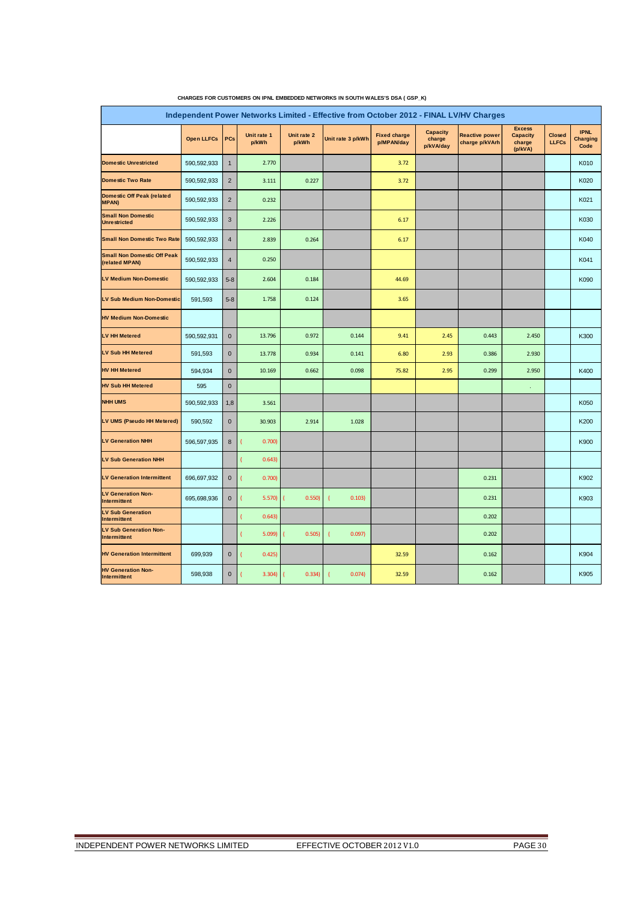**CHARGES FOR CUSTOMERS ON IPNL EMBEDDED NETWORKS IN SOUTH WALES'S DSA ( GSP_K)**

| Independent Power Networks Limited - Effective from October 2012 - FINAL LV/HV Charges | | | | | | | | | | | | |
|---|---|---|---|---|---|---|---|---|---|---|---|---|
| | Open LLFCs | PCs | Unit rate 1 p/kWh | Unit rate 2 p/kWh | Unit rate 3 p/kWh | Fixed charge p/MPAN/day | Capacity charge p/kVA/day | Reactive power charge p/kVArh | Excess Capacity charge (p/kVA) | Closed LLFCs | IPNL Charging Code |
| Domestic Unrestricted | 590,592,933 | 1 | 2.770 | | | 3.72 | | | | | K010 |
| Domestic Two Rate | 590,592,933 | 2 | 3.111 | 0.227 | | 3.72 | | | | | K020 |
| Domestic Off Peak (related MPAN) | 590,592,933 | 2 | 0.232 | | | | | | | | K021 |
| Small Non Domestic Unrestricted | 590,592,933 | 3 | 2.226 | | | 6.17 | | | | | K030 |
| Small Non Domestic Two Rate | 590,592,933 | 4 | 2.839 | 0.264 | | 6.17 | | | | | K040 |
| Small Non Domestic Off Peak (related MPAN) | 590,592,933 | 4 | 0.250 | | | | | | | | K041 |
| LV Medium Non-Domestic | 590,592,933 | 5-8 | 2.604 | 0.184 | | 44.69 | | | | | K090 |
| LV Sub Medium Non-Domestic | 591,593 | 5-8 | 1.758 | 0.124 | | 3.65 | | | | | |
| HV Medium Non-Domestic | | | | | | | | | | | |
| LV HH Metered | 590,592,931 | 0 | 13.796 | 0.972 | 0.144 | 9.41 | 2.45 | 0.443 | 2.450 | | K300 |
| LV Sub HH Metered | 591,593 | 0 | 13.778 | 0.934 | 0.141 | 6.80 | 2.93 | 0.386 | 2.930 | | |
| HV HH Metered | 594,934 | 0 | 10.169 | 0.662 | 0.098 | 75.82 | 2.95 | 0.299 | 2.950 | | K400 |
| HV Sub HH Metered | 595 | 0 | | | | | | | . | | |
| NHH UMS | 590,592,933 | 1,8 | 3.561 | | | | | | | | K050 |
| LV UMS (Pseudo HH Metered) | 590,592 | 0 | 30.903 | 2.914 | 1.028 | | | | | | K200 |
| LV Generation NHH | 596,597,935 | 8 | (0.700) | | | | | | | | K900 |
| LV Sub Generation NHH | | | (0.643) | | | | | | | | |
| LV Generation Intermittent | 696,697,932 | 0 | (0.700) | | | | | 0.231 | | | K902 |
| LV Generation Non-Intermittent | 695,698,936 | 0 | (5.570) | (0.550) | (0.103) | | | 0.231 | | | K903 |
| LV Sub Generation Intermittent | | | (0.643) | | | | | 0.202 | | | |
| LV Sub Generation Non-Intermittent | | | (5.099) | (0.505) | (0.097) | | | 0.202 | | | |
| HV Generation Intermittent | 699,939 | 0 | (0.425) | | | 32.59 | | 0.162 | | | K904 |
| HV Generation Non-Intermittent | 598,938 | 0 | (3.304) | (0.334) | (0.074) | 32.59 | | 0.162 | | | K905 |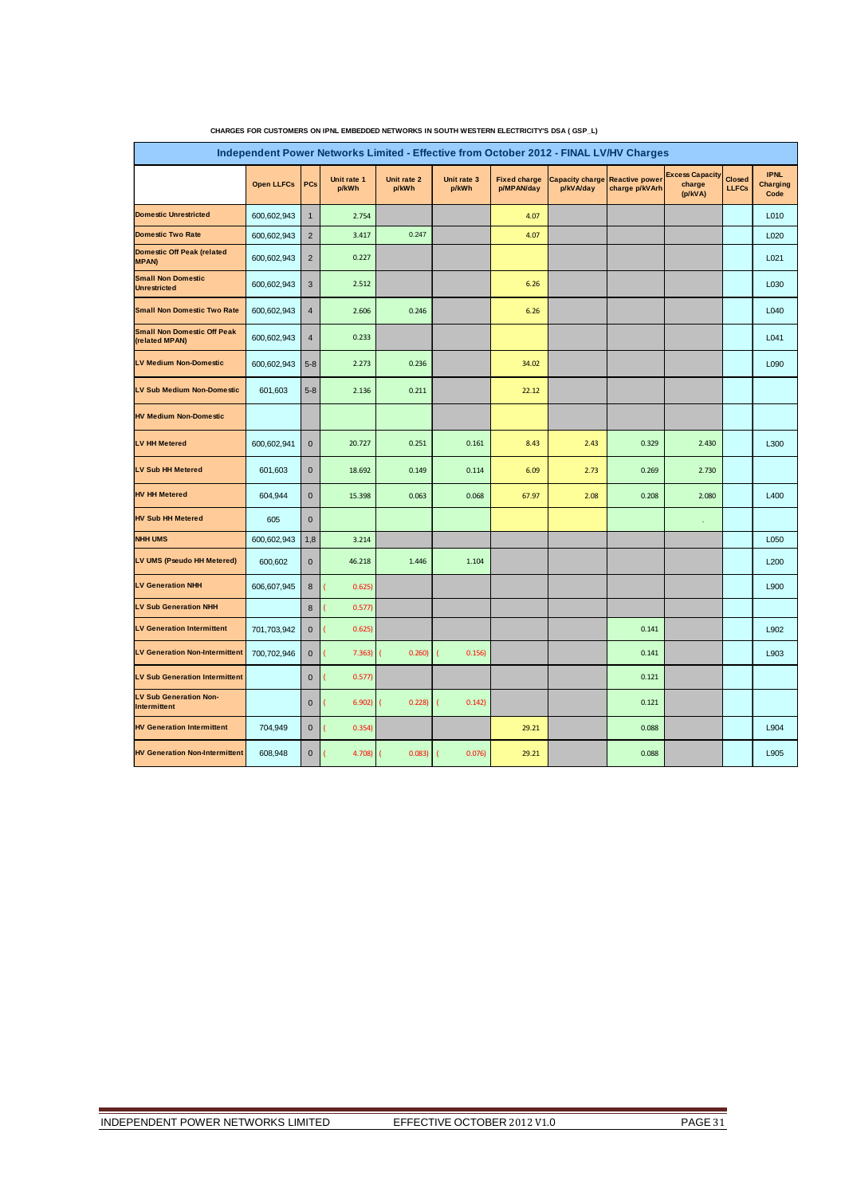CHARGES FOR CUSTOMERS ON IPNL EMBEDDED NETWORKS IN SOUTH WESTERN ELECTRICITY'S DSA ( GSP_L)

**Independent Power Networks Limited - Effective from October 2012 - FINAL LV/HV Charges**

| | Open LLFCs | PCs | Unit rate 1 p/kWh | Unit rate 2 p/kWh | Unit rate 3 p/kWh | Fixed charge p/MPAN/day | Capacity charge p/kVA/day | Reactive power charge p/kVArh | Excess Capacity charge (p/kVA) | Closed LLFCs | IPNL Charging Code |
|---|---|---|---|---|---|---|---|---|---|---|---|
| Domestic Unrestricted | 600,602,943 | 1 | 2.754 | | | 4.07 | | | | | L010 |
| Domestic Two Rate | 600,602,943 | 2 | 3.417 | 0.247 | | 4.07 | | | | | L020 |
| Domestic Off Peak (related MPAN) | 600,602,943 | 2 | 0.227 | | | | | | | | L021 |
| Small Non Domestic Unrestricted | 600,602,943 | 3 | 2.512 | | | 6.26 | | | | | L030 |
| Small Non Domestic Two Rate | 600,602,943 | 4 | 2.606 | 0.246 | | 6.26 | | | | | L040 |
| Small Non Domestic Off Peak (related MPAN) | 600,602,943 | 4 | 0.233 | | | | | | | | L041 |
| LV Medium Non-Domestic | 600,602,943 | 5-8 | 2.273 | 0.236 | | 34.02 | | | | | L090 |
| LV Sub Medium Non-Domestic | 601,603 | 5-8 | 2.136 | 0.211 | | 22.12 | | | | | |
| HV Medium Non-Domestic | | | | | | | | | | | |
| LV HH Metered | 600,602,941 | 0 | 20.727 | 0.251 | 0.161 | 8.43 | 2.43 | 0.329 | 2.430 | | L300 |
| LV Sub HH Metered | 601,603 | 0 | 18.692 | 0.149 | 0.114 | 6.09 | 2.73 | 0.269 | 2.730 | | |
| HV HH Metered | 604,944 | 0 | 15.398 | 0.063 | 0.068 | 67.97 | 2.08 | 0.208 | 2.080 | | L400 |
| HV Sub HH Metered | 605 | 0 | | | | | | | - | | |
| NHH UMS | 600,602,943 | 1,8 | 3.214 | | | | | | | | L050 |
| LV UMS (Pseudo HH Metered) | 600,602 | 0 | 46.218 | 1.446 | 1.104 | | | | | | L200 |
| LV Generation NHH | 606,607,945 | 8 | (0.625) | | | | | | | | L900 |
| LV Sub Generation NHH | | 8 | (0.577) | | | | | | | | |
| LV Generation Intermittent | 701,703,942 | 0 | (0.625) | | | | | 0.141 | | | L902 |
| LV Generation Non-Intermittent | 700,702,946 | 0 | (7.363) | (0.260) | (0.156) | | | 0.141 | | | L903 |
| LV Sub Generation Intermittent | | 0 | (0.577) | | | | | 0.121 | | | |
| LV Sub Generation Non-Intermittent | | 0 | (6.902) | (0.228) | (0.142) | | | 0.121 | | | |
| HV Generation Intermittent | 704,949 | 0 | (0.354) | | | 29.21 | | 0.088 | | | L904 |
| HV Generation Non-Intermittent | 608,948 | 0 | (4.708) | (0.083) | (0.076) | 29.21 | | 0.088 | | | L905 |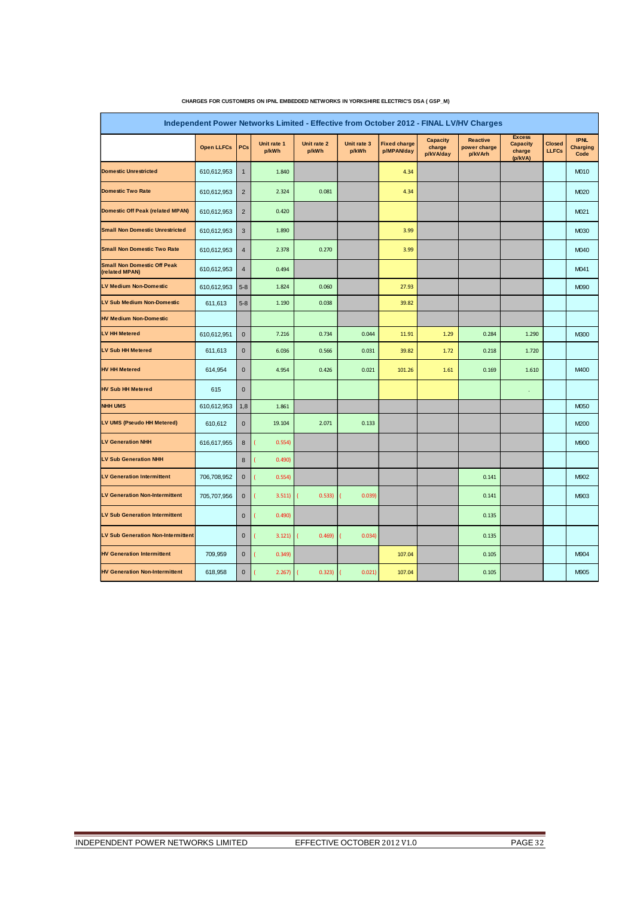**CHARGES FOR CUSTOMERS ON IPNL EMBEDDED NETWORKS IN YORKSHIRE ELECTRIC'S DSA ( GSP_M)**

| Independent Power Networks Limited - Effective from October 2012 - FINAL LV/HV Charges | | | | | | | | | | | | |
|---|---|---|---|---|---|---|---|---|---|---|---|---|
| | Open LLFCs | PCs | Unit rate 1 p/kWh | Unit rate 2 p/kWh | Unit rate 3 p/kWh | Fixed charge p/MPAN/day | Capacity charge p/kVA/day | Reactive power charge p/kVArh | Excess Capacity charge (p/kVA) | Closed LLFCs | IPNL Charging Code |
| **Domestic Unrestricted** | 610,612,953 | 1 | 1.840 | | | 4.34 | | | | | M010 |
| **Domestic Two Rate** | 610,612,953 | 2 | 2.324 | 0.081 | | 4.34 | | | | | M020 |
| **Domestic Off Peak (related MPAN)** | 610,612,953 | 2 | 0.420 | | | | | | | | M021 |
| **Small Non Domestic Unrestricted** | 610,612,953 | 3 | 1.890 | | | 3.99 | | | | | M030 |
| **Small Non Domestic Two Rate** | 610,612,953 | 4 | 2.378 | 0.270 | | 3.99 | | | | | M040 |
| **Small Non Domestic Off Peak (related MPAN)** | 610,612,953 | 4 | 0.494 | | | | | | | | M041 |
| **LV Medium Non-Domestic** | 610,612,953 | 5-8 | 1.824 | 0.060 | | 27.93 | | | | | M090 |
| **LV Sub Medium Non-Domestic** | 611,613 | 5-8 | 1.190 | 0.038 | | 39.82 | | | | | |
| **HV Medium Non-Domestic** | | | | | | | | | | | |
| **LV HH Metered** | 610,612,951 | 0 | 7.216 | 0.734 | 0.044 | 11.91 | 1.29 | 0.284 | 1.290 | | M300 |
| **LV Sub HH Metered** | 611,613 | 0 | 6.036 | 0.566 | 0.031 | 39.82 | 1.72 | 0.218 | 1.720 | | |
| **HV HH Metered** | 614,954 | 0 | 4.954 | 0.426 | 0.021 | 101.26 | 1.61 | 0.169 | 1.610 | | M400 |
| **HV Sub HH Metered** | 615 | 0 | | | | | | | . | | |
| **NHH UMS** | 610,612,953 | 1,8 | 1.861 | | | | | | | | M050 |
| **LV UMS (Pseudo HH Metered)** | 610,612 | 0 | 19.104 | 2.071 | 0.133 | | | | | | M200 |
| **LV Generation NHH** | 616,617,955 | 8 | (0.554) | | | | | | | | M900 |
| **LV Sub Generation NHH** | | 8 | (0.490) | | | | | | | | |
| **LV Generation Intermittent** | 706,708,952 | 0 | (0.554) | | | | | 0.141 | | | M902 |
| **LV Generation Non-Intermittent** | 705,707,956 | 0 | (3.511) | (0.533) | (0.039) | | | 0.141 | | | M903 |
| **LV Sub Generation Intermittent** | | 0 | (0.490) | | | | | 0.135 | | | |
| **LV Sub Generation Non-Intermittent** | | 0 | (3.121) | (0.469) | (0.034) | | | 0.135 | | | |
| **HV Generation Intermittent** | 709,959 | 0 | (0.349) | | | 107.04 | | 0.105 | | | M904 |
| **HV Generation Non-Intermittent** | 618,958 | 0 | (2.267) | (0.323) | (0.021) | 107.04 | | 0.105 | | | M905 |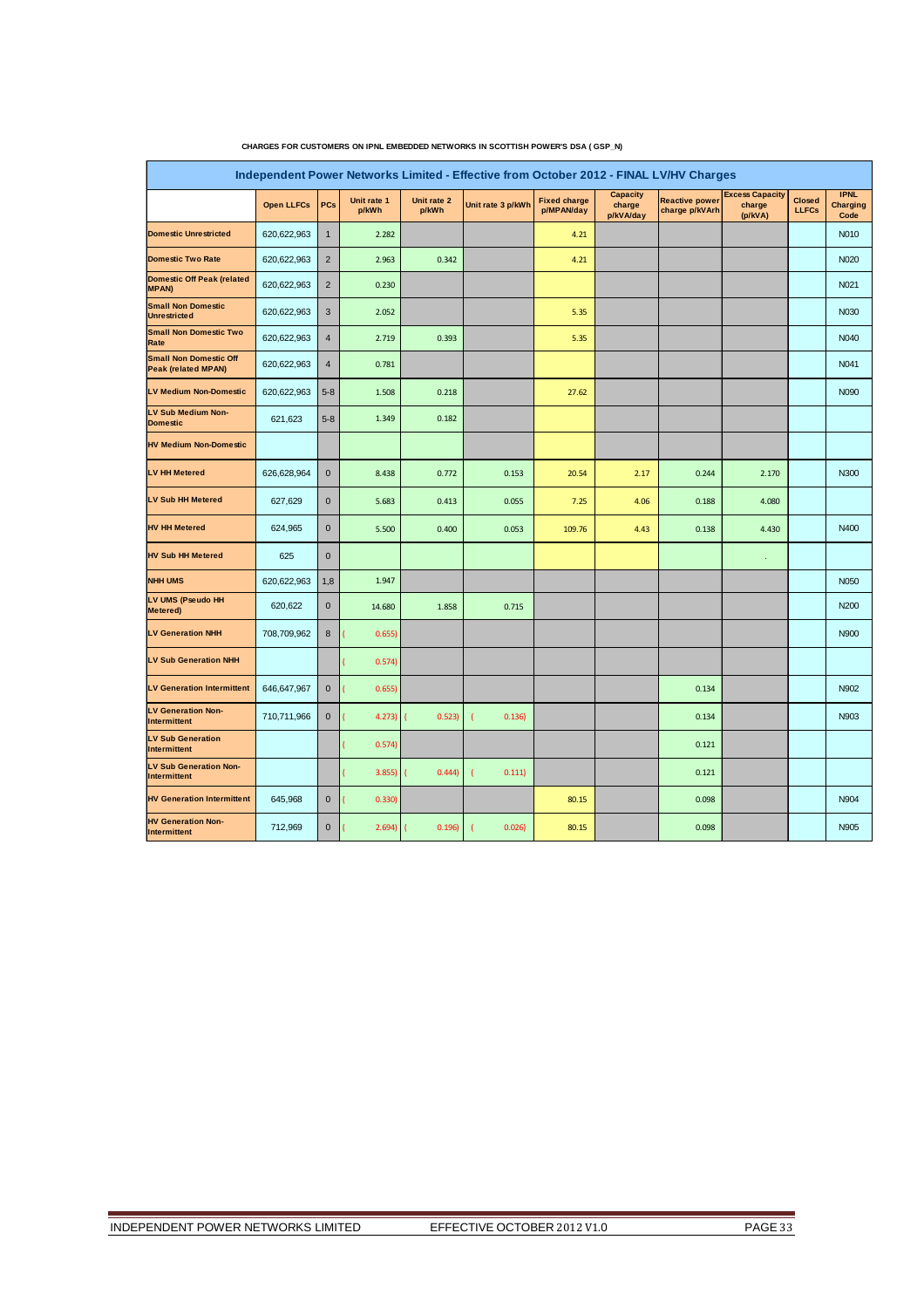**CHARGES FOR CUSTOMERS ON IPNL EMBEDDED NETWORKS IN SCOTTISH POWER'S DSA ( GSP_N)**

| Independent Power Networks Limited - Effective from October 2012 - FINAL LV/HV Charges | | | | | | | | | | | |
|---|---|---|---|---|---|---|---|---|---|---|---|
| | Open LLFCs | PCs | Unit rate 1 p/kWh | Unit rate 2 p/kWh | Unit rate 3 p/kWh | Fixed charge p/MPAN/day | Capacity charge p/kVA/day | Reactive power charge p/kVArh | Excess Capacity charge (p/kVA) | Closed LLFCs | IPNL Charging Code |
| Domestic Unrestricted | 620,622,963 | 1 | 2.282 | | | 4.21 | | | | | N010 |
| Domestic Two Rate | 620,622,963 | 2 | 2.963 | 0.342 | | 4.21 | | | | | N020 |
| Domestic Off Peak (related MPAN) | 620,622,963 | 2 | 0.230 | | | | | | | | N021 |
| Small Non Domestic Unrestricted | 620,622,963 | 3 | 2.052 | | | 5.35 | | | | | N030 |
| Small Non Domestic Two Rate | 620,622,963 | 4 | 2.719 | 0.393 | | 5.35 | | | | | N040 |
| Small Non Domestic Off Peak (related MPAN) | 620,622,963 | 4 | 0.781 | | | | | | | | N041 |
| LV Medium Non-Domestic | 620,622,963 | 5-8 | 1.508 | 0.218 | | 27.62 | | | | | N090 |
| LV Sub Medium Non-Domestic | 621,623 | 5-8 | 1.349 | 0.182 | | | | | | | |
| HV Medium Non-Domestic | | | | | | | | | | | |
| LV HH Metered | 626,628,964 | 0 | 8.438 | 0.772 | 0.153 | 20.54 | 2.17 | 0.244 | 2.170 | | N300 |
| LV Sub HH Metered | 627,629 | 0 | 5.683 | 0.413 | 0.055 | 7.25 | 4.06 | 0.188 | 4.080 | | |
| HV HH Metered | 624,965 | 0 | 5.500 | 0.400 | 0.053 | 109.76 | 4.43 | 0.138 | 4.430 | | N400 |
| HV Sub HH Metered | 625 | 0 | | | | | | | . | | |
| NHH UMS | 620,622,963 | 1,8 | 1.947 | | | | | | | | N050 |
| LV UMS (Pseudo HH Metered) | 620,622 | 0 | 14.680 | 1.858 | 0.715 | | | | | | N200 |
| LV Generation NHH | 708,709,962 | 8 | (0.655) | | | | | | | | N900 |
| LV Sub Generation NHH | | | (0.574) | | | | | | | | |
| LV Generation Intermittent | 646,647,967 | 0 | (0.655) | | | | | 0.134 | | | N902 |
| LV Generation Non-Intermittent | 710,711,966 | 0 | (4.273) | (0.523) | (0.136) | | | 0.134 | | | N903 |
| LV Sub Generation Intermittent | | | (0.574) | | | | | 0.121 | | | |
| LV Sub Generation Non-Intermittent | | | (3.855) | (0.444) | (0.111) | | | 0.121 | | | |
| HV Generation Intermittent | 645,968 | 0 | (0.330) | | | 80.15 | | 0.098 | | | N904 |
| HV Generation Non-Intermittent | 712,969 | 0 | (2.694) | (0.196) | (0.026) | 80.15 | | 0.098 | | | N905 |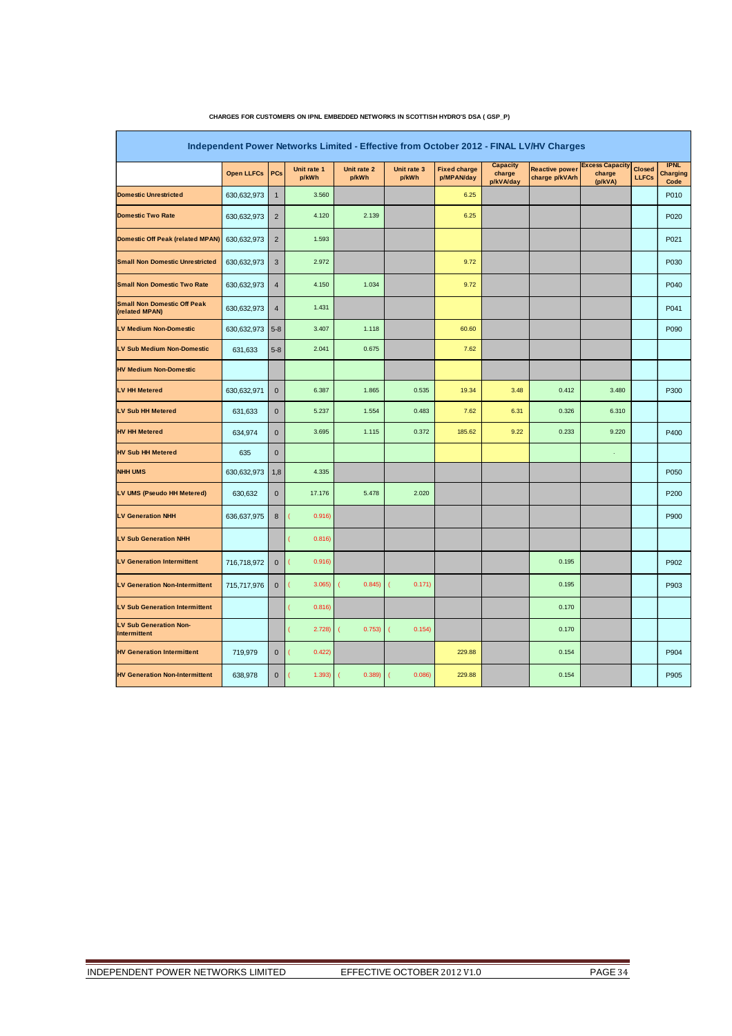**CHARGES FOR CUSTOMERS ON IPNL EMBEDDED NETWORKS IN SCOTTISH HYDRO'S DSA ( GSP_P)**

| Independent Power Networks Limited - Effective from October 2012 - FINAL LV/HV Charges | | | | | | | | | | | | |
|---|---|---|---|---|---|---|---|---|---|---|---|---|
| | Open LLFCs | PCs | Unit rate 1 p/kWh | Unit rate 2 p/kWh | Unit rate 3 p/kWh | Fixed charge p/MPAN/day | Capacity charge p/kVA/day | Reactive power charge p/kVArh | Excess Capacity charge (p/kVA) | Closed LLFCs | IPNL Charging Code |
| Domestic Unrestricted | 630,632,973 | 1 | 3.560 | | | 6.25 | | | | | P010 |
| Domestic Two Rate | 630,632,973 | 2 | 4.120 | 2.139 | | 6.25 | | | | | P020 |
| Domestic Off Peak (related MPAN) | 630,632,973 | 2 | 1.593 | | | | | | | | P021 |
| Small Non Domestic Unrestricted | 630,632,973 | 3 | 2.972 | | | 9.72 | | | | | P030 |
| Small Non Domestic Two Rate | 630,632,973 | 4 | 4.150 | 1.034 | | 9.72 | | | | | P040 |
| Small Non Domestic Off Peak (related MPAN) | 630,632,973 | 4 | 1.431 | | | | | | | | P041 |
| LV Medium Non-Domestic | 630,632,973 | 5-8 | 3.407 | 1.118 | | 60.60 | | | | | P090 |
| LV Sub Medium Non-Domestic | 631,633 | 5-8 | 2.041 | 0.675 | | 7.62 | | | | | |
| HV Medium Non-Domestic | | | | | | | | | | | |
| LV HH Metered | 630,632,971 | 0 | 6.387 | 1.865 | 0.535 | 19.34 | 3.48 | 0.412 | 3.480 | | P300 |
| LV Sub HH Metered | 631,633 | 0 | 5.237 | 1.554 | 0.483 | 7.62 | 6.31 | 0.326 | 6.310 | | |
| HV HH Metered | 634,974 | 0 | 3.695 | 1.115 | 0.372 | 185.62 | 9.22 | 0.233 | 9.220 | | P400 |
| HV Sub HH Metered | 635 | 0 | | | | | | | - | | |
| NHH UMS | 630,632,973 | 1,8 | 4.335 | | | | | | | | P050 |
| LV UMS (Pseudo HH Metered) | 630,632 | 0 | 17.176 | 5.478 | 2.020 | | | | | | P200 |
| LV Generation NHH | 636,637,975 | 8 | (0.916) | | | | | | | | P900 |
| LV Sub Generation NHH | | | (0.816) | | | | | | | | |
| LV Generation Intermittent | 716,718,972 | 0 | (0.916) | | | | | 0.195 | | | P902 |
| LV Generation Non-Intermittent | 715,717,976 | 0 | (3.065) | (0.845) | (0.171) | | | 0.195 | | | P903 |
| LV Sub Generation Intermittent | | | (0.816) | | | | | 0.170 | | | |
| LV Sub Generation Non-Intermittent | | | (2.728) | (0.753) | (0.154) | | | 0.170 | | | |
| HV Generation Intermittent | 719,979 | 0 | (0.422) | | | 229.88 | | 0.154 | | | P904 |
| HV Generation Non-Intermittent | 638,978 | 0 | (1.393) | (0.389) | (0.086) | 229.88 | | 0.154 | | | P905 |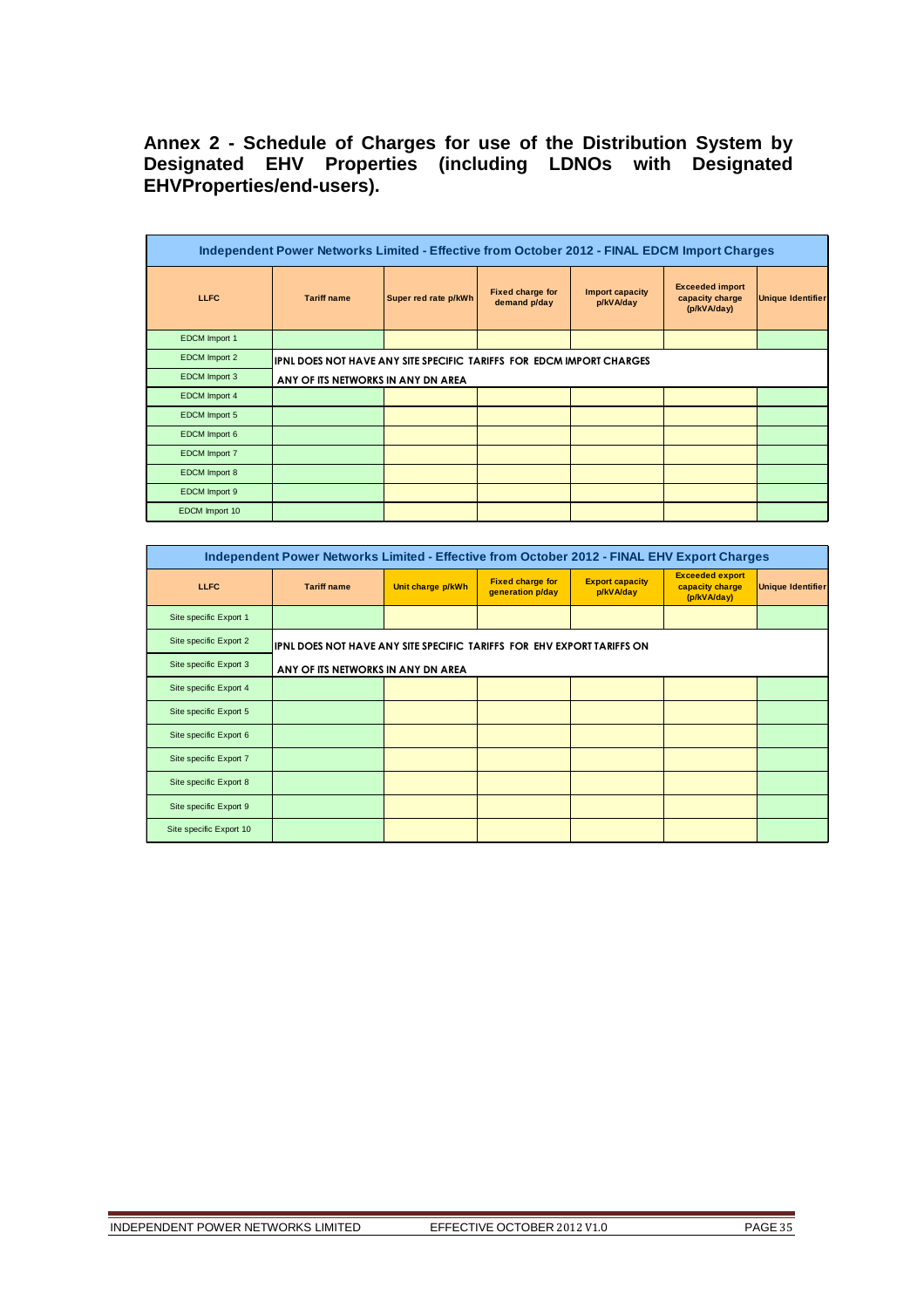## Annex 2 - Schedule of Charges for use of the Distribution System by Designated EHV Properties (including LDNOs with Designated EHVProperties/end-users).

| Independent Power Networks Limited - Effective from October 2012 - FINAL EDCM Import Charges | | | | | | |
|---|---|---|---|---|---|---|
| **LLFC** | **Tariff name** | **Super red rate p/kWh** | **Fixed charge for demand p/day** | **Import capacity p/kVA/day** | **Exceeded import capacity charge (p/kVA/day)** | **Unique Identifier** |
| EDCM Import 1 | | | | | | |
| EDCM Import 2 | IPNL DOES NOT HAVE ANY SITE SPECIFIC TARIFFS FOR EDCM IMPORT CHARGES | | | | | |
| EDCM Import 3 | ANY OF ITS NETWORKS IN ANY DN AREA | | | | | |
| EDCM Import 4 | | | | | | |
| EDCM Import 5 | | | | | | |
| EDCM Import 6 | | | | | | |
| EDCM Import 7 | | | | | | |
| EDCM Import 8 | | | | | | |
| EDCM Import 9 | | | | | | |
| EDCM Import 10 | | | | | | |

| Independent Power Networks Limited - Effective from October 2012 - FINAL EHV Export Charges | | | | | | |
|---|---|---|---|---|---|---|
| **LLFC** | **Tariff name** | **Unit charge p/kWh** | **Fixed charge for generation p/day** | **Export capacity p/kVA/day** | **Exceeded export capacity charge (p/kVA/day)** | **Unique Identifier** |
| Site specific Export 1 | | | | | | |
| Site specific Export 2 | IPNL DOES NOT HAVE ANY SITE SPECIFIC TARIFFS FOR EHV EXPORT TARIFFS ON | | | | | |
| Site specific Export 3 | ANY OF ITS NETWORKS IN ANY DN AREA | | | | | |
| Site specific Export 4 | | | | | | |
| Site specific Export 5 | | | | | | |
| Site specific Export 6 | | | | | | |
| Site specific Export 7 | | | | | | |
| Site specific Export 8 | | | | | | |
| Site specific Export 9 | | | | | | |
| Site specific Export 10 | | | | | | |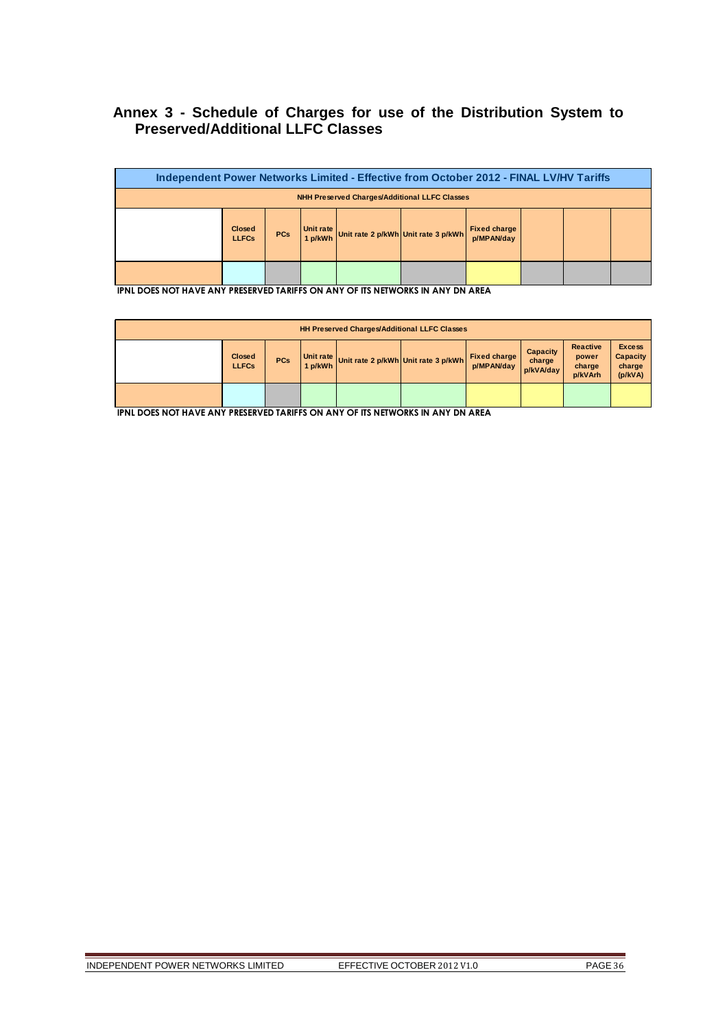## Annex 3 - Schedule of Charges for use of the Distribution System to Preserved/Additional LLFC Classes

| Independent Power Networks Limited - Effective from October 2012 - FINAL LV/HV Tariffs | | | | | | | | | |
|---|---|---|---|---|---|---|---|---|---|
| NHH Preserved Charges/Additional LLFC Classes | | | | | | | | | |
| | Closed LLFCs | PCs | Unit rate 1 p/kWh | Unit rate 2 p/kWh | Unit rate 3 p/kWh | Fixed charge p/MPAN/day | | | |
| | | | | | | | | | |

IPNL DOES NOT HAVE ANY PRESERVED TARIFFS ON ANY OF ITS NETWORKS IN ANY DN AREA

| HH Preserved Charges/Additional LLFC Classes | | | | | | | | | |
|---|---|---|---|---|---|---|---|---|---|
| | Closed LLFCs | PCs | Unit rate 1 p/kWh | Unit rate 2 p/kWh | Unit rate 3 p/kWh | Fixed charge p/MPAN/day | Capacity charge p/kVA/day | Reactive power charge p/kVArh | Excess Capacity charge (p/kVA) |
| | | | | | | | | | |

IPNL DOES NOT HAVE ANY PRESERVED TARIFFS ON ANY OF ITS NETWORKS IN ANY DN AREA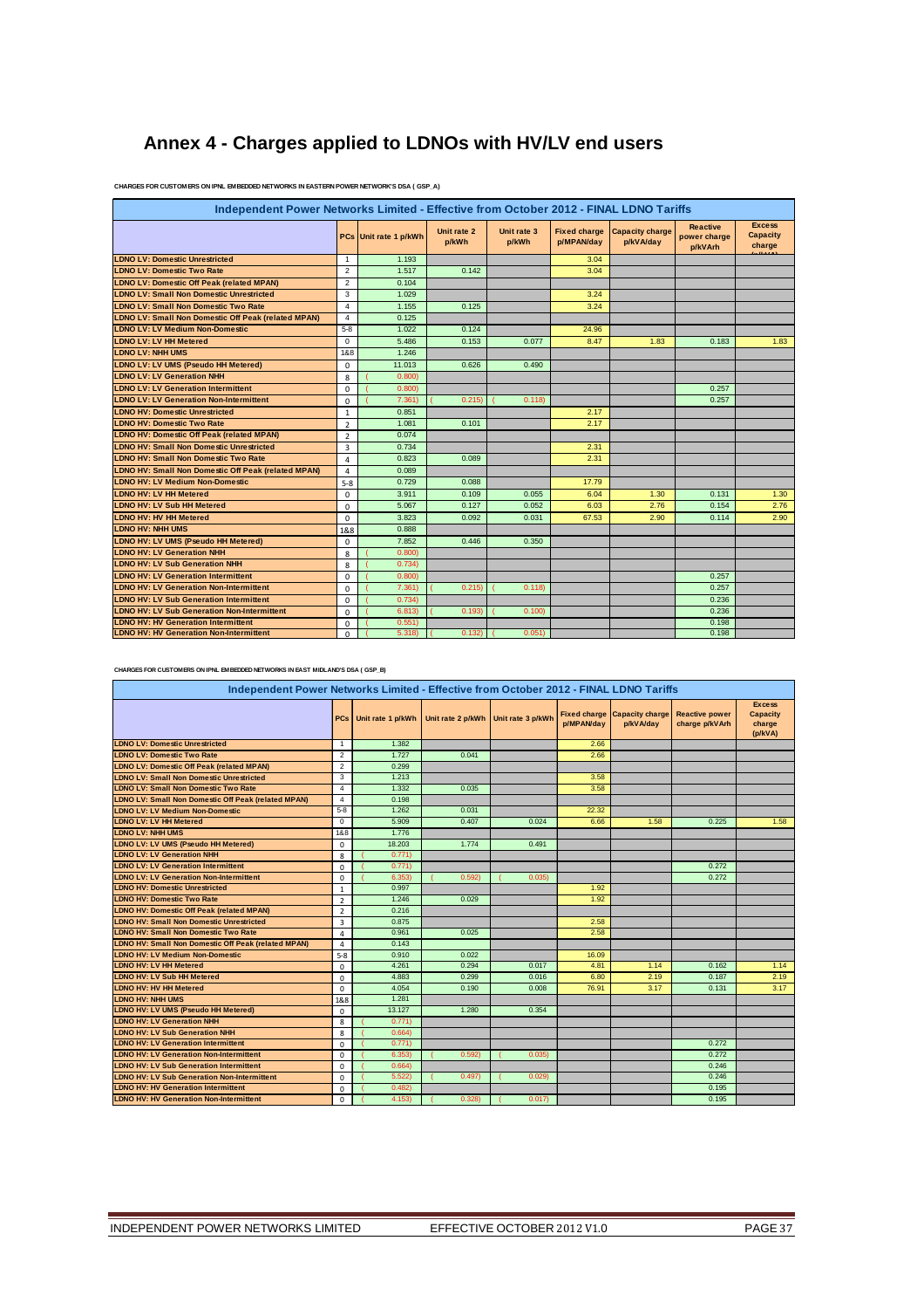# Annex 4 - Charges applied to LDNOs with HV/LV end users

CHARGES FOR CUSTOMERS ON IPNL EMBEDDED NETWORKS IN EASTERN POWER NETWORK'S DSA ( GSP_A)

| Independent Power Networks Limited - Effective from October 2012 - FINAL LDNO Tariffs | | | | | | | | |
|---|---|---|---|---|---|---|---|---|
| | PCs | Unit rate 1 p/kWh | Unit rate 2 p/kWh | Unit rate 3 p/kWh | Fixed charge p/MPAN/day | Capacity charge p/kVA/day | Reactive power charge p/kVArh | Excess Capacity charge (p/kVA) |
| LDNO LV: Domestic Unrestricted | 1 | 1.193 | | | 3.04 | | | |
| LDNO LV: Domestic Two Rate | 2 | 1.517 | 0.142 | | 3.04 | | | |
| LDNO LV: Domestic Off Peak (related MPAN) | 2 | 0.104 | | | | | | |
| LDNO LV: Small Non Domestic Unrestricted | 3 | 1.029 | | | 3.24 | | | |
| LDNO LV: Small Non Domestic Two Rate | 4 | 1.155 | 0.125 | | 3.24 | | | |
| LDNO LV: Small Non Domestic Off Peak (related MPAN) | 4 | 0.125 | | | | | | |
| LDNO LV: LV Medium Non-Domestic | 5-8 | 1.022 | 0.124 | | 24.96 | | | |
| LDNO LV: LV HH Metered | 0 | 5.486 | 0.153 | 0.077 | 8.47 | 1.83 | 0.183 | 1.83 |
| LDNO LV: NHH UMS | 1&8 | 1.246 | | | | | | |
| LDNO LV: LV UMS (Pseudo HH Metered) | 0 | 11.013 | 0.626 | 0.490 | | | | |
| LDNO LV: LV Generation NHH | 8 | (0.800) | | | | | | |
| LDNO LV: LV Generation Intermittent | 0 | (0.800) | | | | | 0.257 | |
| LDNO LV: LV Generation Non-Intermittent | 0 | (7.361) | (0.215) | (0.118) | | | 0.257 | |
| LDNO HV: Domestic Unrestricted | 1 | 0.851 | | | 2.17 | | | |
| LDNO HV: Domestic Two Rate | 2 | 1.081 | 0.101 | | 2.17 | | | |
| LDNO HV: Domestic Off Peak (related MPAN) | 2 | 0.074 | | | | | | |
| LDNO HV: Small Non Domestic Unrestricted | 3 | 0.734 | | | 2.31 | | | |
| LDNO HV: Small Non Domestic Two Rate | 4 | 0.823 | 0.089 | | 2.31 | | | |
| LDNO HV: Small Non Domestic Off Peak (related MPAN) | 4 | 0.089 | | | | | | |
| LDNO HV: LV Medium Non-Domestic | 5-8 | 0.729 | 0.088 | | 17.79 | | | |
| LDNO HV: LV HH Metered | 0 | 3.911 | 0.109 | 0.055 | 6.04 | 1.30 | 0.131 | 1.30 |
| LDNO HV: LV Sub HH Metered | 0 | 5.067 | 0.127 | 0.052 | 6.03 | 2.76 | 0.154 | 2.76 |
| LDNO HV: HV HH Metered | 0 | 3.823 | 0.092 | 0.031 | 67.53 | 2.90 | 0.114 | 2.90 |
| LDNO HV: NHH UMS | 1&8 | 0.888 | | | | | | |
| LDNO HV: LV UMS (Pseudo HH Metered) | 0 | 7.852 | 0.446 | 0.350 | | | | |
| LDNO HV: LV Generation NHH | 8 | (0.800) | | | | | | |
| LDNO HV: LV Sub Generation NHH | 8 | (0.734) | | | | | | |
| LDNO HV: LV Generation Intermittent | 0 | (0.800) | | | | | 0.257 | |
| LDNO HV: LV Generation Non-Intermittent | 0 | (7.361) | (0.215) | (0.118) | | | 0.257 | |
| LDNO HV: LV Sub Generation Intermittent | 0 | (0.734) | | | | | 0.236 | |
| LDNO HV: LV Sub Generation Non-Intermittent | 0 | (6.813) | (0.193) | (0.100) | | | 0.236 | |
| LDNO HV: HV Generation Intermittent | 0 | (0.551) | | | | | 0.198 | |
| LDNO HV: HV Generation Non-Intermittent | 0 | (5.318) | (0.132) | (0.051) | | | 0.198 | |

CHARGES FOR CUSTOMERS ON IPNL EMBEDDED NETWORKS IN EAST MIDLAND'S DSA ( GSP_B)

| Independent Power Networks Limited - Effective from October 2012 - FINAL LDNO Tariffs | | | | | | | | |
|---|---|---|---|---|---|---|---|---|
| | PCs | Unit rate 1 p/kWh | Unit rate 2 p/kWh | Unit rate 3 p/kWh | Fixed charge p/MPAN/day | Capacity charge p/kVA/day | Reactive power charge p/kVArh | Excess Capacity charge (p/kVA) |
| LDNO LV: Domestic Unrestricted | 1 | 1.382 | | | 2.66 | | | |
| LDNO LV: Domestic Two Rate | 2 | 1.727 | 0.041 | | 2.66 | | | |
| LDNO LV: Domestic Off Peak (related MPAN) | 2 | 0.299 | | | | | | |
| LDNO LV: Small Non Domestic Unrestricted | 3 | 1.213 | | | 3.58 | | | |
| LDNO LV: Small Non Domestic Two Rate | 4 | 1.332 | 0.035 | | 3.58 | | | |
| LDNO LV: Small Non Domestic Off Peak (related MPAN) | 4 | 0.198 | | | | | | |
| LDNO LV: LV Medium Non-Domestic | 5-8 | 1.262 | 0.031 | | 22.32 | | | |
| LDNO LV: LV HH Metered | 0 | 5.909 | 0.407 | 0.024 | 6.66 | 1.58 | 0.225 | 1.58 |
| LDNO LV: NHH UMS | 1&8 | 1.776 | | | | | | |
| LDNO LV: LV UMS (Pseudo HH Metered) | 0 | 18.203 | 1.774 | 0.491 | | | | |
| LDNO LV: LV Generation NHH | 8 | (0.771) | | | | | | |
| LDNO LV: LV Generation Intermittent | 0 | (0.771) | | | | | 0.272 | |
| LDNO LV: LV Generation Non-Intermittent | 0 | (6.353) | (0.592) | (0.035) | | | 0.272 | |
| LDNO HV: Domestic Unrestricted | 1 | 0.997 | | | 1.92 | | | |
| LDNO HV: Domestic Two Rate | 2 | 1.246 | 0.029 | | 1.92 | | | |
| LDNO HV: Domestic Off Peak (related MPAN) | 2 | 0.216 | | | | | | |
| LDNO HV: Small Non Domestic Unrestricted | 3 | 0.875 | | | 2.58 | | | |
| LDNO HV: Small Non Domestic Two Rate | 4 | 0.961 | 0.025 | | 2.58 | | | |
| LDNO HV: Small Non Domestic Off Peak (related MPAN) | 4 | 0.143 | | | | | | |
| LDNO HV: LV Medium Non-Domestic | 5-8 | 0.910 | 0.022 | | 16.09 | | | |
| LDNO HV: LV HH Metered | 0 | 4.261 | 0.294 | 0.017 | 4.81 | 1.14 | 0.162 | 1.14 |
| LDNO HV: LV Sub HH Metered | 0 | 4.883 | 0.299 | 0.016 | 6.80 | 2.19 | 0.187 | 2.19 |
| LDNO HV: HV HH Metered | 0 | 4.054 | 0.190 | 0.008 | 76.91 | 3.17 | 0.131 | 3.17 |
| LDNO HV: NHH UMS | 1&8 | 1.281 | | | | | | |
| LDNO HV: LV UMS (Pseudo HH Metered) | 0 | 13.127 | 1.280 | 0.354 | | | | |
| LDNO HV: LV Generation NHH | 8 | (0.771) | | | | | | |
| LDNO HV: LV Sub Generation NHH | 8 | (0.664) | | | | | | |
| LDNO HV: LV Generation Intermittent | 0 | (0.771) | | | | | 0.272 | |
| LDNO HV: LV Generation Non-Intermittent | 0 | (6.353) | (0.592) | (0.035) | | | 0.272 | |
| LDNO HV: LV Sub Generation Intermittent | 0 | (0.664) | | | | | 0.246 | |
| LDNO HV: LV Sub Generation Non-Intermittent | 0 | (5.522) | (0.497) | (0.029) | | | 0.246 | |
| LDNO HV: HV Generation Intermittent | 0 | (0.482) | | | | | 0.195 | |
| LDNO HV: HV Generation Non-Intermittent | 0 | (4.153) | (0.328) | (0.017) | | | 0.195 | |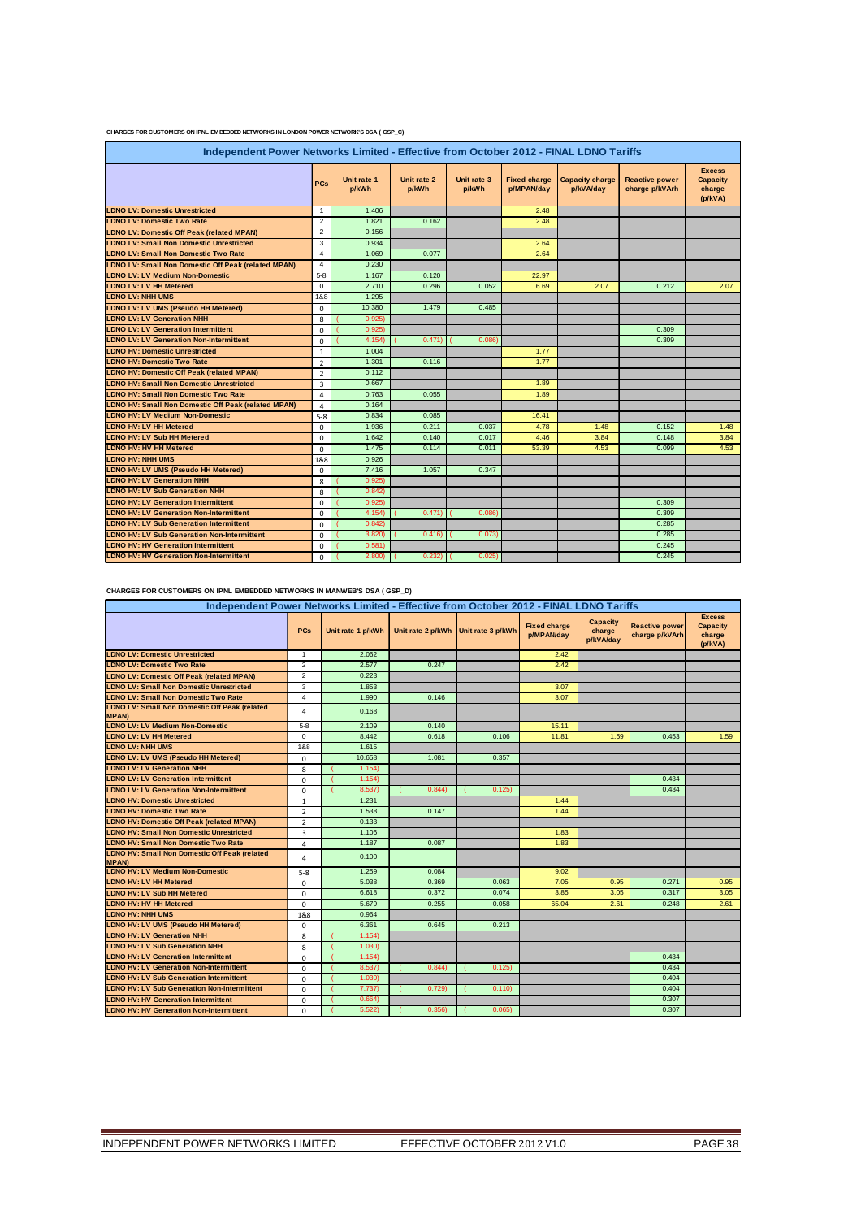CHARGES FOR CUSTOMERS ON IPNL EMBEDDED NETWORKS IN LONDON POWER NETWORK'S DSA ( GSP_C)

| Independent Power Networks Limited - Effective from October 2012 - FINAL LDNO Tariffs | | | | | | | | |
|---|---|---|---|---|---|---|---|---|
| | PCs | Unit rate 1 p/kWh | Unit rate 2 p/kWh | Unit rate 3 p/kWh | Fixed charge p/MPAN/day | Capacity charge p/kVA/day | Reactive power charge p/kVArh | Excess Capacity charge (p/kVA) |
| LDNO LV: Domestic Unrestricted | 1 | 1.406 | | | 2.48 | | | |
| LDNO LV: Domestic Two Rate | 2 | 1.821 | 0.162 | | 2.48 | | | |
| LDNO LV: Domestic Off Peak (related MPAN) | 2 | 0.156 | | | | | | |
| LDNO LV: Small Non Domestic Unrestricted | 3 | 0.934 | | | 2.64 | | | |
| LDNO LV: Small Non Domestic Two Rate | 4 | 1.069 | 0.077 | | 2.64 | | | |
| LDNO LV: Small Non Domestic Off Peak (related MPAN) | 4 | 0.230 | | | | | | |
| LDNO LV: LV Medium Non-Domestic | 5-8 | 1.167 | 0.120 | | 22.97 | | | |
| LDNO LV: LV HH Metered | 0 | 2.710 | 0.296 | 0.052 | 6.69 | 2.07 | 0.212 | 2.07 |
| LDNO LV: NHH UMS | 1&8 | 1.295 | | | | | | |
| LDNO LV: LV UMS (Pseudo HH Metered) | 0 | 10.380 | 1.479 | 0.485 | | | | |
| LDNO LV: LV Generation NHH | 8 | (0.925) | | | | | | |
| LDNO LV: LV Generation Intermittent | 0 | (0.925) | | | | | 0.309 | |
| LDNO LV: LV Generation Non-Intermittent | 0 | (4.154) | (0.471) | (0.086) | | | 0.309 | |
| LDNO HV: Domestic Unrestricted | 1 | 1.004 | | | 1.77 | | | |
| LDNO HV: Domestic Two Rate | 2 | 1.301 | 0.116 | | 1.77 | | | |
| LDNO HV: Domestic Off Peak (related MPAN) | 2 | 0.112 | | | | | | |
| LDNO HV: Small Non Domestic Unrestricted | 3 | 0.667 | | | 1.89 | | | |
| LDNO HV: Small Non Domestic Two Rate | 4 | 0.763 | 0.055 | | 1.89 | | | |
| LDNO HV: Small Non Domestic Off Peak (related MPAN) | 4 | 0.164 | | | | | | |
| LDNO HV: LV Medium Non-Domestic | 5-8 | 0.834 | 0.085 | | 16.41 | | | |
| LDNO HV: LV HH Metered | 0 | 1.936 | 0.211 | 0.037 | 4.78 | 1.48 | 0.152 | 1.48 |
| LDNO HV: LV Sub HH Metered | 0 | 1.642 | 0.140 | 0.017 | 4.46 | 3.84 | 0.148 | 3.84 |
| LDNO HV: HV HH Metered | 0 | 1.475 | 0.114 | 0.011 | 53.39 | 4.53 | 0.099 | 4.53 |
| LDNO HV: NHH UMS | 1&8 | 0.926 | | | | | | |
| LDNO HV: LV UMS (Pseudo HH Metered) | 0 | 7.416 | 1.057 | 0.347 | | | | |
| LDNO HV: LV Generation NHH | 8 | (0.925) | | | | | | |
| LDNO HV: LV Sub Generation NHH | 8 | (0.842) | | | | | | |
| LDNO HV: LV Generation Intermittent | 0 | (0.925) | | | | | 0.309 | |
| LDNO HV: LV Generation Non-Intermittent | 0 | (4.154) | (0.471) | (0.086) | | | 0.309 | |
| LDNO HV: LV Sub Generation Intermittent | 0 | (0.842) | | | | | 0.285 | |
| LDNO HV: LV Sub Generation Non-Intermittent | 0 | (3.820) | (0.416) | (0.073) | | | 0.285 | |
| LDNO HV: HV Generation Intermittent | 0 | (0.581) | | | | | 0.245 | |
| LDNO HV: HV Generation Non-Intermittent | 0 | (2.800) | (0.232) | (0.025) | | | 0.245 | |

CHARGES FOR CUSTOMERS ON IPNL EMBEDDED NETWORKS IN MANWEB'S DSA ( GSP_D)

| Independent Power Networks Limited - Effective from October 2012 - FINAL LDNO Tariffs | | | | | | | | |
|---|---|---|---|---|---|---|---|---|
| | PCs | Unit rate 1 p/kWh | Unit rate 2 p/kWh | Unit rate 3 p/kWh | Fixed charge p/MPAN/day | Capacity charge p/kVA/day | Reactive power charge p/kVArh | Excess Capacity charge (p/kVA) |
| LDNO LV: Domestic Unrestricted | 1 | 2.062 | | | 2.42 | | | |
| LDNO LV: Domestic Two Rate | 2 | 2.577 | 0.247 | | 2.42 | | | |
| LDNO LV: Domestic Off Peak (related MPAN) | 2 | 0.223 | | | | | | |
| LDNO LV: Small Non Domestic Unrestricted | 3 | 1.853 | | | 3.07 | | | |
| LDNO LV: Small Non Domestic Two Rate | 4 | 1.990 | 0.146 | | 3.07 | | | |
| LDNO LV: Small Non Domestic Off Peak (related MPAN) | 4 | 0.168 | | | | | | |
| LDNO LV: LV Medium Non-Domestic | 5-8 | 2.109 | 0.140 | | 15.11 | | | |
| LDNO LV: LV HH Metered | 0 | 8.442 | 0.618 | 0.106 | 11.81 | 1.59 | 0.453 | 1.59 |
| LDNO LV: NHH UMS | 1&8 | 1.615 | | | | | | |
| LDNO LV: LV UMS (Pseudo HH Metered) | 0 | 10.658 | 1.081 | 0.357 | | | | |
| LDNO LV: LV Generation NHH | 8 | (1.154) | | | | | | |
| LDNO LV: LV Generation Intermittent | 0 | (1.154) | | | | | 0.434 | |
| LDNO LV: LV Generation Non-Intermittent | 0 | (8.537) | (0.844) | (0.125) | | | 0.434 | |
| LDNO HV: Domestic Unrestricted | 1 | 1.231 | | | 1.44 | | | |
| LDNO HV: Domestic Two Rate | 2 | 1.538 | 0.147 | | 1.44 | | | |
| LDNO HV: Domestic Off Peak (related MPAN) | 2 | 0.133 | | | | | | |
| LDNO HV: Small Non Domestic Unrestricted | 3 | 1.106 | | | 1.83 | | | |
| LDNO HV: Small Non Domestic Two Rate | 4 | 1.187 | 0.087 | | 1.83 | | | |
| LDNO HV: Small Non Domestic Off Peak (related MPAN) | 4 | 0.100 | | | | | | |
| LDNO HV: LV Medium Non-Domestic | 5-8 | 1.259 | 0.084 | | 9.02 | | | |
| LDNO HV: LV HH Metered | 0 | 5.038 | 0.369 | 0.063 | 7.05 | 0.95 | 0.271 | 0.95 |
| LDNO HV: LV Sub HH Metered | 0 | 6.618 | 0.372 | 0.074 | 3.85 | 3.05 | 0.317 | 3.05 |
| LDNO HV: HV HH Metered | 0 | 5.679 | 0.255 | 0.058 | 65.04 | 2.61 | 0.248 | 2.61 |
| LDNO HV: NHH UMS | 1&8 | 0.964 | | | | | | |
| LDNO HV: LV UMS (Pseudo HH Metered) | 0 | 6.361 | 0.645 | 0.213 | | | | |
| LDNO HV: LV Generation NHH | 8 | (1.154) | | | | | | |
| LDNO HV: LV Sub Generation NHH | 8 | (1.030) | | | | | | |
| LDNO HV: LV Generation Intermittent | 0 | (1.154) | | | | | 0.434 | |
| LDNO HV: LV Generation Non-Intermittent | 0 | (8.537) | (0.844) | (0.125) | | | 0.434 | |
| LDNO HV: LV Sub Generation Intermittent | 0 | (1.030) | | | | | 0.404 | |
| LDNO HV: LV Sub Generation Non-Intermittent | 0 | (7.737) | (0.729) | (0.110) | | | 0.404 | |
| LDNO HV: HV Generation Intermittent | 0 | (0.664) | | | | | 0.307 | |
| LDNO HV: HV Generation Non-Intermittent | 0 | (5.522) | (0.356) | (0.065) | | | 0.307 | |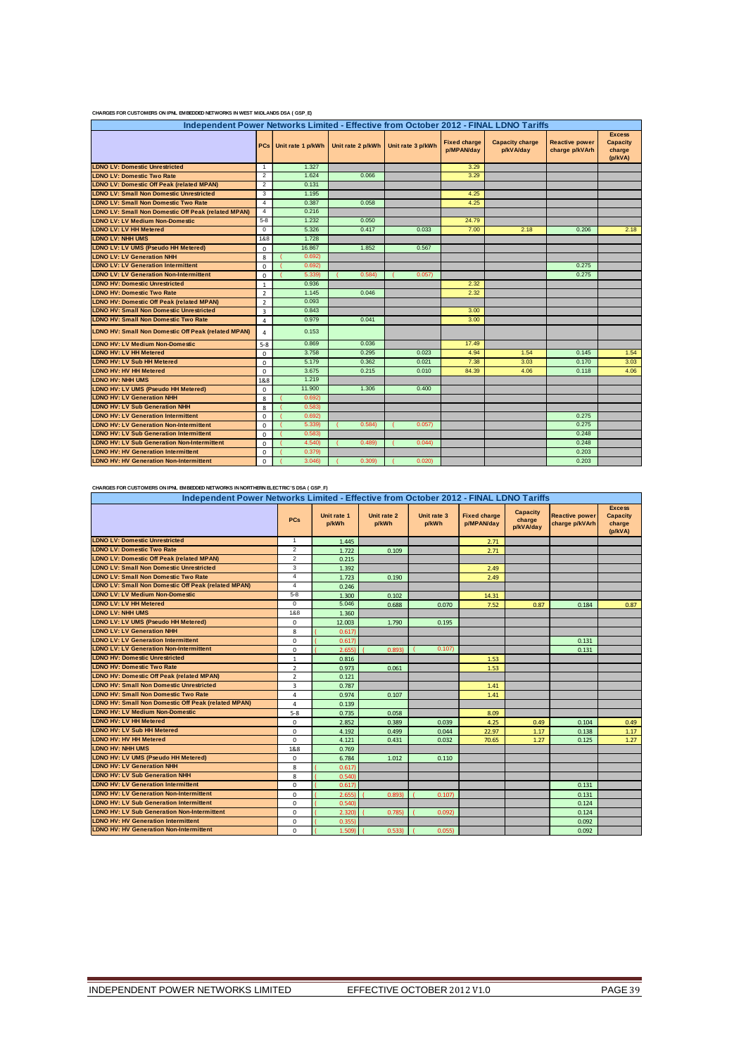CHARGES FOR CUSTOMERS ON IPNL EMBEDDED NETWORKS IN WEST MIDLANDS DSA ( GSP_E)

| Independent Power Networks Limited - Effective from October 2012 - FINAL LDNO Tariffs | | | | | | | | | |
|---|---|---|---|---|---|---|---|---|---|
| | PCs | Unit rate 1 p/kWh | Unit rate 2 p/kWh | Unit rate 3 p/kWh | Fixed charge p/MPAN/day | Capacity charge p/kVA/day | Reactive power charge p/kVArh | Excess Capacity charge (p/kVA) |
| LDNO LV: Domestic Unrestricted | 1 | 1.327 | | | 3.29 | | | |
| LDNO LV: Domestic Two Rate | 2 | 1.624 | 0.066 | | 3.29 | | | |
| LDNO LV: Domestic Off Peak (related MPAN) | 2 | 0.131 | | | | | | |
| LDNO LV: Small Non Domestic Unrestricted | 3 | 1.195 | | | 4.25 | | | |
| LDNO LV: Small Non Domestic Two Rate | 4 | 0.387 | 0.058 | | 4.25 | | | |
| LDNO LV: Small Non Domestic Off Peak (related MPAN) | 4 | 0.216 | | | | | | |
| LDNO LV: LV Medium Non-Domestic | 5-8 | 1.232 | 0.050 | | 24.79 | | | |
| LDNO LV: LV HH Metered | 0 | 5.326 | 0.417 | 0.033 | 7.00 | 2.18 | 0.206 | 2.18 |
| LDNO LV: NHH UMS | 1&8 | 1.728 | | | | | | |
| LDNO LV: LV UMS (Pseudo HH Metered) | 0 | 16.867 | 1.852 | 0.567 | | | | |
| LDNO LV: LV Generation NHH | 8 | (0.692) | | | | | | |
| LDNO LV: LV Generation Intermittent | 0 | (0.692) | | | | | 0.275 | |
| LDNO LV: LV Generation Non-Intermittent | 0 | (5.339) | (0.584) | (0.057) | | | 0.275 | |
| LDNO HV: Domestic Unrestricted | 1 | 0.936 | | | 2.32 | | | |
| LDNO HV: Domestic Two Rate | 2 | 1.145 | 0.046 | | 2.32 | | | |
| LDNO HV: Domestic Off Peak (related MPAN) | 2 | 0.093 | | | | | | |
| LDNO HV: Small Non Domestic Unrestricted | 3 | 0.843 | | | 3.00 | | | |
| LDNO HV: Small Non Domestic Two Rate | 4 | 0.979 | 0.041 | | 3.00 | | | |
| LDNO HV: Small Non Domestic Off Peak (related MPAN) | 4 | 0.153 | | | | | | |
| LDNO HV: LV Medium Non-Domestic | 5-8 | 0.869 | 0.036 | | 17.49 | | | |
| LDNO HV: LV HH Metered | 0 | 3.758 | 0.295 | 0.023 | 4.94 | 1.54 | 0.145 | 1.54 |
| LDNO HV: LV Sub HH Metered | 0 | 5.179 | 0.362 | 0.021 | 7.38 | 3.03 | 0.170 | 3.03 |
| LDNO HV: HV HH Metered | 0 | 3.675 | 0.215 | 0.010 | 84.39 | 4.06 | 0.118 | 4.06 |
| LDNO HV: NHH UMS | 1&8 | 1.219 | | | | | | |
| LDNO HV: LV UMS (Pseudo HH Metered) | 0 | 11.900 | 1.306 | 0.400 | | | | |
| LDNO HV: LV Generation NHH | 8 | (0.692) | | | | | | |
| LDNO HV: LV Sub Generation NHH | 8 | (0.583) | | | | | | |
| LDNO HV: LV Generation Intermittent | 0 | (0.692) | | | | | 0.275 | |
| LDNO HV: LV Generation Non-Intermittent | 0 | (5.339) | (0.584) | (0.057) | | | 0.275 | |
| LDNO HV: LV Sub Generation Intermittent | 0 | (0.583) | | | | | 0.248 | |
| LDNO HV: LV Sub Generation Non-Intermittent | 0 | (4.540) | (0.489) | (0.044) | | | 0.248 | |
| LDNO HV: HV Generation Intermittent | 0 | (0.379) | | | | | 0.203 | |
| LDNO HV: HV Generation Non-Intermittent | 0 | (3.046) | (0.309) | (0.020) | | | 0.203 | |

CHARGES FOR CUSTOMERS ON IPNL EMBEDDED NETWORKS IN NORTHERN ELECTRIC'S DSA ( GSP_F)

| Independent Power Networks Limited - Effective from October 2012 - FINAL LDNO Tariffs | | | | | | | | |
|---|---|---|---|---|---|---|---|---|
| | PCs | Unit rate 1 p/kWh | Unit rate 2 p/kWh | Unit rate 3 p/kWh | Fixed charge p/MPAN/day | Capacity charge p/kVA/day | Reactive power charge p/kVArh | Excess Capacity charge (p/kVA) |
| LDNO LV: Domestic Unrestricted | 1 | 1.445 | | | 2.71 | | | |
| LDNO LV: Domestic Two Rate | 2 | 1.722 | 0.109 | | 2.71 | | | |
| LDNO LV: Domestic Off Peak (related MPAN) | 2 | 0.215 | | | | | | |
| LDNO LV: Small Non Domestic Unrestricted | 3 | 1.392 | | | 2.49 | | | |
| LDNO LV: Small Non Domestic Two Rate | 4 | 1.723 | 0.190 | | 2.49 | | | |
| LDNO LV: Small Non Domestic Off Peak (related MPAN) | 4 | 0.246 | | | | | | |
| LDNO LV: LV Medium Non-Domestic | 5-8 | 1.300 | 0.102 | | 14.31 | | | |
| LDNO LV: LV HH Metered | 0 | 5.046 | 0.688 | 0.070 | 7.52 | 0.87 | 0.184 | 0.87 |
| LDNO LV: NHH UMS | 1&8 | 1.360 | | | | | | |
| LDNO LV: LV UMS (Pseudo HH Metered) | 0 | 12.003 | 1.790 | 0.195 | | | | |
| LDNO LV: LV Generation NHH | 8 | (0.617) | | | | | | |
| LDNO LV: LV Generation Intermittent | 0 | (0.617) | | | | | 0.131 | |
| LDNO LV: LV Generation Non-Intermittent | 0 | (2.655) | (0.893) | (0.107) | | | 0.131 | |
| LDNO HV: Domestic Unrestricted | 1 | 0.816 | | | 1.53 | | | |
| LDNO HV: Domestic Two Rate | 2 | 0.973 | 0.061 | | 1.53 | | | |
| LDNO HV: Domestic Off Peak (related MPAN) | 2 | 0.121 | | | | | | |
| LDNO HV: Small Non Domestic Unrestricted | 3 | 0.787 | | | 1.41 | | | |
| LDNO HV: Small Non Domestic Two Rate | 4 | 0.974 | 0.107 | | 1.41 | | | |
| LDNO HV: Small Non Domestic Off Peak (related MPAN) | 4 | 0.139 | | | | | | |
| LDNO HV: LV Medium Non-Domestic | 5-8 | 0.735 | 0.058 | | 8.09 | | | |
| LDNO HV: LV HH Metered | 0 | 2.852 | 0.389 | 0.039 | 4.25 | 0.49 | 0.104 | 0.49 |
| LDNO HV: LV Sub HH Metered | 0 | 4.192 | 0.499 | 0.044 | 22.97 | 1.17 | 0.138 | 1.17 |
| LDNO HV: HV HH Metered | 0 | 4.121 | 0.431 | 0.032 | 70.65 | 1.27 | 0.125 | 1.27 |
| LDNO HV: NHH UMS | 1&8 | 0.769 | | | | | | |
| LDNO HV: LV UMS (Pseudo HH Metered) | 0 | 6.784 | 1.012 | 0.110 | | | | |
| LDNO HV: LV Generation NHH | 8 | (0.617) | | | | | | |
| LDNO HV: LV Sub Generation NHH | 8 | (0.540) | | | | | | |
| LDNO HV: LV Generation Intermittent | 0 | (0.617) | | | | | 0.131 | |
| LDNO HV: LV Generation Non-Intermittent | 0 | (2.655) | (0.893) | (0.107) | | | 0.131 | |
| LDNO HV: LV Sub Generation Intermittent | 0 | (0.540) | | | | | 0.124 | |
| LDNO HV: LV Sub Generation Non-Intermittent | 0 | (2.320) | (0.785) | (0.092) | | | 0.124 | |
| LDNO HV: HV Generation Intermittent | 0 | (0.355) | | | | | 0.092 | |
| LDNO HV: HV Generation Non-Intermittent | 0 | (1.509) | (0.533) | (0.055) | | | 0.092 | |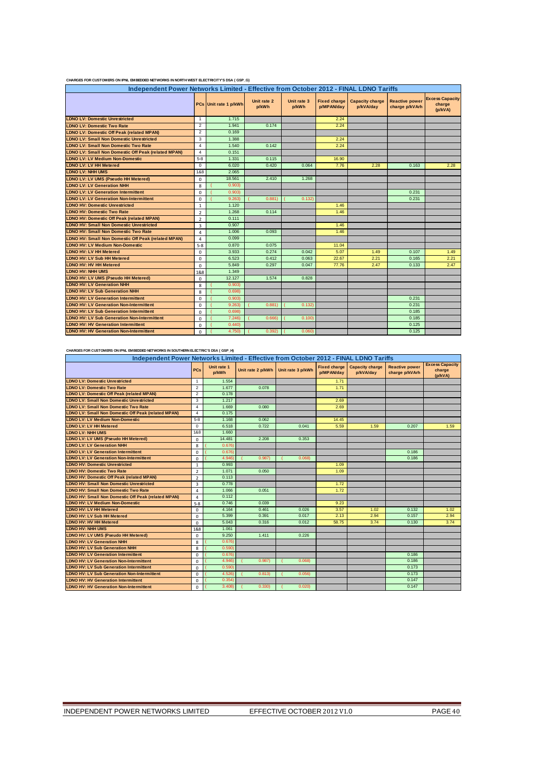CHARGES FOR CUSTOMERS ON IPNL EMBEDDED NETWORKS IN NORTH WEST ELECTRICITY'S DSA ( GSP_G)

| Independent Power Networks Limited - Effective from October 2012 - FINAL LDNO Tariffs | | | | | | | | |
|---|---|---|---|---|---|---|---|---|
| | PCs | Unit rate 1 p/kWh | Unit rate 2 p/kWh | Unit rate 3 p/kWh | Fixed charge p/MPAN/day | Capacity charge p/kVA/day | Reactive power charge p/kVArh | Excess Capacity charge (p/kVA) |
| LDNO LV: Domestic Unrestricted | 1 | 1.715 | | | 2.24 | | | |
| LDNO LV: Domestic Two Rate | 2 | 1.941 | 0.174 | | 2.24 | | | |
| LDNO LV: Domestic Off Peak (related MPAN) | 2 | 0.169 | | | | | | |
| LDNO LV: Small Non Domestic Unrestricted | 3 | 1.388 | | | 2.24 | | | |
| LDNO LV: Small Non Domestic Two Rate | 4 | 1.540 | 0.142 | | 2.24 | | | |
| LDNO LV: Small Non Domestic Off Peak (related MPAN) | 4 | 0.151 | | | | | | |
| LDNO LV: LV Medium Non-Domestic | 5-8 | 1.331 | 0.115 | | 16.90 | | | |
| LDNO LV: LV HH Metered | 0 | 6.020 | 0.420 | 0.064 | 7.76 | 2.28 | 0.163 | 2.28 |
| LDNO LV: NHH UMS | 1&8 | 2.065 | | | | | | |
| LDNO LV: LV UMS (Pseudo HH Metered) | 0 | 18.561 | 2.410 | 1.268 | | | | |
| LDNO LV: LV Generation NHH | 8 | (0.903) | | | | | | |
| LDNO LV: LV Generation Intermittent | 0 | (0.903) | | | | | 0.231 | |
| LDNO LV: LV Generation Non-Intermittent | 0 | (9.263) | (0.881) | (0.132) | | | 0.231 | |
| LDNO HV: Domestic Unrestricted | 1 | 1.120 | | | 1.46 | | | |
| LDNO HV: Domestic Two Rate | 2 | 1.268 | 0.114 | | 1.46 | | | |
| LDNO HV: Domestic Off Peak (related MPAN) | 2 | 0.111 | | | | | | |
| LDNO HV: Small Non Domestic Unrestricted | 3 | 0.907 | | | 1.46 | | | |
| LDNO HV: Small Non Domestic Two Rate | 4 | 1.006 | 0.093 | | 1.46 | | | |
| LDNO HV: Small Non Domestic Off Peak (related MPAN) | 4 | 0.099 | | | | | | |
| LDNO HV: LV Medium Non-Domestic | 5-8 | 0.870 | 0.075 | | 11.04 | | | |
| LDNO HV: LV HH Metered | 0 | 3.933 | 0.274 | 0.042 | 5.07 | 1.49 | 0.107 | 1.49 |
| LDNO HV: LV Sub HH Metered | 0 | 6.523 | 0.412 | 0.063 | 22.67 | 2.21 | 0.165 | 2.21 |
| LDNO HV: HV HH Metered | 0 | 5.849 | 0.297 | 0.047 | 77.76 | 2.47 | 0.133 | 2.47 |
| LDNO HV: NHH UMS | 1&8 | 1.349 | | | | | | |
| LDNO HV: LV UMS (Pseudo HH Metered) | 0 | 12.127 | 1.574 | 0.828 | | | | |
| LDNO HV: LV Generation NHH | 8 | (0.903) | | | | | | |
| LDNO HV: LV Sub Generation NHH | 8 | (0.698) | | | | | | |
| LDNO HV: LV Generation Intermittent | 0 | (0.903) | | | | | 0.231 | |
| LDNO HV: LV Generation Non-Intermittent | 0 | (9.263) | (0.881) | (0.132) | | | 0.231 | |
| LDNO HV: LV Sub Generation Intermittent | 0 | (0.698) | | | | | 0.185 | |
| LDNO HV: LV Sub Generation Non-Intermittent | 0 | (7.246) | (0.666) | (0.100) | | | 0.185 | |
| LDNO HV: HV Generation Intermittent | 0 | (0.440) | | | | | 0.125 | |
| LDNO HV: HV Generation Non-Intermittent | 0 | (4.750) | (0.392) | (0.060) | | | 0.125 | |

CHARGES FOR CUSTOMERS ON IPNL EMBEDDED NETWORKS IN SOUTHERN ELECTRIC'S DSA ( GSP_H)

| Independent Power Networks Limited - Effective from October 2012 - FINAL LDNO Tariffs | | | | | | | | |
|---|---|---|---|---|---|---|---|---|
| | PCs | Unit rate 1 p/kWh | Unit rate 2 p/kWh | Unit rate 3 p/kWh | Fixed charge p/MPAN/day | Capacity charge p/kVA/day | Reactive power charge p/kVArh | Excess Capacity charge (p/kVA) |
| LDNO LV: Domestic Unrestricted | 1 | 1.554 | | | 1.71 | | | |
| LDNO LV: Domestic Two Rate | 2 | 1.677 | 0.078 | | 1.71 | | | |
| LDNO LV: Domestic Off Peak (related MPAN) | 2 | 0.178 | | | | | | |
| LDNO LV: Small Non Domestic Unrestricted | 3 | 1.217 | | | 2.69 | | | |
| LDNO LV: Small Non Domestic Two Rate | 4 | 1.669 | 0.080 | | 2.69 | | | |
| LDNO LV: Small Non Domestic Off Peak (related MPAN) | 4 | 0.175 | | | | | | |
| LDNO LV: LV Medium Non-Domestic | 5-8 | 1.168 | 0.062 | | 14.45 | | | |
| LDNO LV: LV HH Metered | 0 | 6.518 | 0.722 | 0.041 | 5.59 | 1.59 | 0.207 | 1.59 |
| LDNO LV: NHH UMS | 1&8 | 1.660 | | | | | | |
| LDNO LV: LV UMS (Pseudo HH Metered) | 0 | 14.481 | 2.208 | 0.353 | | | | |
| LDNO LV: LV Generation NHH | 8 | (0.676) | | | | | | |
| LDNO LV: LV Generation Intermittent | 0 | (0.676) | | | | | 0.186 | |
| LDNO LV: LV Generation Non-Intermittent | 0 | (4.946) | (0.987) | (0.068) | | | 0.186 | |
| LDNO HV: Domestic Unrestricted | 1 | 0.993 | | | 1.09 | | | |
| LDNO HV: Domestic Two Rate | 2 | 1.071 | 0.050 | | 1.09 | | | |
| LDNO HV: Domestic Off Peak (related MPAN) | 2 | 0.113 | | | | | | |
| LDNO HV: Small Non Domestic Unrestricted | 3 | 0.778 | | | 1.72 | | | |
| LDNO HV: Small Non Domestic Two Rate | 4 | 1.066 | 0.051 | | 1.72 | | | |
| LDNO HV: Small Non Domestic Off Peak (related MPAN) | 4 | 0.112 | | | | | | |
| LDNO HV: LV Medium Non-Domestic | 5-8 | 0.746 | 0.039 | | 9.23 | | | |
| LDNO HV: LV HH Metered | 0 | 4.164 | 0.461 | 0.026 | 3.57 | 1.02 | 0.132 | 1.02 |
| LDNO HV: LV Sub HH Metered | 0 | 5.399 | 0.391 | 0.017 | 2.13 | 2.94 | 0.157 | 2.94 |
| LDNO HV: HV HH Metered | 0 | 5.043 | 0.316 | 0.012 | 58.75 | 3.74 | 0.130 | 3.74 |
| LDNO HV: NHH UMS | 1&8 | 1.061 | | | | | | |
| LDNO HV: LV UMS (Pseudo HH Metered) | 0 | 9.250 | 1.411 | 0.226 | | | | |
| LDNO HV: LV Generation NHH | 8 | (0.676) | | | | | | |
| LDNO HV: LV Sub Generation NHH | 8 | (0.590) | | | | | | |
| LDNO HV: LV Generation Intermittent | 0 | (0.676) | | | | | 0.186 | |
| LDNO HV: LV Generation Non-Intermittent | 0 | (4.946) | (0.987) | (0.068) | | | 0.186 | |
| LDNO HV: LV Sub Generation Intermittent | 0 | (0.590) | | | | | 0.173 | |
| LDNO HV: LV Sub Generation Non-Intermittent | 0 | (4.526) | (0.813) | (0.056) | | | 0.173 | |
| LDNO HV: HV Generation Intermittent | 0 | (0.354) | | | | | 0.147 | |
| LDNO HV: HV Generation Non-Intermittent | 0 | (3.408) | (0.330) | (0.020) | | | 0.147 | |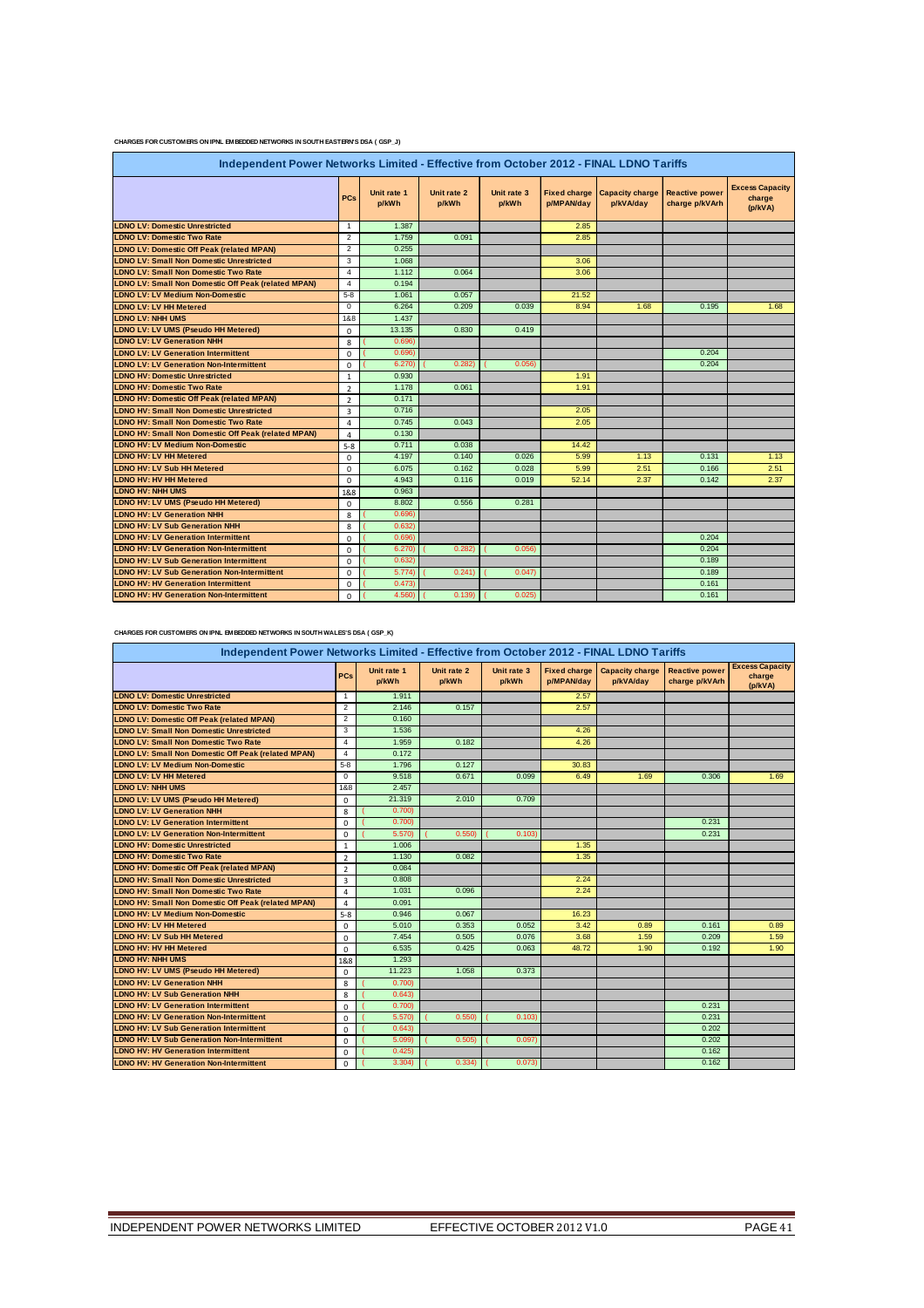CHARGES FOR CUSTOMERS ON IPNL EMBEDDED NETWORKS IN SOUTH EASTERN'S DSA ( GSP_J)

| Independent Power Networks Limited - Effective from October 2012 - FINAL LDNO Tariffs | | | | | | | | |
|---|---|---|---|---|---|---|---|---|
| | PCs | Unit rate 1 p/kWh | Unit rate 2 p/kWh | Unit rate 3 p/kWh | Fixed charge p/MPAN/day | Capacity charge p/kVA/day | Reactive power charge p/kVArh | Excess Capacity charge (p/kVA) |
| LDNO LV: Domestic Unrestricted | 1 | 1.387 | | | 2.85 | | | |
| LDNO LV: Domestic Two Rate | 2 | 1.759 | 0.091 | | 2.85 | | | |
| LDNO LV: Domestic Off Peak (related MPAN) | 2 | 0.255 | | | | | | |
| LDNO LV: Small Non Domestic Unrestricted | 3 | 1.068 | | | 3.06 | | | |
| LDNO LV: Small Non Domestic Two Rate | 4 | 1.112 | 0.064 | | 3.06 | | | |
| LDNO LV: Small Non Domestic Off Peak (related MPAN) | 4 | 0.194 | | | | | | |
| LDNO LV: LV Medium Non-Domestic | 5-8 | 1.061 | 0.057 | | 21.52 | | | |
| LDNO LV: LV HH Metered | 0 | 6.264 | 0.209 | 0.039 | 8.94 | 1.68 | 0.195 | 1.68 |
| LDNO LV: NHH UMS | 1&8 | 1.437 | | | | | | |
| LDNO LV: LV UMS (Pseudo HH Metered) | 0 | 13.135 | 0.830 | 0.419 | | | | |
| LDNO LV: LV Generation NHH | 8 | (0.696) | | | | | | |
| LDNO LV: LV Generation Intermittent | 0 | (0.696) | | | | | 0.204 | |
| LDNO LV: LV Generation Non-Intermittent | 0 | (6.270) | (0.282) | (0.056) | | | 0.204 | |
| LDNO HV: Domestic Unrestricted | 1 | 0.930 | | | 1.91 | | | |
| LDNO HV: Domestic Two Rate | 2 | 1.178 | 0.061 | | 1.91 | | | |
| LDNO HV: Domestic Off Peak (related MPAN) | 2 | 0.171 | | | | | | |
| LDNO HV: Small Non Domestic Unrestricted | 3 | 0.716 | | | 2.05 | | | |
| LDNO HV: Small Non Domestic Two Rate | 4 | 0.745 | 0.043 | | 2.05 | | | |
| LDNO HV: Small Non Domestic Off Peak (related MPAN) | 4 | 0.130 | | | | | | |
| LDNO HV: LV Medium Non-Domestic | 5-8 | 0.711 | 0.038 | | 14.42 | | | |
| LDNO HV: LV HH Metered | 0 | 4.197 | 0.140 | 0.026 | 5.99 | 1.13 | 0.131 | 1.13 |
| LDNO HV: LV Sub HH Metered | 0 | 6.075 | 0.162 | 0.028 | 5.99 | 2.51 | 0.166 | 2.51 |
| LDNO HV: HV HH Metered | 0 | 4.943 | 0.116 | 0.019 | 52.14 | 2.37 | 0.142 | 2.37 |
| LDNO HV: NHH UMS | 1&8 | 0.963 | | | | | | |
| LDNO HV: LV UMS (Pseudo HH Metered) | 0 | 8.802 | 0.556 | 0.281 | | | | |
| LDNO HV: LV Generation NHH | 8 | (0.696) | | | | | | |
| LDNO HV: LV Sub Generation NHH | 8 | (0.632) | | | | | | |
| LDNO HV: LV Generation Intermittent | 0 | (0.696) | | | | | 0.204 | |
| LDNO HV: LV Generation Non-Intermittent | 0 | (6.270) | (0.282) | (0.056) | | | 0.204 | |
| LDNO HV: LV Sub Generation Intermittent | 0 | (0.632) | | | | | 0.189 | |
| LDNO HV: LV Sub Generation Non-Intermittent | 0 | (5.774) | (0.241) | (0.047) | | | 0.189 | |
| LDNO HV: HV Generation Intermittent | 0 | (0.473) | | | | | 0.161 | |
| LDNO HV: HV Generation Non-Intermittent | 0 | (4.560) | (0.139) | (0.025) | | | 0.161 | |

CHARGES FOR CUSTOMERS ON IPNL EMBEDDED NETWORKS IN SOUTH WALES'S DSA ( GSP_K)

| Independent Power Networks Limited - Effective from October 2012 - FINAL LDNO Tariffs | | | | | | | | |
|---|---|---|---|---|---|---|---|---|
| | PCs | Unit rate 1 p/kWh | Unit rate 2 p/kWh | Unit rate 3 p/kWh | Fixed charge p/MPAN/day | Capacity charge p/kVA/day | Reactive power charge p/kVArh | Excess Capacity charge (p/kVA) |
| LDNO LV: Domestic Unrestricted | 1 | 1.911 | | | 2.57 | | | |
| LDNO LV: Domestic Two Rate | 2 | 2.146 | 0.157 | | 2.57 | | | |
| LDNO LV: Domestic Off Peak (related MPAN) | 2 | 0.160 | | | | | | |
| LDNO LV: Small Non Domestic Unrestricted | 3 | 1.536 | | | 4.26 | | | |
| LDNO LV: Small Non Domestic Two Rate | 4 | 1.959 | 0.182 | | 4.26 | | | |
| LDNO LV: Small Non Domestic Off Peak (related MPAN) | 4 | 0.172 | | | | | | |
| LDNO LV: LV Medium Non-Domestic | 5-8 | 1.796 | 0.127 | | 30.83 | | | |
| LDNO LV: LV HH Metered | 0 | 9.518 | 0.671 | 0.099 | 6.49 | 1.69 | 0.306 | 1.69 |
| LDNO LV: NHH UMS | 1&8 | 2.457 | | | | | | |
| LDNO LV: LV UMS (Pseudo HH Metered) | 0 | 21.319 | 2.010 | 0.709 | | | | |
| LDNO LV: LV Generation NHH | 8 | (0.700) | | | | | | |
| LDNO LV: LV Generation Intermittent | 0 | (0.700) | | | | | 0.231 | |
| LDNO LV: LV Generation Non-Intermittent | 0 | (5.570) | (0.550) | (0.103) | | | 0.231 | |
| LDNO HV: Domestic Unrestricted | 1 | 1.006 | | | 1.35 | | | |
| LDNO HV: Domestic Two Rate | 2 | 1.130 | 0.082 | | 1.35 | | | |
| LDNO HV: Domestic Off Peak (related MPAN) | 2 | 0.084 | | | | | | |
| LDNO HV: Small Non Domestic Unrestricted | 3 | 0.808 | | | 2.24 | | | |
| LDNO HV: Small Non Domestic Two Rate | 4 | 1.031 | 0.096 | | 2.24 | | | |
| LDNO HV: Small Non Domestic Off Peak (related MPAN) | 4 | 0.091 | | | | | | |
| LDNO HV: LV Medium Non-Domestic | 5-8 | 0.946 | 0.067 | | 16.23 | | | |
| LDNO HV: LV HH Metered | 0 | 5.010 | 0.353 | 0.052 | 3.42 | 0.89 | 0.161 | 0.89 |
| LDNO HV: LV Sub HH Metered | 0 | 7.454 | 0.505 | 0.076 | 3.68 | 1.59 | 0.209 | 1.59 |
| LDNO HV: HV HH Metered | 0 | 6.535 | 0.425 | 0.063 | 48.72 | 1.90 | 0.192 | 1.90 |
| LDNO HV: NHH UMS | 1&8 | 1.293 | | | | | | |
| LDNO HV: LV UMS (Pseudo HH Metered) | 0 | 11.223 | 1.058 | 0.373 | | | | |
| LDNO HV: LV Generation NHH | 8 | (0.700) | | | | | | |
| LDNO HV: LV Sub Generation NHH | 8 | (0.643) | | | | | | |
| LDNO HV: LV Generation Intermittent | 0 | (0.700) | | | | | 0.231 | |
| LDNO HV: LV Generation Non-Intermittent | 0 | (5.570) | (0.550) | (0.103) | | | 0.231 | |
| LDNO HV: LV Sub Generation Intermittent | 0 | (0.643) | | | | | 0.202 | |
| LDNO HV: LV Sub Generation Non-Intermittent | 0 | (5.099) | (0.505) | (0.097) | | | 0.202 | |
| LDNO HV: HV Generation Intermittent | 0 | (0.425) | | | | | 0.162 | |
| LDNO HV: HV Generation Non-Intermittent | 0 | (3.304) | (0.334) | (0.073) | | | 0.162 | |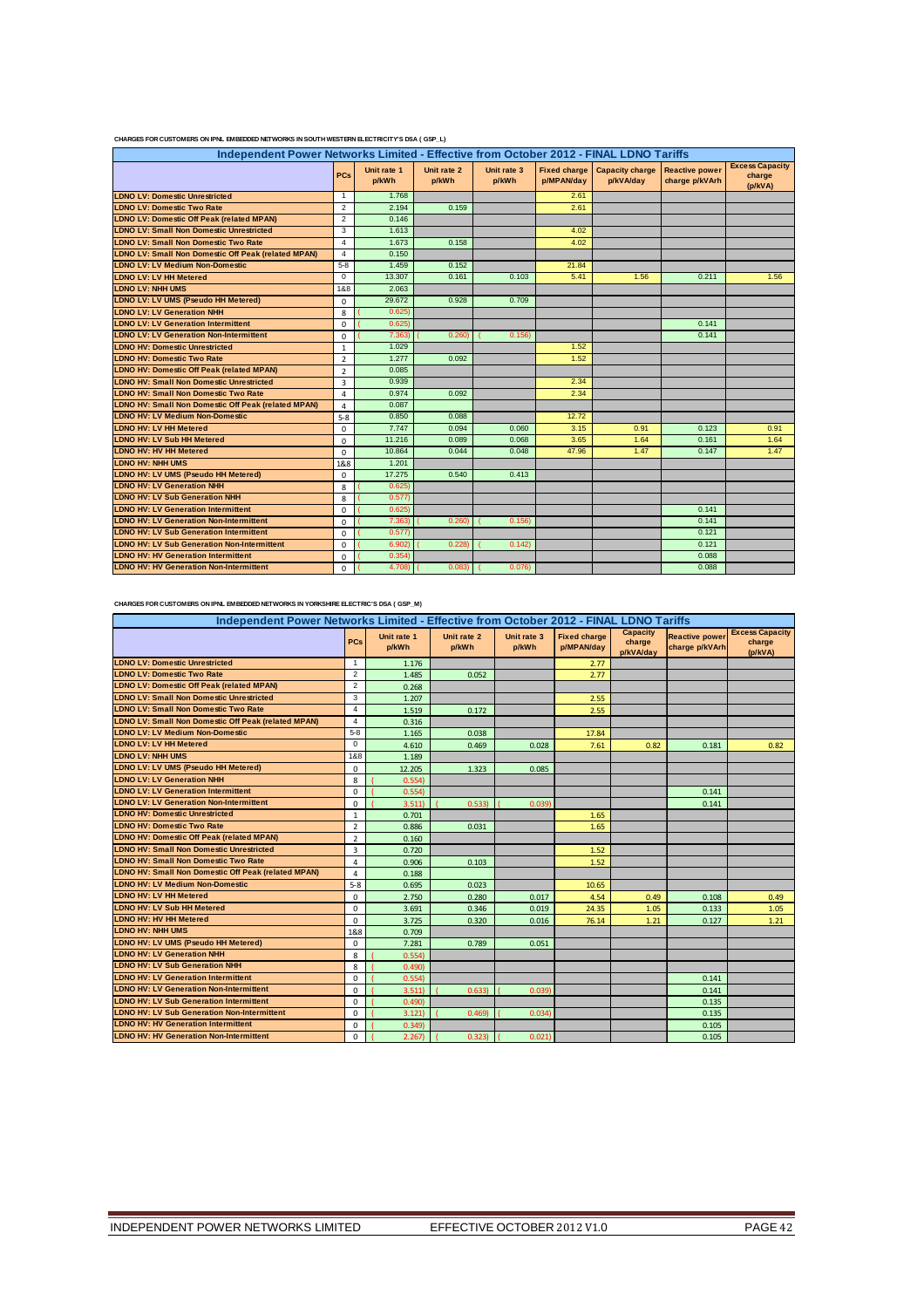CHARGES FOR CUSTOMERS ON IPNL EMBEDDED NETWORKS IN SOUTH WESTERN ELECTRICITY'S DSA ( GSP_L)

| Independent Power Networks Limited - Effective from October 2012 - FINAL LDNO Tariffs | | | | | | | | |
|---|---|---|---|---|---|---|---|---|
| | PCs | Unit rate 1 p/kWh | Unit rate 2 p/kWh | Unit rate 3 p/kWh | Fixed charge p/MPAN/day | Capacity charge p/kVA/day | Reactive power charge p/kVArh | Excess Capacity charge (p/kVA) |
| LDNO LV: Domestic Unrestricted | 1 | 1.768 | | | 2.61 | | | |
| LDNO LV: Domestic Two Rate | 2 | 2.194 | 0.159 | | 2.61 | | | |
| LDNO LV: Domestic Off Peak (related MPAN) | 2 | 0.146 | | | | | | |
| LDNO LV: Small Non Domestic Unrestricted | 3 | 1.613 | | | 4.02 | | | |
| LDNO LV: Small Non Domestic Two Rate | 4 | 1.673 | 0.158 | | 4.02 | | | |
| LDNO LV: Small Non Domestic Off Peak (related MPAN) | 4 | 0.150 | | | | | | |
| LDNO LV: LV Medium Non-Domestic | 5-8 | 1.459 | 0.152 | | 21.84 | | | |
| LDNO LV: LV HH Metered | 0 | 13.307 | 0.161 | 0.103 | 5.41 | 1.56 | 0.211 | 1.56 |
| LDNO LV: NHH UMS | 1&8 | 2.063 | | | | | | |
| LDNO LV: LV UMS (Pseudo HH Metered) | 0 | 29.672 | 0.928 | 0.709 | | | | |
| LDNO LV: LV Generation NHH | 8 | (0.625) | | | | | | |
| LDNO LV: LV Generation Intermittent | 0 | (0.625) | | | | | 0.141 | |
| LDNO LV: LV Generation Non-Intermittent | 0 | (7.363) | (0.260) | (0.156) | | | 0.141 | |
| LDNO HV: Domestic Unrestricted | 1 | 1.029 | | | 1.52 | | | |
| LDNO HV: Domestic Two Rate | 2 | 1.277 | 0.092 | | 1.52 | | | |
| LDNO HV: Domestic Off Peak (related MPAN) | 2 | 0.085 | | | | | | |
| LDNO HV: Small Non Domestic Unrestricted | 3 | 0.939 | | | 2.34 | | | |
| LDNO HV: Small Non Domestic Two Rate | 4 | 0.974 | 0.092 | | 2.34 | | | |
| LDNO HV: Small Non Domestic Off Peak (related MPAN) | 4 | 0.087 | | | | | | |
| LDNO HV: LV Medium Non-Domestic | 5-8 | 0.850 | 0.088 | | 12.72 | | | |
| LDNO HV: LV HH Metered | 0 | 7.747 | 0.094 | 0.060 | 3.15 | 0.91 | 0.123 | 0.91 |
| LDNO HV: LV Sub HH Metered | 0 | 11.216 | 0.089 | 0.068 | 3.65 | 1.64 | 0.161 | 1.64 |
| LDNO HV: HV HH Metered | 0 | 10.864 | 0.044 | 0.048 | 47.96 | 1.47 | 0.147 | 1.47 |
| LDNO HV: NHH UMS | 1&8 | 1.201 | | | | | | |
| LDNO HV: LV UMS (Pseudo HH Metered) | 0 | 17.275 | 0.540 | 0.413 | | | | |
| LDNO HV: LV Generation NHH | 8 | (0.625) | | | | | | |
| LDNO HV: LV Sub Generation NHH | 8 | (0.577) | | | | | | |
| LDNO HV: LV Generation Intermittent | 0 | (0.625) | | | | | 0.141 | |
| LDNO HV: LV Generation Non-Intermittent | 0 | (7.363) | (0.260) | (0.156) | | | 0.141 | |
| LDNO HV: LV Sub Generation Intermittent | 0 | (0.577) | | | | | 0.121 | |
| LDNO HV: LV Sub Generation Non-Intermittent | 0 | (6.902) | (0.228) | (0.142) | | | 0.121 | |
| LDNO HV: HV Generation Intermittent | 0 | (0.354) | | | | | 0.088 | |
| LDNO HV: HV Generation Non-Intermittent | 0 | (4.708) | (0.083) | (0.076) | | | 0.088 | |

CHARGES FOR CUSTOMERS ON IPNL EMBEDDED NETWORKS IN YORKSHIRE ELECTRIC'S DSA ( GSP_M)

| Independent Power Networks Limited - Effective from October 2012 - FINAL LDNO Tariffs | | | | | | | | |
|---|---|---|---|---|---|---|---|---|
| | PCs | Unit rate 1 p/kWh | Unit rate 2 p/kWh | Unit rate 3 p/kWh | Fixed charge p/MPAN/day | Capacity charge p/kVA/day | Reactive power charge p/kVArh | Excess Capacity charge (p/kVA) |
| LDNO LV: Domestic Unrestricted | 1 | 1.176 | | | 2.77 | | | |
| LDNO LV: Domestic Two Rate | 2 | 1.485 | 0.052 | | 2.77 | | | |
| LDNO LV: Domestic Off Peak (related MPAN) | 2 | 0.268 | | | | | | |
| LDNO LV: Small Non Domestic Unrestricted | 3 | 1.207 | | | 2.55 | | | |
| LDNO LV: Small Non Domestic Two Rate | 4 | 1.519 | 0.172 | | 2.55 | | | |
| LDNO LV: Small Non Domestic Off Peak (related MPAN) | 4 | 0.316 | | | | | | |
| LDNO LV: LV Medium Non-Domestic | 5-8 | 1.165 | 0.038 | | 17.84 | | | |
| LDNO LV: LV HH Metered | 0 | 4.610 | 0.469 | 0.028 | 7.61 | 0.82 | 0.181 | 0.82 |
| LDNO LV: NHH UMS | 1&8 | 1.189 | | | | | | |
| LDNO LV: LV UMS (Pseudo HH Metered) | 0 | 12.205 | 1.323 | 0.085 | | | | |
| LDNO LV: LV Generation NHH | 8 | (0.554) | | | | | | |
| LDNO LV: LV Generation Intermittent | 0 | (0.554) | | | | | 0.141 | |
| LDNO LV: LV Generation Non-Intermittent | 0 | (3.511) | (0.533) | (0.039) | | | 0.141 | |
| LDNO HV: Domestic Unrestricted | 1 | 0.701 | | | 1.65 | | | |
| LDNO HV: Domestic Two Rate | 2 | 0.886 | 0.031 | | 1.65 | | | |
| LDNO HV: Domestic Off Peak (related MPAN) | 2 | 0.160 | | | | | | |
| LDNO HV: Small Non Domestic Unrestricted | 3 | 0.720 | | | 1.52 | | | |
| LDNO HV: Small Non Domestic Two Rate | 4 | 0.906 | 0.103 | | 1.52 | | | |
| LDNO HV: Small Non Domestic Off Peak (related MPAN) | 4 | 0.188 | | | | | | |
| LDNO HV: LV Medium Non-Domestic | 5-8 | 0.695 | 0.023 | | 10.65 | | | |
| LDNO HV: LV HH Metered | 0 | 2.750 | 0.280 | 0.017 | 4.54 | 0.49 | 0.108 | 0.49 |
| LDNO HV: LV Sub HH Metered | 0 | 3.691 | 0.346 | 0.019 | 24.35 | 1.05 | 0.133 | 1.05 |
| LDNO HV: HV HH Metered | 0 | 3.725 | 0.320 | 0.016 | 76.14 | 1.21 | 0.127 | 1.21 |
| LDNO HV: NHH UMS | 1&8 | 0.709 | | | | | | |
| LDNO HV: LV UMS (Pseudo HH Metered) | 0 | 7.281 | 0.789 | 0.051 | | | | |
| LDNO HV: LV Generation NHH | 8 | (0.554) | | | | | | |
| LDNO HV: LV Sub Generation NHH | 8 | (0.490) | | | | | | |
| LDNO HV: LV Generation Intermittent | 0 | (0.554) | | | | | 0.141 | |
| LDNO HV: LV Generation Non-Intermittent | 0 | (3.511) | (0.633) | (0.039) | | | 0.141 | |
| LDNO HV: LV Sub Generation Intermittent | 0 | (0.490) | | | | | 0.135 | |
| LDNO HV: LV Sub Generation Non-Intermittent | 0 | (3.121) | (0.469) | (0.034) | | | 0.135 | |
| LDNO HV: HV Generation Intermittent | 0 | (0.349) | | | | | 0.105 | |
| LDNO HV: HV Generation Non-Intermittent | 0 | (2.267) | (0.323) | (0.021) | | | 0.105 | |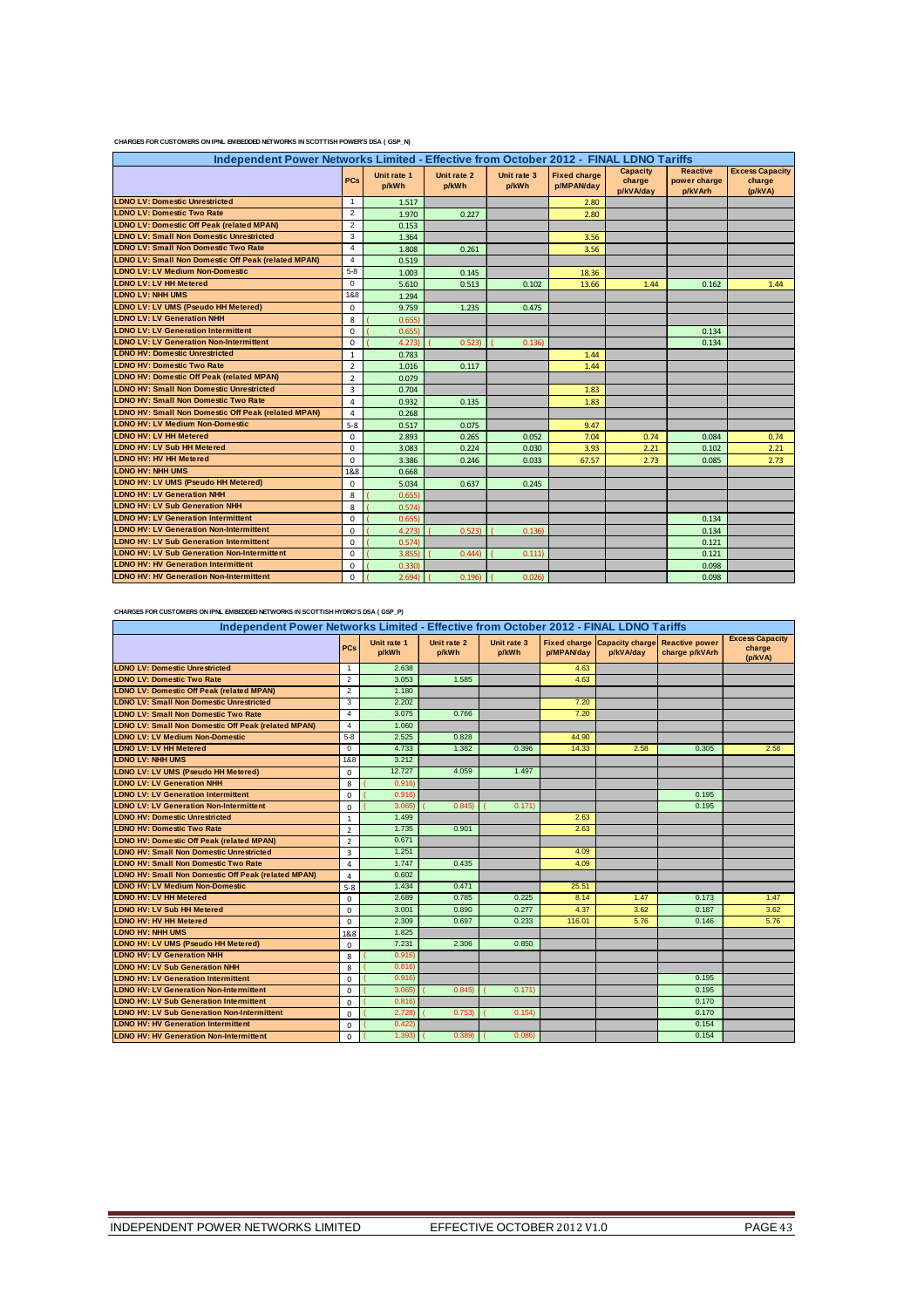CHARGES FOR CUSTOMERS ON IPNL EMBEDDED NETWORKS IN SCOTTISH POWER'S DSA ( GSP_N)

| Independent Power Networks Limited - Effective from October 2012 - FINAL LDNO Tariffs | | | | | | | | |
|---|---|---|---|---|---|---|---|---|
| | PCs | Unit rate 1 p/kWh | Unit rate 2 p/kWh | Unit rate 3 p/kWh | Fixed charge p/MPAN/day | Capacity charge p/kVA/day | Reactive power charge p/kVArh | Excess Capacity charge (p/kVA) |
| LDNO LV: Domestic Unrestricted | 1 | 1.517 | | | 2.80 | | | |
| LDNO LV: Domestic Two Rate | 2 | 1.970 | 0.227 | | 2.80 | | | |
| LDNO LV: Domestic Off Peak (related MPAN) | 2 | 0.153 | | | | | | |
| LDNO LV: Small Non Domestic Unrestricted | 3 | 1.364 | | | 3.56 | | | |
| LDNO LV: Small Non Domestic Two Rate | 4 | 1.808 | 0.261 | | 3.56 | | | |
| LDNO LV: Small Non Domestic Off Peak (related MPAN) | 4 | 0.519 | | | | | | |
| LDNO LV: LV Medium Non-Domestic | 5-8 | 1.003 | 0.145 | | 18.36 | | | |
| LDNO LV: LV HH Metered | 0 | 5.610 | 0.513 | 0.102 | 13.66 | 1.44 | 0.162 | 1.44 |
| LDNO LV: NHH UMS | 1&8 | 1.294 | | | | | | |
| LDNO LV: LV UMS (Pseudo HH Metered) | 0 | 9.759 | 1.235 | 0.475 | | | | |
| LDNO LV: LV Generation NHH | 8 | (0.655) | | | | | | |
| LDNO LV: LV Generation Intermittent | 0 | (0.655) | | | | | 0.134 | |
| LDNO LV: LV Generation Non-Intermittent | 0 | (4.273) | (0.523) | (0.136) | | | 0.134 | |
| LDNO HV: Domestic Unrestricted | 1 | 0.783 | | | 1.44 | | | |
| LDNO HV: Domestic Two Rate | 2 | 1.016 | 0.117 | | 1.44 | | | |
| LDNO HV: Domestic Off Peak (related MPAN) | 2 | 0.079 | | | | | | |
| LDNO HV: Small Non Domestic Unrestricted | 3 | 0.704 | | | 1.83 | | | |
| LDNO HV: Small Non Domestic Two Rate | 4 | 0.932 | 0.135 | | 1.83 | | | |
| LDNO HV: Small Non Domestic Off Peak (related MPAN) | 4 | 0.268 | | | | | | |
| LDNO HV: LV Medium Non-Domestic | 5-8 | 0.517 | 0.075 | | 9.47 | | | |
| LDNO HV: LV HH Metered | 0 | 2.893 | 0.265 | 0.052 | 7.04 | 0.74 | 0.084 | 0.74 |
| LDNO HV: LV Sub HH Metered | 0 | 3.083 | 0.224 | 0.030 | 3.93 | 2.21 | 0.102 | 2.21 |
| LDNO HV: HV HH Metered | 0 | 3.386 | 0.246 | 0.033 | 67.57 | 2.73 | 0.085 | 2.73 |
| LDNO HV: NHH UMS | 1&8 | 0.668 | | | | | | |
| LDNO HV: LV UMS (Pseudo HH Metered) | 0 | 5.034 | 0.637 | 0.245 | | | | |
| LDNO HV: LV Generation NHH | 8 | (0.655) | | | | | | |
| LDNO HV: LV Sub Generation NHH | 8 | (0.574) | | | | | | |
| LDNO HV: LV Generation Intermittent | 0 | (0.655) | | | | | 0.134 | |
| LDNO HV: LV Generation Non-Intermittent | 0 | (4.273) | (0.523) | (0.136) | | | 0.134 | |
| LDNO HV: LV Sub Generation Intermittent | 0 | (0.574) | | | | | 0.121 | |
| LDNO HV: LV Sub Generation Non-Intermittent | 0 | (3.855) | (0.444) | (0.111) | | | 0.121 | |
| LDNO HV: HV Generation Intermittent | 0 | (0.330) | | | | | 0.098 | |
| LDNO HV: HV Generation Non-Intermittent | 0 | (2.694) | (0.196) | (0.026) | | | 0.098 | |

CHARGES FOR CUSTOMERS ON IPNL EMBEDDED NETWORKS IN SCOTTISH HYDRO'S DSA ( GSP_P)

| Independent Power Networks Limited - Effective from October 2012 - FINAL LDNO Tariffs | | | | | | | | |
|---|---|---|---|---|---|---|---|---|
| | PCs | Unit rate 1 p/kWh | Unit rate 2 p/kWh | Unit rate 3 p/kWh | Fixed charge p/MPAN/day | Capacity charge p/kVA/day | Reactive power charge p/kVArh | Excess Capacity charge (p/kVA) |
| LDNO LV: Domestic Unrestricted | 1 | 2.638 | | | 4.63 | | | |
| LDNO LV: Domestic Two Rate | 2 | 3.053 | 1.585 | | 4.63 | | | |
| LDNO LV: Domestic Off Peak (related MPAN) | 2 | 1.180 | | | | | | |
| LDNO LV: Small Non Domestic Unrestricted | 3 | 2.202 | | | 7.20 | | | |
| LDNO LV: Small Non Domestic Two Rate | 4 | 3.075 | 0.766 | | 7.20 | | | |
| LDNO LV: Small Non Domestic Off Peak (related MPAN) | 4 | 1.060 | | | | | | |
| LDNO LV: LV Medium Non-Domestic | 5-8 | 2.525 | 0.828 | | 44.90 | | | |
| LDNO LV: LV HH Metered | 0 | 4.733 | 1.382 | 0.396 | 14.33 | 2.58 | 0.305 | 2.58 |
| LDNO LV: NHH UMS | 1&8 | 3.212 | | | | | | |
| LDNO LV: LV UMS (Pseudo HH Metered) | 0 | 12.727 | 4.059 | 1.497 | | | | |
| LDNO LV: LV Generation NHH | 8 | (0.916) | | | | | | |
| LDNO LV: LV Generation Intermittent | 0 | (0.916) | | | | | 0.195 | |
| LDNO LV: LV Generation Non-Intermittent | 0 | (3.065) | (0.845) | (0.171) | | | 0.195 | |
| LDNO HV: Domestic Unrestricted | 1 | 1.499 | | | 2.63 | | | |
| LDNO HV: Domestic Two Rate | 2 | 1.735 | 0.901 | | 2.63 | | | |
| LDNO HV: Domestic Off Peak (related MPAN) | 2 | 0.671 | | | | | | |
| LDNO HV: Small Non Domestic Unrestricted | 3 | 1.251 | | | 4.09 | | | |
| LDNO HV: Small Non Domestic Two Rate | 4 | 1.747 | 0.435 | | 4.09 | | | |
| LDNO HV: Small Non Domestic Off Peak (related MPAN) | 4 | 0.602 | | | | | | |
| LDNO HV: LV Medium Non-Domestic | 5-8 | 1.434 | 0.471 | | 25.51 | | | |
| LDNO HV: LV HH Metered | 0 | 2.689 | 0.785 | 0.225 | 8.14 | 1.47 | 0.173 | 1.47 |
| LDNO HV: LV Sub HH Metered | 0 | 3.001 | 0.890 | 0.277 | 4.37 | 3.62 | 0.187 | 3.62 |
| LDNO HV: HV HH Metered | 0 | 2.309 | 0.697 | 0.233 | 116.01 | 5.76 | 0.146 | 5.76 |
| LDNO HV: NHH UMS | 1&8 | 1.825 | | | | | | |
| LDNO HV: LV UMS (Pseudo HH Metered) | 0 | 7.231 | 2.306 | 0.850 | | | | |
| LDNO HV: LV Generation NHH | 8 | (0.916) | | | | | | |
| LDNO HV: LV Sub Generation NHH | 8 | (0.816) | | | | | | |
| LDNO HV: LV Generation Intermittent | 0 | (0.916) | | | | | 0.195 | |
| LDNO HV: LV Generation Non-Intermittent | 0 | (3.065) | (0.845) | (0.171) | | | 0.195 | |
| LDNO HV: LV Sub Generation Intermittent | 0 | (0.816) | | | | | 0.170 | |
| LDNO HV: LV Sub Generation Non-Intermittent | 0 | (2.728) | (0.753) | (0.154) | | | 0.170 | |
| LDNO HV: HV Generation Intermittent | 0 | (0.422) | | | | | 0.154 | |
| LDNO HV: HV Generation Non-Intermittent | 0 | (1.393) | (0.389) | (0.086) | | | 0.154 | |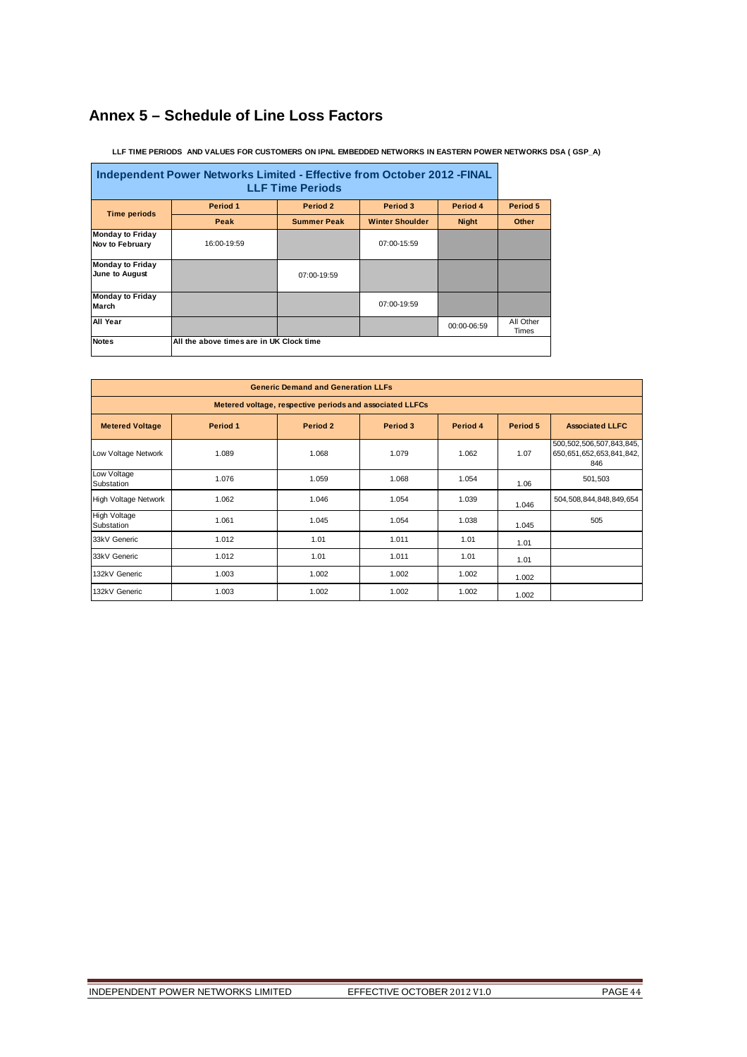# Annex 5 – Schedule of Line Loss Factors

**LLF TIME PERIODS AND VALUES FOR CUSTOMERS ON IPNL EMBEDDED NETWORKS IN EASTERN POWER NETWORKS DSA ( GSP_A)**

| Independent Power Networks Limited - Effective from October 2012 -FINAL LLF Time Periods | | | | | |
|---|---|---|---|---|---|
| **Time periods** | **Period 1** | **Period 2** | **Period 3** | **Period 4** | **Period 5** |
| | **Peak** | **Summer Peak** | **Winter Shoulder** | **Night** | **Other** |
| **Monday to Friday Nov to February** | 16:00-19:59 | | 07:00-15:59 | | |
| **Monday to Friday June to August** | | 07:00-19:59 | | | |
| **Monday to Friday March** | | | 07:00-19:59 | | |
| **All Year** | | | | 00:00-06:59 | All Other Times |
| **Notes** | All the above times are in UK Clock time | | | | |

| Generic Demand and Generation LLFs | | | | | | |
|---|---|---|---|---|---|---|
| Metered voltage, respective periods and associated LLFCs | | | | | | |
| **Metered Voltage** | **Period 1** | **Period 2** | **Period 3** | **Period 4** | **Period 5** | **Associated LLFC** |
| Low Voltage Network | 1.089 | 1.068 | 1.079 | 1.062 | 1.07 | 500,502,506,507,843,845, 650,651,652,653,841,842, 846 |
| Low Voltage Substation | 1.076 | 1.059 | 1.068 | 1.054 | 1.06 | 501,503 |
| High Voltage Network | 1.062 | 1.046 | 1.054 | 1.039 | 1.046 | 504,508,844,848,849,654 |
| High Voltage Substation | 1.061 | 1.045 | 1.054 | 1.038 | 1.045 | 505 |
| 33kV Generic | 1.012 | 1.01 | 1.011 | 1.01 | 1.01 | |
| 33kV Generic | 1.012 | 1.01 | 1.011 | 1.01 | 1.01 | |
| 132kV Generic | 1.003 | 1.002 | 1.002 | 1.002 | 1.002 | |
| 132kV Generic | 1.003 | 1.002 | 1.002 | 1.002 | 1.002 | |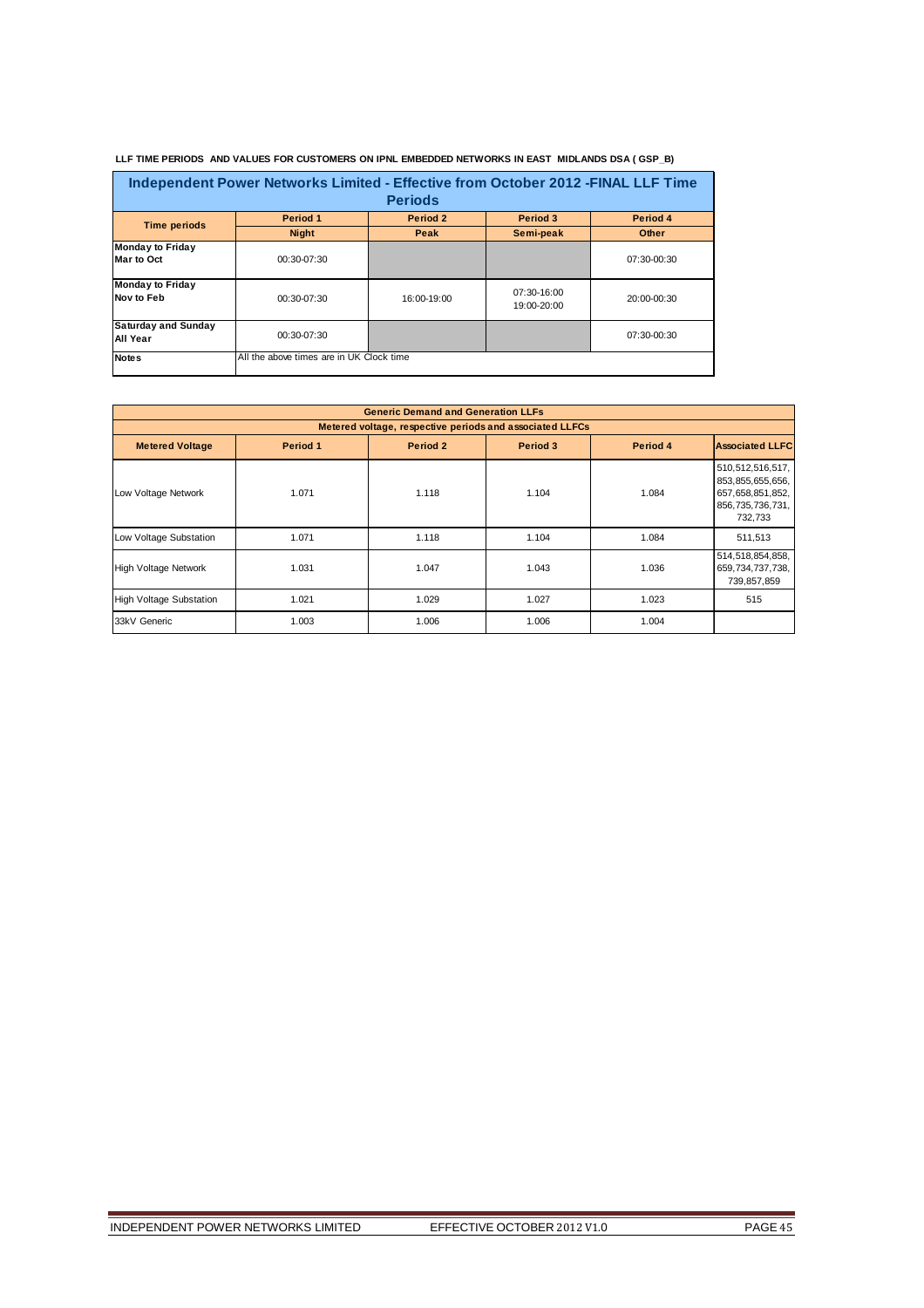**LLF TIME PERIODS AND VALUES FOR CUSTOMERS ON IPNL EMBEDDED NETWORKS IN EAST MIDLANDS DSA ( GSP_B)**

| Independent Power Networks Limited - Effective from October 2012 -FINAL LLF Time Periods | | | | |
|---|---|---|---|---|
| **Time periods** | **Period 1** | **Period 2** | **Period 3** | **Period 4** |
| | **Night** | **Peak** | **Semi-peak** | **Other** |
| **Monday to Friday Mar to Oct** | 00:30-07:30 | | | 07:30-00:30 |
| **Monday to Friday Nov to Feb** | 00:30-07:30 | 16:00-19:00 | 07:30-16:00 19:00-20:00 | 20:00-00:30 |
| **Saturday and Sunday All Year** | 00:30-07:30 | | | 07:30-00:30 |
| **Notes** | All the above times are in UK Clock time | | | |

| Generic Demand and Generation LLFs | | | | | |
|---|---|---|---|---|---|
| Metered voltage, respective periods and associated LLFCs | | | | | |
| **Metered Voltage** | **Period 1** | **Period 2** | **Period 3** | **Period 4** | **Associated LLFC** |
| Low Voltage Network | 1.071 | 1.118 | 1.104 | 1.084 | 510,512,516,517, 853,855,655,656, 657,658,851,852, 856,735,736,731, 732,733 |
| Low Voltage Substation | 1.071 | 1.118 | 1.104 | 1.084 | 511,513 |
| High Voltage Network | 1.031 | 1.047 | 1.043 | 1.036 | 514,518,854,858, 659,734,737,738, 739,857,859 |
| High Voltage Substation | 1.021 | 1.029 | 1.027 | 1.023 | 515 |
| 33kV Generic | 1.003 | 1.006 | 1.006 | 1.004 | |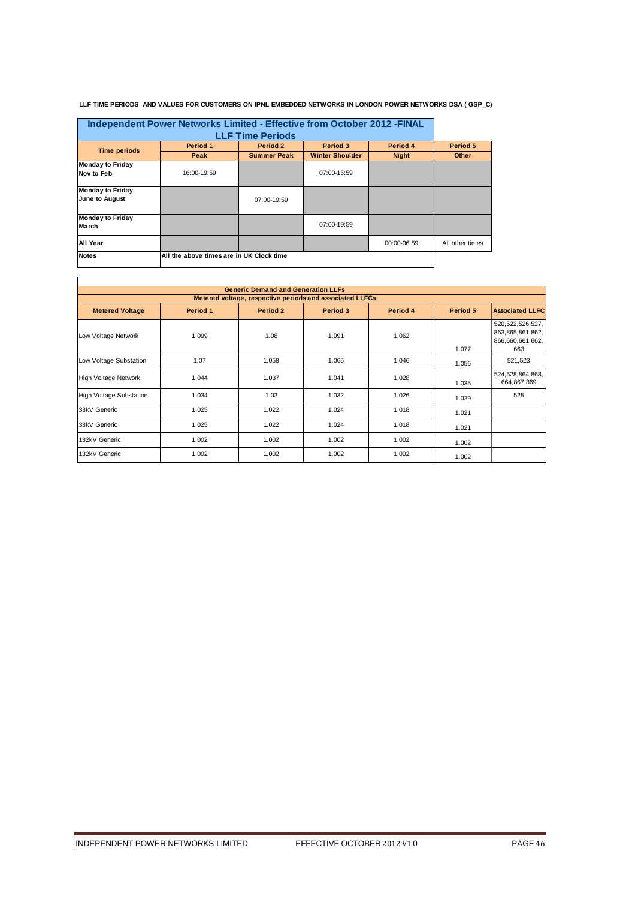**LLF TIME PERIODS AND VALUES FOR CUSTOMERS ON IPNL EMBEDDED NETWORKS IN LONDON POWER NETWORKS DSA ( GSP_C)**

| Independent Power Networks Limited - Effective from October 2012 -FINAL LLF Time Periods | | | | | |
|---|---|---|---|---|---|
| Time periods | Period 1 | Period 2 | Period 3 | Period 4 | Period 5 |
| | Peak | Summer Peak | Winter Shoulder | Night | Other |
| Monday to Friday Nov to Feb | 16:00-19:59 | | 07:00-15:59 | | |
| Monday to Friday June to August | | 07:00-19:59 | | | |
| Monday to Friday March | | | 07:00-19:59 | | |
| All Year | | | | 00:00-06:59 | All other times |
| Notes | All the above times are in UK Clock time | | | | |

| Generic Demand and Generation LLFs Metered voltage, respective periods and associated LLFCs | | | | | | |
|---|---|---|---|---|---|---|
| Metered Voltage | Period 1 | Period 2 | Period 3 | Period 4 | Period 5 | Associated LLFC |
| Low Voltage Network | 1.099 | 1.08 | 1.091 | 1.062 | 1.077 | 520,522,526,527, 863,865,861,862, 866,660,661,662, 663 |
| Low Voltage Substation | 1.07 | 1.058 | 1.065 | 1.046 | 1.056 | 521,523 |
| High Voltage Network | 1.044 | 1.037 | 1.041 | 1.028 | 1.035 | 524,528,864,868, 664,867,869 |
| High Voltage Substation | 1.034 | 1.03 | 1.032 | 1.026 | 1.029 | 525 |
| 33kV Generic | 1.025 | 1.022 | 1.024 | 1.018 | 1.021 | |
| 33kV Generic | 1.025 | 1.022 | 1.024 | 1.018 | 1.021 | |
| 132kV Generic | 1.002 | 1.002 | 1.002 | 1.002 | 1.002 | |
| 132kV Generic | 1.002 | 1.002 | 1.002 | 1.002 | 1.002 | |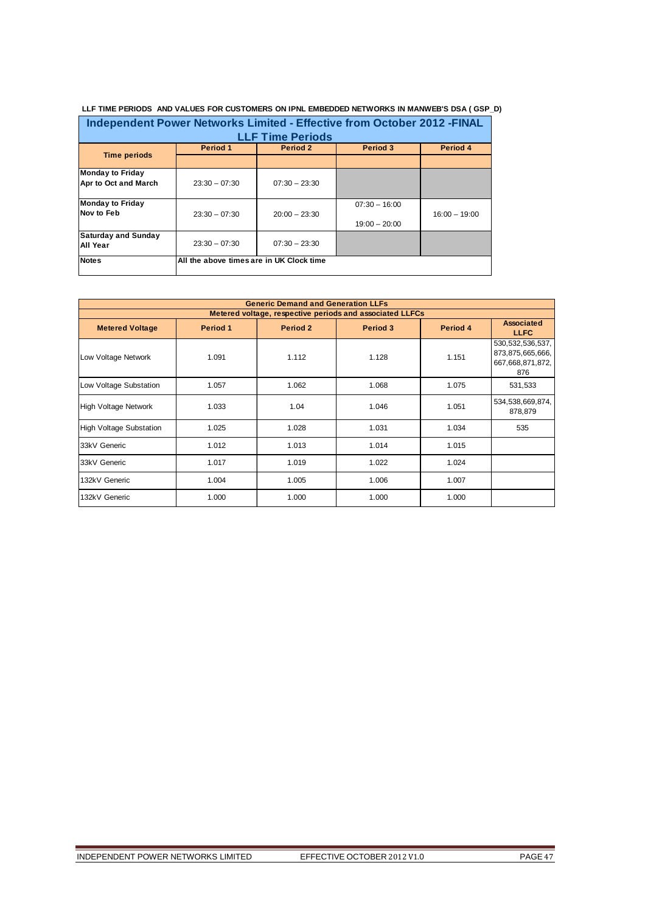**LLF TIME PERIODS AND VALUES FOR CUSTOMERS ON IPNL EMBEDDED NETWORKS IN MANWEB'S DSA ( GSP_D)**

| Independent Power Networks Limited - Effective from October 2012 -FINAL LLF Time Periods | | | | |
|---|---|---|---|---|
| **Time periods** | **Period 1** | **Period 2** | **Period 3** | **Period 4** |
| **Monday to Friday Apr to Oct and March** | 23:30 – 07:30 | 07:30 – 23:30 | | |
| **Monday to Friday Nov to Feb** | 23:30 – 07:30 | 20:00 – 23:30 | 07:30 – 16:00<br>19:00 – 20:00 | 16:00 – 19:00 |
| **Saturday and Sunday All Year** | 23:30 – 07:30 | 07:30 – 23:30 | | |
| **Notes** | All the above times are in UK Clock time | | | |

| Generic Demand and Generation LLFs<br>Metered voltage, respective periods and associated LLFCs | | | | | |
|---|---|---|---|---|---|
| **Metered Voltage** | **Period 1** | **Period 2** | **Period 3** | **Period 4** | **Associated LLFC** |
| Low Voltage Network | 1.091 | 1.112 | 1.128 | 1.151 | 530,532,536,537, 873,875,665,666, 667,668,871,872, 876 |
| Low Voltage Substation | 1.057 | 1.062 | 1.068 | 1.075 | 531,533 |
| High Voltage Network | 1.033 | 1.04 | 1.046 | 1.051 | 534,538,669,874, 878,879 |
| High Voltage Substation | 1.025 | 1.028 | 1.031 | 1.034 | 535 |
| 33kV Generic | 1.012 | 1.013 | 1.014 | 1.015 | |
| 33kV Generic | 1.017 | 1.019 | 1.022 | 1.024 | |
| 132kV Generic | 1.004 | 1.005 | 1.006 | 1.007 | |
| 132kV Generic | 1.000 | 1.000 | 1.000 | 1.000 | |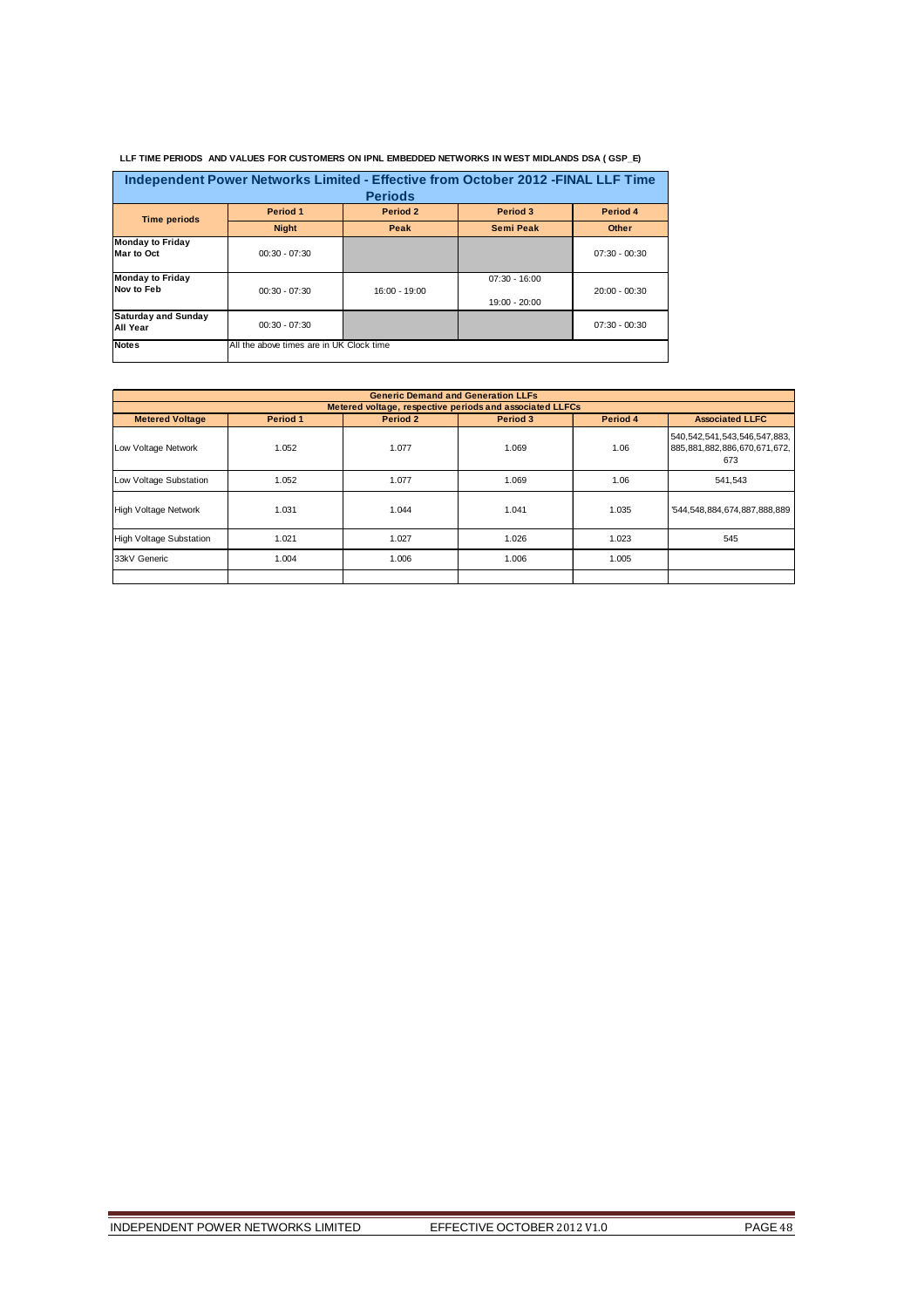**LLF TIME PERIODS AND VALUES FOR CUSTOMERS ON IPNL EMBEDDED NETWORKS IN WEST MIDLANDS DSA ( GSP_E)**

| Independent Power Networks Limited - Effective from October 2012 -FINAL LLF Time Periods | | | | |
|---|---|---|---|---|
| **Time periods** | **Period 1** | **Period 2** | **Period 3** | **Period 4** |
| | **Night** | **Peak** | **Semi Peak** | **Other** |
| **Monday to Friday Mar to Oct** | 00:30 - 07:30 | | | 07:30 - 00:30 |
| **Monday to Friday Nov to Feb** | 00:30 - 07:30 | 16:00 - 19:00 | 07:30 - 16:00<br>19:00 - 20:00 | 20:00 - 00:30 |
| **Saturday and Sunday All Year** | 00:30 - 07:30 | | | 07:30 - 00:30 |
| **Notes** | All the above times are in UK Clock time | | | |

| Generic Demand and Generation LLFs | | | | | |
|---|---|---|---|---|---|
| Metered voltage, respective periods and associated LLFCs | | | | | |
| **Metered Voltage** | **Period 1** | **Period 2** | **Period 3** | **Period 4** | **Associated LLFC** |
| Low Voltage Network | 1.052 | 1.077 | 1.069 | 1.06 | 540,542,541,543,546,547,883, 885,881,882,886,670,671,672, 673 |
| Low Voltage Substation | 1.052 | 1.077 | 1.069 | 1.06 | 541,543 |
| High Voltage Network | 1.031 | 1.044 | 1.041 | 1.035 | '544,548,884,674,887,888,889 |
| High Voltage Substation | 1.021 | 1.027 | 1.026 | 1.023 | 545 |
| 33kV Generic | 1.004 | 1.006 | 1.006 | 1.005 | |
| | | | | | |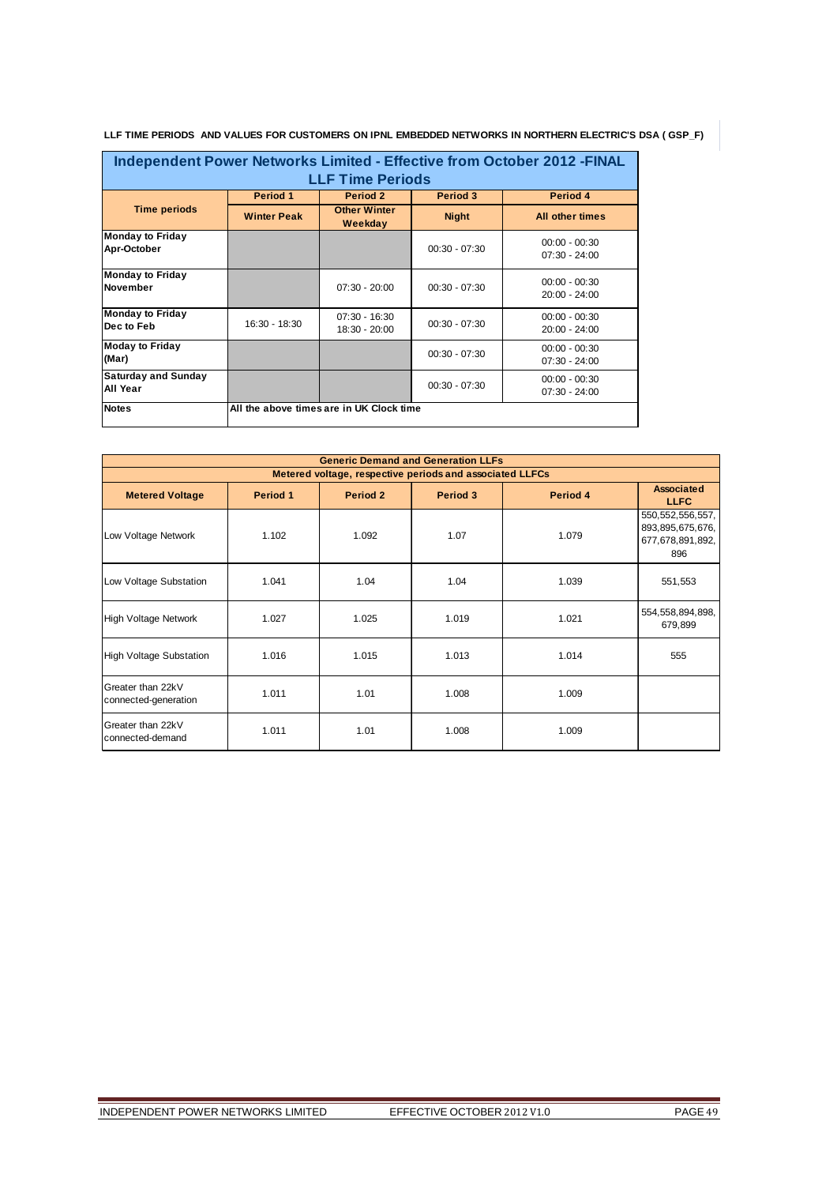**LLF TIME PERIODS AND VALUES FOR CUSTOMERS ON IPNL EMBEDDED NETWORKS IN NORTHERN ELECTRIC'S DSA ( GSP_F)**

## Independent Power Networks Limited - Effective from October 2012 -FINAL

### LLF Time Periods

| Time periods | Period 1 | Period 2 | Period 3 | Period 4 |
|---|---|---|---|---|
| | Winter Peak | Other Winter Weekday | Night | All other times |
| **Monday to Friday Apr-October** | | | 00:30 - 07:30 | 00:00 - 00:30<br>07:30 - 24:00 |
| **Monday to Friday November** | | 07:30 - 20:00 | 00:30 - 07:30 | 00:00 - 00:30<br>20:00 - 24:00 |
| **Monday to Friday Dec to Feb** | 16:30 - 18:30 | 07:30 - 16:30<br>18:30 - 20:00 | 00:30 - 07:30 | 00:00 - 00:30<br>20:00 - 24:00 |
| **Moday to Friday (Mar)** | | | 00:30 - 07:30 | 00:00 - 00:30<br>07:30 - 24:00 |
| **Saturday and Sunday All Year** | | | 00:30 - 07:30 | 00:00 - 00:30<br>07:30 - 24:00 |
| **Notes** | All the above times are in UK Clock time | | | |

### Generic Demand and Generation LLFs

**Metered voltage, respective periods and associated LLFCs**

| Metered Voltage | Period 1 | Period 2 | Period 3 | Period 4 | Associated LLFC |
|---|---|---|---|---|---|
| Low Voltage Network | 1.102 | 1.092 | 1.07 | 1.079 | 550,552,556,557, 893,895,675,676, 677,678,891,892, 896 |
| Low Voltage Substation | 1.041 | 1.04 | 1.04 | 1.039 | 551,553 |
| High Voltage Network | 1.027 | 1.025 | 1.019 | 1.021 | 554,558,894,898, 679,899 |
| High Voltage Substation | 1.016 | 1.015 | 1.013 | 1.014 | 555 |
| Greater than 22kV connected-generation | 1.011 | 1.01 | 1.008 | 1.009 | |
| Greater than 22kV connected-demand | 1.011 | 1.01 | 1.008 | 1.009 | |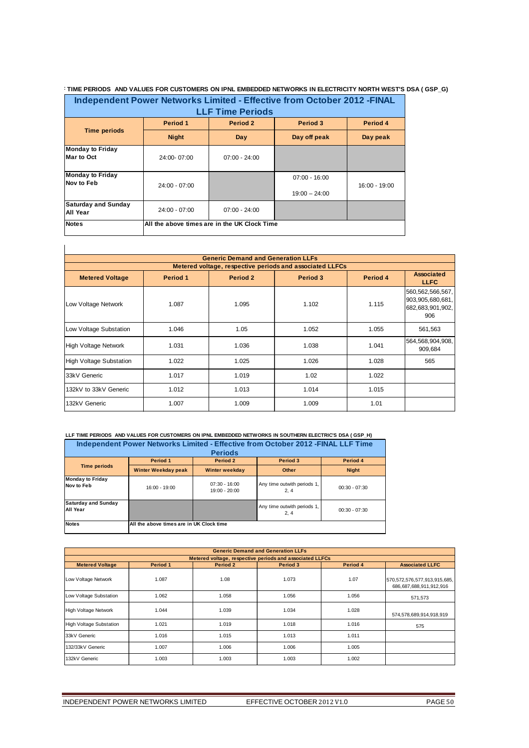**: TIME PERIODS AND VALUES FOR CUSTOMERS ON IPNL EMBEDDED NETWORKS IN ELECTRICITY NORTH WEST'S DSA ( GSP_G)**

### Independent Power Networks Limited - Effective from October 2012 -FINAL LLF Time Periods

| Time periods | Period 1 | Period 2 | Period 3 | Period 4 |
|---|---|---|---|---|
| | Night | Day | Day off peak | Day peak |
| Monday to Friday Mar to Oct | 24:00- 07:00 | 07:00 - 24:00 | | |
| Monday to Friday Nov to Feb | 24:00 - 07:00 | | 07:00 - 16:00<br>19:00 – 24:00 | 16:00 - 19:00 |
| Saturday and Sunday All Year | 24:00 - 07:00 | 07:00 - 24:00 | | |
| Notes | All the above times are in the UK Clock Time | | | |

### Generic Demand and Generation LLFs

Metered voltage, respective periods and associated LLFCs

| Metered Voltage | Period 1 | Period 2 | Period 3 | Period 4 | Associated LLFC |
|---|---|---|---|---|---|
| Low Voltage Network | 1.087 | 1.095 | 1.102 | 1.115 | 560,562,566,567, 903,905,680,681, 682,683,901,902, 906 |
| Low Voltage Substation | 1.046 | 1.05 | 1.052 | 1.055 | 561,563 |
| High Voltage Network | 1.031 | 1.036 | 1.038 | 1.041 | 564,568,904,908, 909,684 |
| High Voltage Substation | 1.022 | 1.025 | 1.026 | 1.028 | 565 |
| 33kV Generic | 1.017 | 1.019 | 1.02 | 1.022 | |
| 132kV to 33kV Generic | 1.012 | 1.013 | 1.014 | 1.015 | |
| 132kV Generic | 1.007 | 1.009 | 1.009 | 1.01 | |

**LLF TIME PERIODS AND VALUES FOR CUSTOMERS ON IPNL EMBEDDED NETWORKS IN SOUTHERN ELECTRIC'S DSA ( GSP_H)**

### Independent Power Networks Limited - Effective from October 2012 -FINAL LLF Time Periods

| Time periods | Period 1 | Period 2 | Period 3 | Period 4 |
|---|---|---|---|---|
| | Winter Weekday peak | Winter weekday | Other | Night |
| Monday to Friday Nov to Feb | 16:00 - 19:00 | 07:30 - 16:00<br>19:00 - 20:00 | Any time outwith periods 1, 2, 4 | 00:30 - 07:30 |
| Saturday and Sunday All Year | | | Any time outwith periods 1, 2, 4 | 00:30 - 07:30 |
| Notes | All the above times are in UK Clock time | | | |

### Generic Demand and Generation LLFs

Metered voltage, respective periods and associated LLFCs

| Metered Voltage | Period 1 | Period 2 | Period 3 | Period 4 | Associated LLFC |
|---|---|---|---|---|---|
| Low Voltage Network | 1.087 | 1.08 | 1.073 | 1.07 | 570,572,576,577,913,915,685, 686,687,688,911,912,916 |
| Low Voltage Substation | 1.062 | 1.058 | 1.056 | 1.056 | 571,573 |
| High Voltage Network | 1.044 | 1.039 | 1.034 | 1.028 | 574,578,689,914,918,919 |
| High Voltage Substation | 1.021 | 1.019 | 1.018 | 1.016 | 575 |
| 33kV Generic | 1.016 | 1.015 | 1.013 | 1.011 | |
| 132/33kV Generic | 1.007 | 1.006 | 1.006 | 1.005 | |
| 132kV Generic | 1.003 | 1.003 | 1.003 | 1.002 | |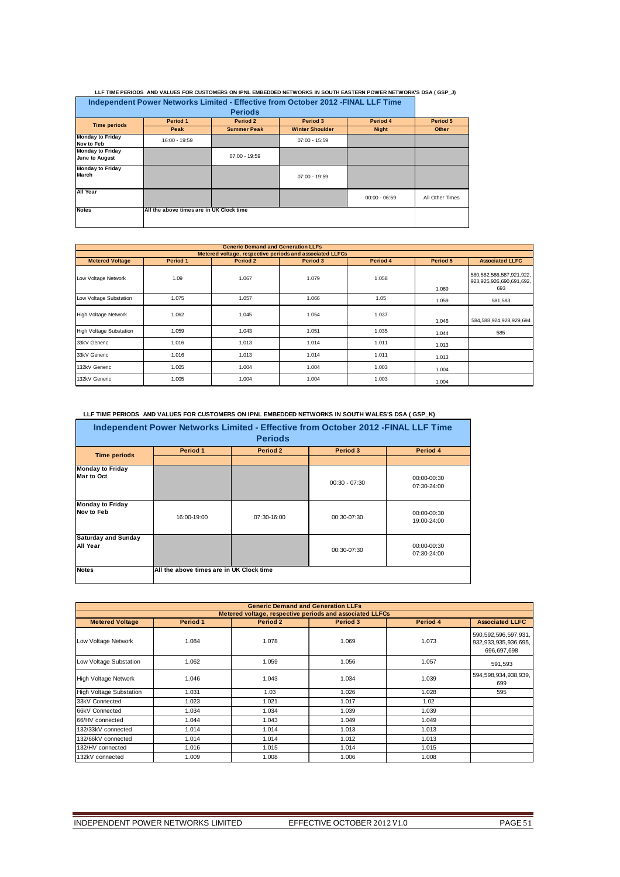**LLF TIME PERIODS AND VALUES FOR CUSTOMERS ON IPNL EMBEDDED NETWORKS IN SOUTH EASTERN POWER NETWORK'S DSA ( GSP_J)**

| Independent Power Networks Limited - Effective from October 2012 -FINAL LLF Time Periods | | | | | |
|---|---|---|---|---|---|
| Time periods | Period 1 | Period 2 | Period 3 | Period 4 | Period 5 |
| | Peak | Summer Peak | Winter Shoulder | Night | Other |
| Monday to Friday Nov to Feb | 16:00 - 19:59 | | 07:00 - 15:59 | | |
| Monday to Friday June to August | | 07:00 - 19:59 | | | |
| Monday to Friday March | | | 07:00 - 19:59 | | |
| All Year | | | | 00:00 - 06:59 | All Other Times |
| Notes | All the above times are in UK Clock time | | | | |

| Generic Demand and Generation LLFs | | | | | | |
|---|---|---|---|---|---|---|
| Metered voltage, respective periods and associated LLFCs | | | | | | |
| Metered Voltage | Period 1 | Period 2 | Period 3 | Period 4 | Period 5 | Associated LLFC |
| Low Voltage Network | 1.09 | 1.067 | 1.079 | 1.058 | 1.069 | 580,582,586,587,921,922,923,925,926,690,691,692,693 |
| Low Voltage Substation | 1.075 | 1.057 | 1.066 | 1.05 | 1.059 | 581,583 |
| High Voltage Network | 1.062 | 1.045 | 1.054 | 1.037 | 1.046 | 584,588,924,928,929,694 |
| High Voltage Substation | 1.059 | 1.043 | 1.051 | 1.035 | 1.044 | 585 |
| 33kV Generic | 1.016 | 1.013 | 1.014 | 1.011 | 1.013 | |
| 33kV Generic | 1.016 | 1.013 | 1.014 | 1.011 | 1.013 | |
| 132kV Generic | 1.005 | 1.004 | 1.004 | 1.003 | 1.004 | |
| 132kV Generic | 1.005 | 1.004 | 1.004 | 1.003 | 1.004 | |

**LLF TIME PERIODS AND VALUES FOR CUSTOMERS ON IPNL EMBEDDED NETWORKS IN SOUTH WALES'S DSA ( GSP_K)**

| Independent Power Networks Limited - Effective from October 2012 -FINAL LLF Time Periods | | | | |
|---|---|---|---|---|
| Time periods | Period 1 | Period 2 | Period 3 | Period 4 |
| Monday to Friday Mar to Oct | | | 00:30 - 07:30 | 00:00-00:30 07:30-24:00 |
| Monday to Friday Nov to Feb | 16:00-19:00 | 07:30-16:00 | 00:30-07:30 | 00:00-00:30 19:00-24:00 |
| Saturday and Sunday All Year | | | 00:30-07:30 | 00:00-00:30 07:30-24:00 |
| Notes | All the above times are in UK Clock time | | | |

| Generic Demand and Generation LLFs | | | | | |
|---|---|---|---|---|---|
| Metered voltage, respective periods and associated LLFCs | | | | | |
| Metered Voltage | Period 1 | Period 2 | Period 3 | Period 4 | Associated LLFC |
| Low Voltage Network | 1.084 | 1.078 | 1.069 | 1.073 | 590,592,596,597,931,932,933,935,936,695,696,697,698 |
| Low Voltage Substation | 1.062 | 1.059 | 1.056 | 1.057 | 591,593 |
| High Voltage Network | 1.046 | 1.043 | 1.034 | 1.039 | 594,598,934,938,939,699 |
| High Voltage Substation | 1.031 | 1.03 | 1.026 | 1.028 | 595 |
| 33kV Connected | 1.023 | 1.021 | 1.017 | 1.02 | |
| 66kV Connected | 1.034 | 1.034 | 1.039 | 1.039 | |
| 66/HV connected | 1.044 | 1.043 | 1.049 | 1.049 | |
| 132/33kV connected | 1.014 | 1.014 | 1.013 | 1.013 | |
| 132/66kV connected | 1.014 | 1.014 | 1.012 | 1.013 | |
| 132/HV connected | 1.016 | 1.015 | 1.014 | 1.015 | |
| 132kV connected | 1.009 | 1.008 | 1.006 | 1.008 | |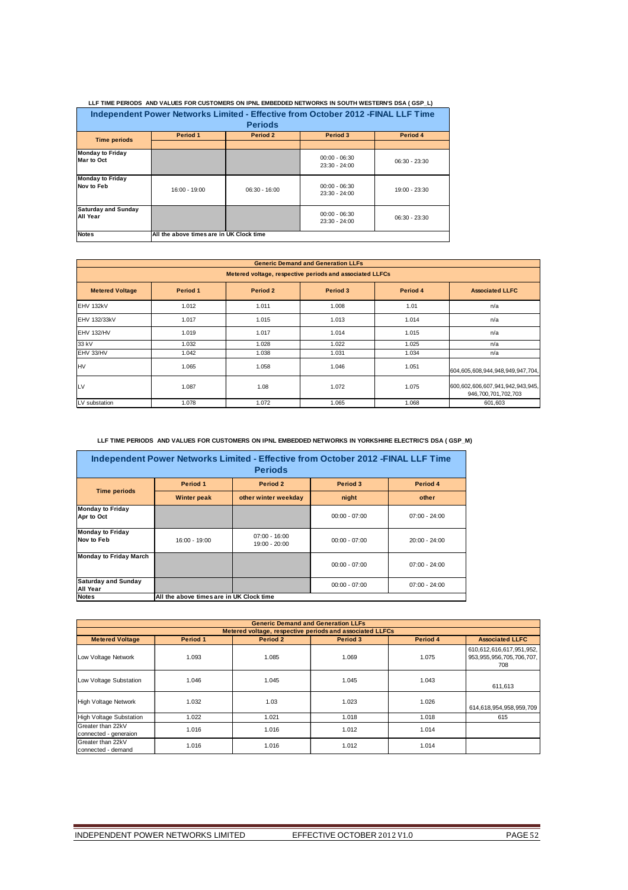**LLF TIME PERIODS AND VALUES FOR CUSTOMERS ON IPNL EMBEDDED NETWORKS IN SOUTH WESTERN'S DSA ( GSP_L)**

| Independent Power Networks Limited - Effective from October 2012 -FINAL LLF Time Periods | | | | |
|---|---|---|---|---|
| **Time periods** | **Period 1** | **Period 2** | **Period 3** | **Period 4** |
| **Monday to Friday Mar to Oct** | | | 00:00 - 06:30<br>23:30 - 24:00 | 06:30 - 23:30 |
| **Monday to Friday Nov to Feb** | 16:00 - 19:00 | 06:30 - 16:00 | 00:00 - 06:30<br>23:30 - 24:00 | 19:00 - 23:30 |
| **Saturday and Sunday All Year** | | | 00:00 - 06:30<br>23:30 - 24:00 | 06:30 - 23:30 |
| **Notes** | All the above times are in UK Clock time | | | |

| Generic Demand and Generation LLFs | | | | | |
|---|---|---|---|---|---|
| Metered voltage, respective periods and associated LLFCs | | | | | |
| **Metered Voltage** | **Period 1** | **Period 2** | **Period 3** | **Period 4** | **Associated LLFC** |
| EHV 132kV | 1.012 | 1.011 | 1.008 | 1.01 | n/a |
| EHV 132/33kV | 1.017 | 1.015 | 1.013 | 1.014 | n/a |
| EHV 132/HV | 1.019 | 1.017 | 1.014 | 1.015 | n/a |
| 33 kV | 1.032 | 1.028 | 1.022 | 1.025 | n/a |
| EHV 33/HV | 1.042 | 1.038 | 1.031 | 1.034 | n/a |
| HV | 1.065 | 1.058 | 1.046 | 1.051 | 604,605,608,944,948,949,947,704, |
| LV | 1.087 | 1.08 | 1.072 | 1.075 | 600,602,606,607,941,942,943,945, 946,700,701,702,703 |
| LV substation | 1.078 | 1.072 | 1.065 | 1.068 | 601,603 |

**LLF TIME PERIODS AND VALUES FOR CUSTOMERS ON IPNL EMBEDDED NETWORKS IN YORKSHIRE ELECTRIC'S DSA ( GSP_M)**

| Independent Power Networks Limited - Effective from October 2012 -FINAL LLF Time Periods | | | | |
|---|---|---|---|---|
| **Time periods** | **Period 1** | **Period 2** | **Period 3** | **Period 4** |
| | **Winter peak** | **other winter weekday** | **night** | **other** |
| **Monday to Friday Apr to Oct** | | | 00:00 - 07:00 | 07:00 - 24:00 |
| **Monday to Friday Nov to Feb** | 16:00 - 19:00 | 07:00 - 16:00<br>19:00 - 20:00 | 00:00 - 07:00 | 20:00 - 24:00 |
| **Monday to Friday March** | | | 00:00 - 07:00 | 07:00 - 24:00 |
| **Saturday and Sunday All Year** | | | 00:00 - 07:00 | 07:00 - 24:00 |
| **Notes** | All the above times are in UK Clock time | | | |

| Generic Demand and Generation LLFs | | | | | |
|---|---|---|---|---|---|
| Metered voltage, respective periods and associated LLFCs | | | | | |
| **Metered Voltage** | **Period 1** | **Period 2** | **Period 3** | **Period 4** | **Associated LLFC** |
| Low Voltage Network | 1.093 | 1.085 | 1.069 | 1.075 | 610,612,616,617,951,952, 953,955,956,705,706,707, 708 |
| Low Voltage Substation | 1.046 | 1.045 | 1.045 | 1.043 | 611,613 |
| High Voltage Network | 1.032 | 1.03 | 1.023 | 1.026 | 614,618,954,958,959,709 |
| High Voltage Substation | 1.022 | 1.021 | 1.018 | 1.018 | 615 |
| Greater than 22kV connected - generaion | 1.016 | 1.016 | 1.012 | 1.014 | |
| Greater than 22kV connected - demand | 1.016 | 1.016 | 1.012 | 1.014 | |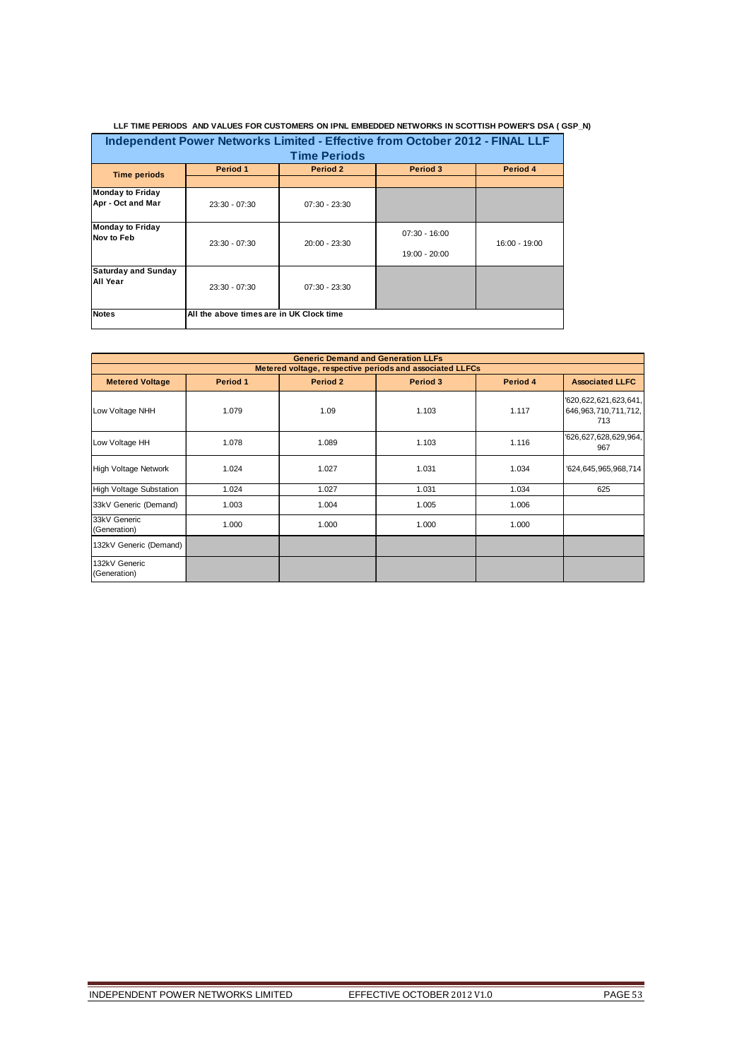**LLF TIME PERIODS AND VALUES FOR CUSTOMERS ON IPNL EMBEDDED NETWORKS IN SCOTTISH POWER'S DSA ( GSP_N)**

## Independent Power Networks Limited - Effective from October 2012 - FINAL LLF Time Periods

| Time periods | Period 1 | Period 2 | Period 3 | Period 4 |
|---|---|---|---|---|
| **Monday to Friday Apr - Oct and Mar** | 23:30 - 07:30 | 07:30 - 23:30 | | |
| **Monday to Friday Nov to Feb** | 23:30 - 07:30 | 20:00 - 23:30 | 07:30 - 16:00<br>19:00 - 20:00 | 16:00 - 19:00 |
| **Saturday and Sunday All Year** | 23:30 - 07:30 | 07:30 - 23:30 | | |
| **Notes** | All the above times are in UK Clock time | | | |

| Generic Demand and Generation LLFs | | | | | |
|---|---|---|---|---|---|
| Metered voltage, respective periods and associated LLFCs | | | | | |
| **Metered Voltage** | **Period 1** | **Period 2** | **Period 3** | **Period 4** | **Associated LLFC** |
| Low Voltage NHH | 1.079 | 1.09 | 1.103 | 1.117 | '620,622,621,623,641,646,963,710,711,712,713 |
| Low Voltage HH | 1.078 | 1.089 | 1.103 | 1.116 | '626,627,628,629,964,967 |
| High Voltage Network | 1.024 | 1.027 | 1.031 | 1.034 | '624,645,965,968,714 |
| High Voltage Substation | 1.024 | 1.027 | 1.031 | 1.034 | 625 |
| 33kV Generic (Demand) | 1.003 | 1.004 | 1.005 | 1.006 | |
| 33kV Generic (Generation) | 1.000 | 1.000 | 1.000 | 1.000 | |
| 132kV Generic (Demand) | | | | | |
| 132kV Generic (Generation) | | | | | |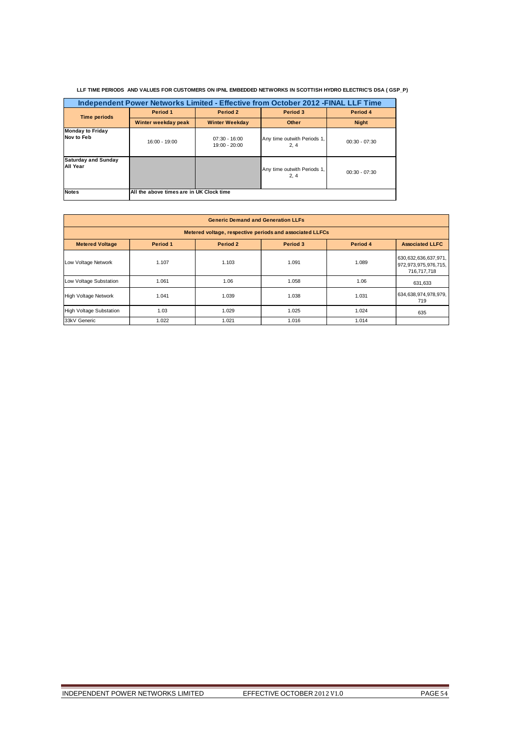**LLF TIME PERIODS AND VALUES FOR CUSTOMERS ON IPNL EMBEDDED NETWORKS IN SCOTTISH HYDRO ELECTRIC'S DSA ( GSP_P)**

| Independent Power Networks Limited - Effective from October 2012 -FINAL LLF Time | | | | |
|---|---|---|---|---|
| **Time periods** | **Period 1** | **Period 2** | **Period 3** | **Period 4** |
| | **Winter weekday peak** | **Winter Weekday** | **Other** | **Night** |
| **Monday to Friday Nov to Feb** | 16:00 - 19:00 | 07:30 - 16:00<br>19:00 - 20:00 | Any time outwith Periods 1, 2, 4 | 00:30 - 07:30 |
| **Saturday and Sunday All Year** | | | Any time outwith Periods 1, 2, 4 | 00:30 - 07:30 |
| **Notes** | All the above times are in UK Clock time | | | |

| Generic Demand and Generation LLFs | | | | | |
|---|---|---|---|---|---|
| Metered voltage, respective periods and associated LLFCs | | | | | |
| **Metered Voltage** | **Period 1** | **Period 2** | **Period 3** | **Period 4** | **Associated LLFC** |
| Low Voltage Network | 1.107 | 1.103 | 1.091 | 1.089 | 630,632,636,637,971, 972,973,975,976,715, 716,717,718 |
| Low Voltage Substation | 1.061 | 1.06 | 1.058 | 1.06 | 631,633 |
| High Voltage Network | 1.041 | 1.039 | 1.038 | 1.031 | 634,638,974,978,979, 719 |
| High Voltage Substation | 1.03 | 1.029 | 1.025 | 1.024 | 635 |
| 33kV Generic | 1.022 | 1.021 | 1.016 | 1.014 | |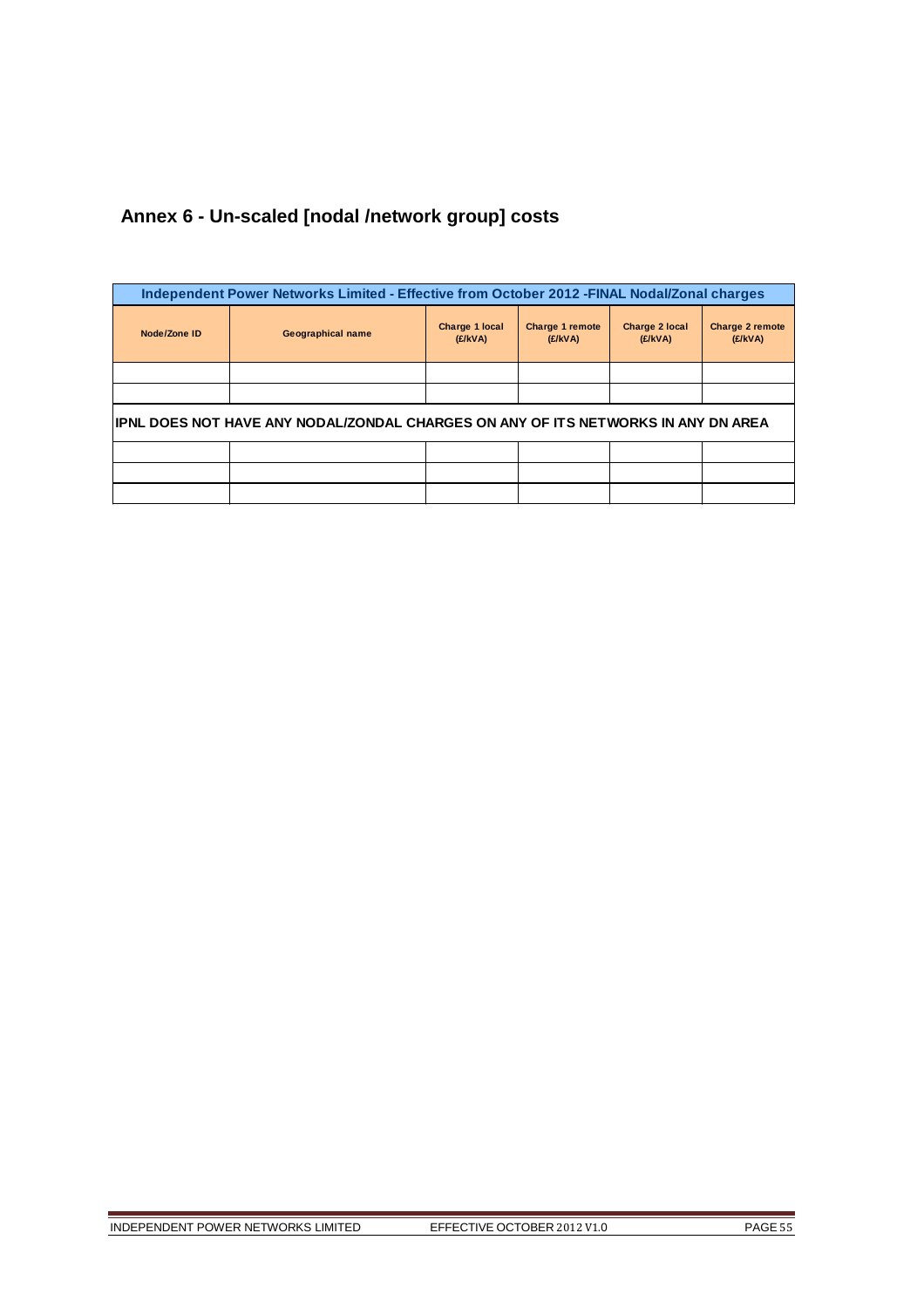## Annex 6 - Un-scaled [nodal /network group] costs

| Independent Power Networks Limited - Effective from October 2012 -FINAL Nodal/Zonal charges | | | | | |
|---|---|---|---|---|---|
| Node/Zone ID | Geographical name | Charge 1 local (£/kVA) | Charge 1 remote (£/kVA) | Charge 2 local (£/kVA) | Charge 2 remote (£/kVA) |
| | | | | | |
| | | | | | |
| IPNL DOES NOT HAVE ANY NODAL/ZONDAL CHARGES ON ANY OF ITS NETWORKS IN ANY DN AREA | | | | | |
| | | | | | |
| | | | | | |
| | | | | | |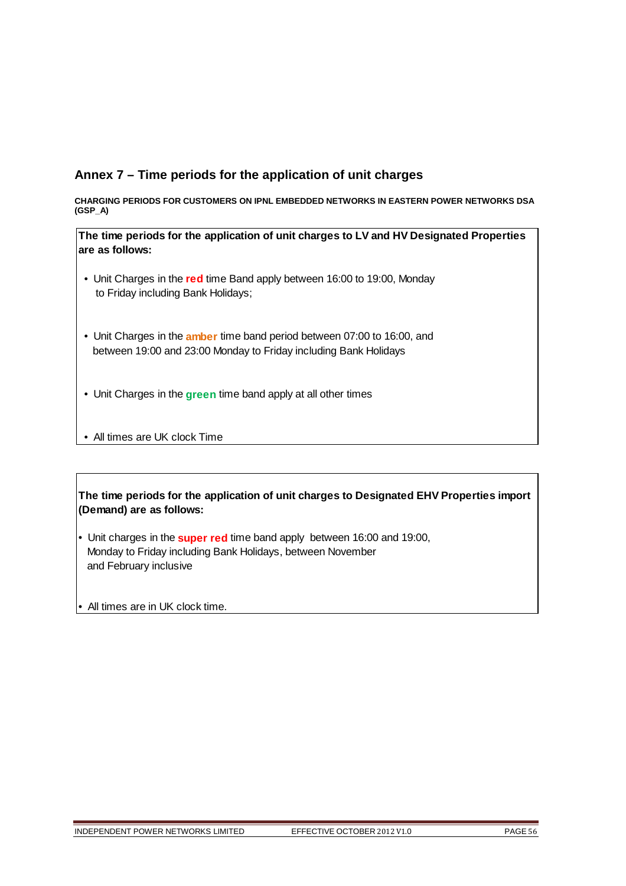## Annex 7 – Time periods for the application of unit charges

**CHARGING PERIODS FOR CUSTOMERS ON IPNL EMBEDDED NETWORKS IN EASTERN POWER NETWORKS DSA (GSP_A)**

**The time periods for the application of unit charges to LV and HV Designated Properties are as follows:**

- Unit Charges in the **red** time Band apply between 16:00 to 19:00, Monday to Friday including Bank Holidays;
- Unit Charges in the **amber** time band period between 07:00 to 16:00, and between 19:00 and 23:00 Monday to Friday including Bank Holidays
- Unit Charges in the **green** time band apply at all other times
- All times are UK clock Time

**The time periods for the application of unit charges to Designated EHV Properties import (Demand) are as follows:**

- Unit charges in the **super red** time band apply between 16:00 and 19:00, Monday to Friday including Bank Holidays, between November and February inclusive
- All times are in UK clock time.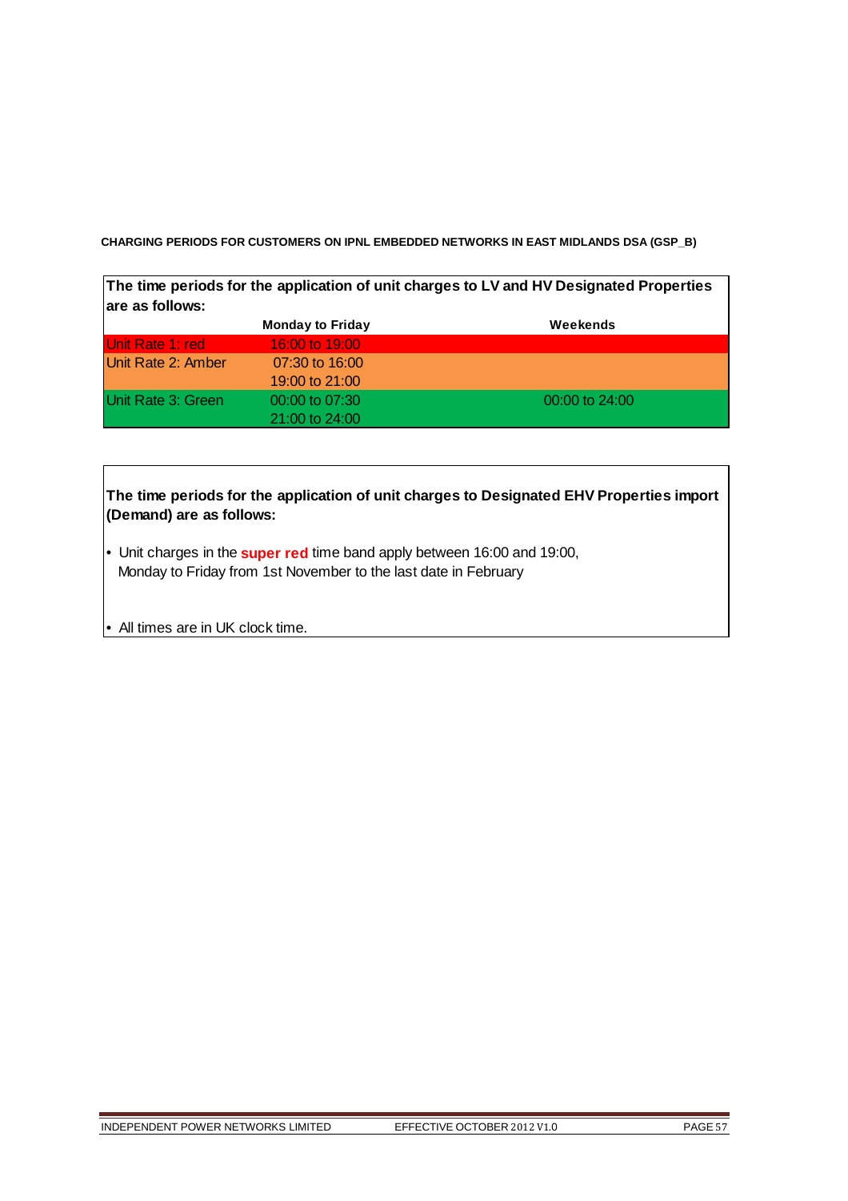**CHARGING PERIODS FOR CUSTOMERS ON IPNL EMBEDDED NETWORKS IN EAST MIDLANDS DSA (GSP_B)**

**The time periods for the application of unit charges to LV and HV Designated Properties are as follows:**

| | Monday to Friday | Weekends |
|---|---|---|
| Unit Rate 1: red | 16:00 to 19:00 | |
| Unit Rate 2: Amber | 07:30 to 16:00<br>19:00 to 21:00 | |
| Unit Rate 3: Green | 00:00 to 07:30<br>21:00 to 24:00 | 00:00 to 24:00 |

**The time periods for the application of unit charges to Designated EHV Properties import (Demand) are as follows:**

- Unit charges in the **super red** time band apply between 16:00 and 19:00, Monday to Friday from 1st November to the last date in February
- All times are in UK clock time.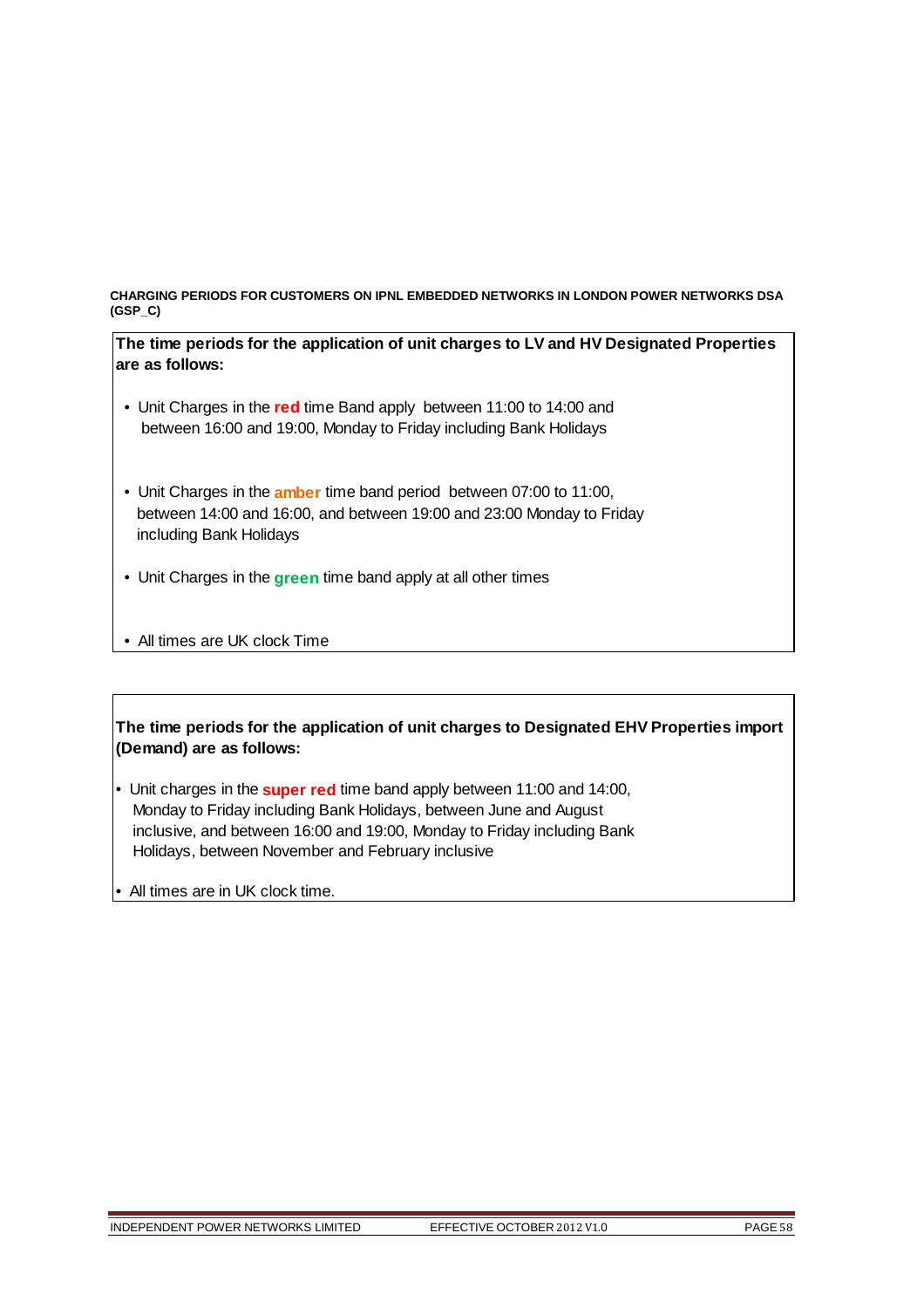**CHARGING PERIODS FOR CUSTOMERS ON IPNL EMBEDDED NETWORKS IN LONDON POWER NETWORKS DSA (GSP_C)**

**The time periods for the application of unit charges to LV and HV Designated Properties are as follows:**

- Unit Charges in the **red** time Band apply between 11:00 to 14:00 and between 16:00 and 19:00, Monday to Friday including Bank Holidays
- Unit Charges in the **amber** time band period between 07:00 to 11:00, between 14:00 and 16:00, and between 19:00 and 23:00 Monday to Friday including Bank Holidays
- Unit Charges in the **green** time band apply at all other times
- All times are UK clock Time

**The time periods for the application of unit charges to Designated EHV Properties import (Demand) are as follows:**

- Unit charges in the **super red** time band apply between 11:00 and 14:00, Monday to Friday including Bank Holidays, between June and August inclusive, and between 16:00 and 19:00, Monday to Friday including Bank Holidays, between November and February inclusive
- All times are in UK clock time.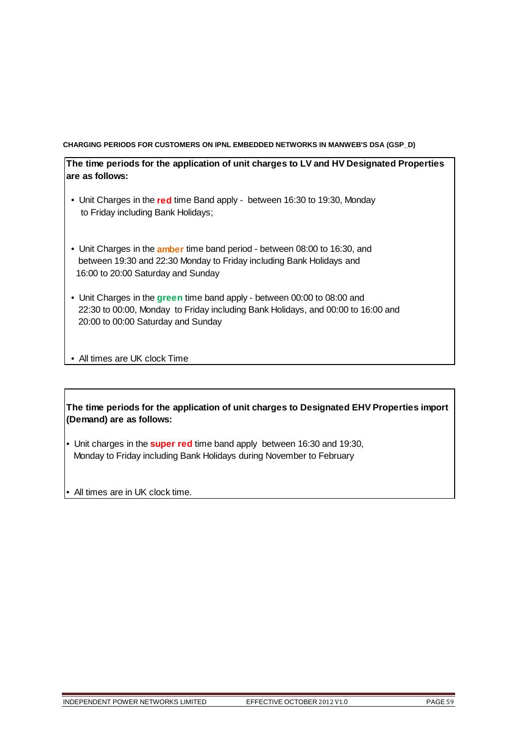**CHARGING PERIODS FOR CUSTOMERS ON IPNL EMBEDDED NETWORKS IN MANWEB'S DSA (GSP_D)**

**The time periods for the application of unit charges to LV and HV Designated Properties are as follows:**

- Unit Charges in the **red** time Band apply - between 16:30 to 19:30, Monday to Friday including Bank Holidays;
- Unit Charges in the **amber** time band period - between 08:00 to 16:30, and between 19:30 and 22:30 Monday to Friday including Bank Holidays and 16:00 to 20:00 Saturday and Sunday
- Unit Charges in the **green** time band apply - between 00:00 to 08:00 and 22:30 to 00:00, Monday to Friday including Bank Holidays, and 00:00 to 16:00 and 20:00 to 00:00 Saturday and Sunday
- All times are UK clock Time

**The time periods for the application of unit charges to Designated EHV Properties import (Demand) are as follows:**

- Unit charges in the **super red** time band apply between 16:30 and 19:30, Monday to Friday including Bank Holidays during November to February
- All times are in UK clock time.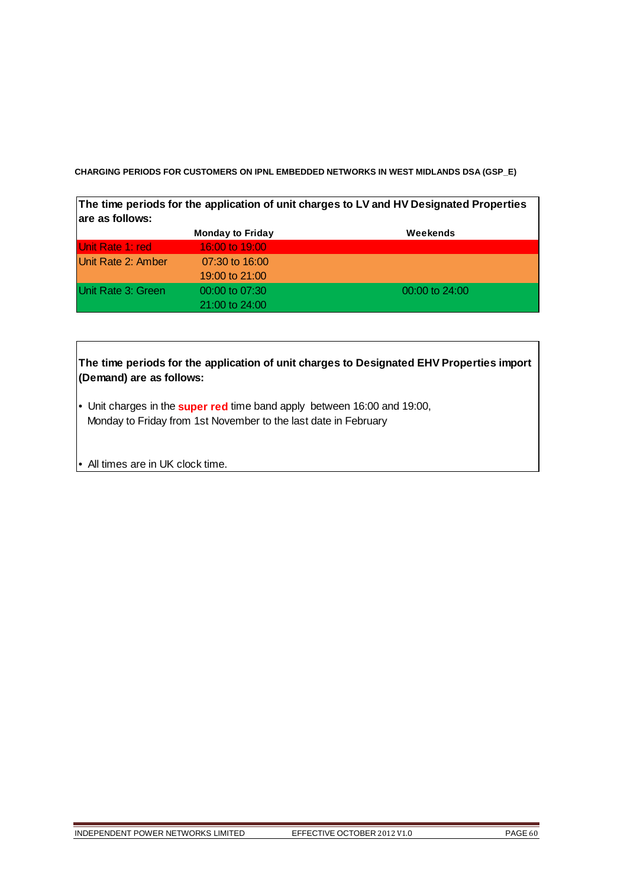**CHARGING PERIODS FOR CUSTOMERS ON IPNL EMBEDDED NETWORKS IN WEST MIDLANDS DSA (GSP_E)**

**The time periods for the application of unit charges to LV and HV Designated Properties are as follows:**

| | Monday to Friday | Weekends |
|---|---|---|
| Unit Rate 1: red | 16:00 to 19:00 | |
| Unit Rate 2: Amber | 07:30 to 16:00<br>19:00 to 21:00 | |
| Unit Rate 3: Green | 00:00 to 07:30<br>21:00 to 24:00 | 00:00 to 24:00 |

**The time periods for the application of unit charges to Designated EHV Properties import (Demand) are as follows:**

- Unit charges in the **super red** time band apply between 16:00 and 19:00, Monday to Friday from 1st November to the last date in February

- All times are in UK clock time.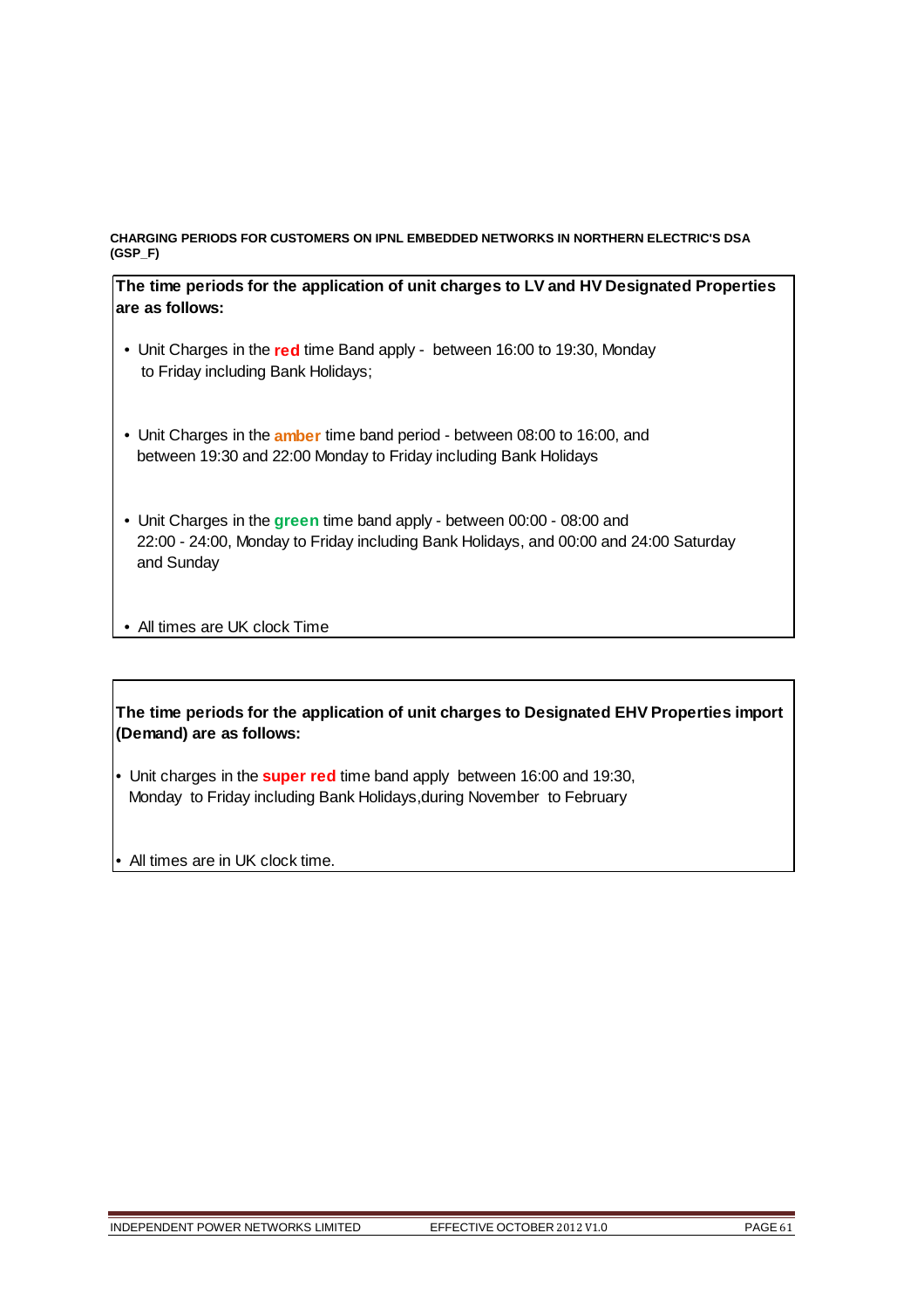**CHARGING PERIODS FOR CUSTOMERS ON IPNL EMBEDDED NETWORKS IN NORTHERN ELECTRIC'S DSA (GSP_F)**

**The time periods for the application of unit charges to LV and HV Designated Properties are as follows:**

- Unit Charges in the **red** time Band apply - between 16:00 to 19:30, Monday to Friday including Bank Holidays;
- Unit Charges in the **amber** time band period - between 08:00 to 16:00, and between 19:30 and 22:00 Monday to Friday including Bank Holidays
- Unit Charges in the **green** time band apply - between 00:00 - 08:00 and 22:00 - 24:00, Monday to Friday including Bank Holidays, and 00:00 and 24:00 Saturday and Sunday
- All times are UK clock Time

**The time periods for the application of unit charges to Designated EHV Properties import (Demand) are as follows:**

- Unit charges in the **super red** time band apply between 16:00 and 19:30, Monday to Friday including Bank Holidays, during November to February
- All times are in UK clock time.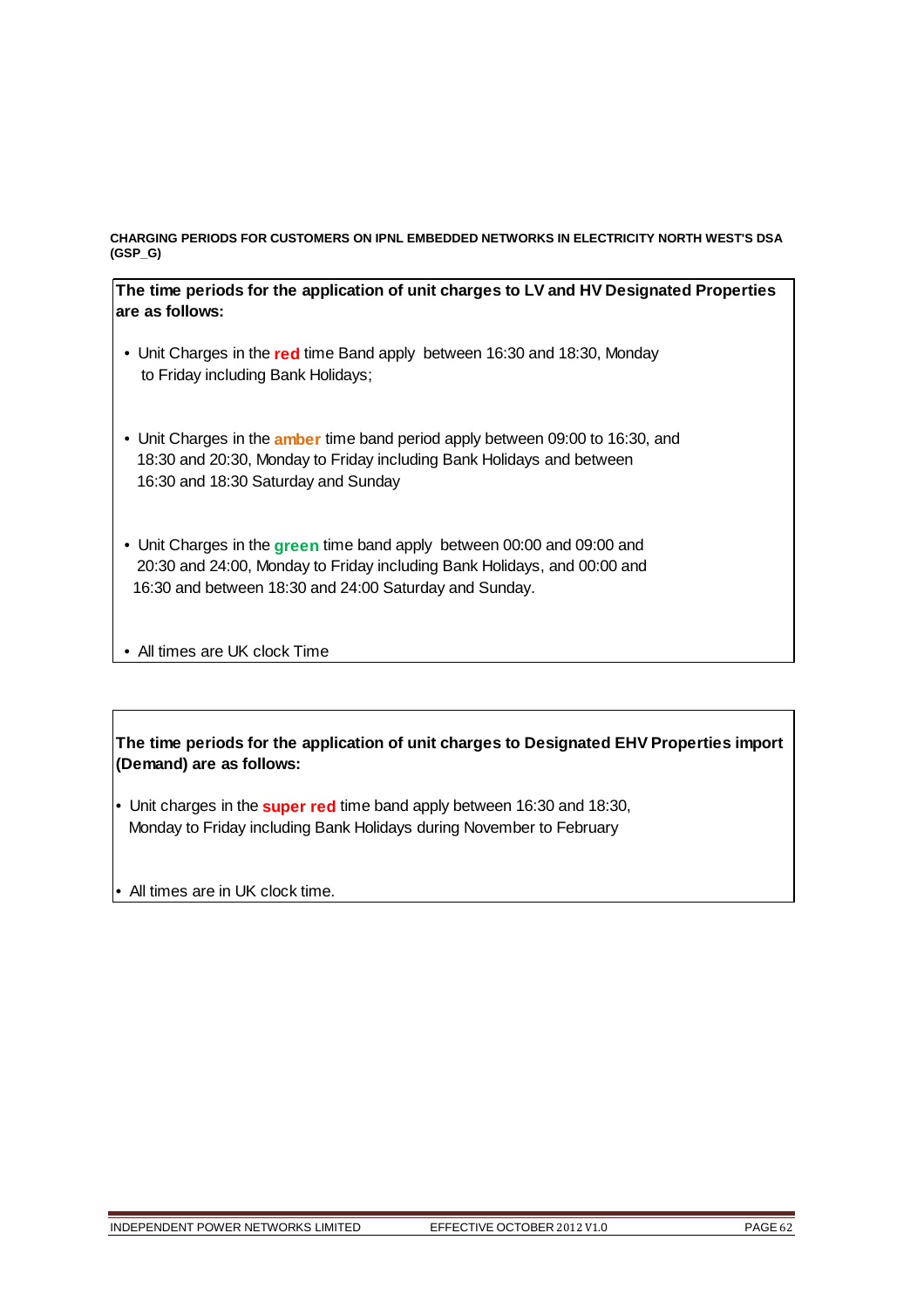**CHARGING PERIODS FOR CUSTOMERS ON IPNL EMBEDDED NETWORKS IN ELECTRICITY NORTH WEST'S DSA (GSP_G)**

**The time periods for the application of unit charges to LV and HV Designated Properties are as follows:**

- Unit Charges in the **red** time Band apply between 16:30 and 18:30, Monday to Friday including Bank Holidays;

- Unit Charges in the **amber** time band period apply between 09:00 to 16:30, and 18:30 and 20:30, Monday to Friday including Bank Holidays and between 16:30 and 18:30 Saturday and Sunday

- Unit Charges in the **green** time band apply between 00:00 and 09:00 and 20:30 and 24:00, Monday to Friday including Bank Holidays, and 00:00 and 16:30 and between 18:30 and 24:00 Saturday and Sunday.

- All times are UK clock Time

**The time periods for the application of unit charges to Designated EHV Properties import (Demand) are as follows:**

- Unit charges in the **super red** time band apply between 16:30 and 18:30, Monday to Friday including Bank Holidays during November to February

- All times are in UK clock time.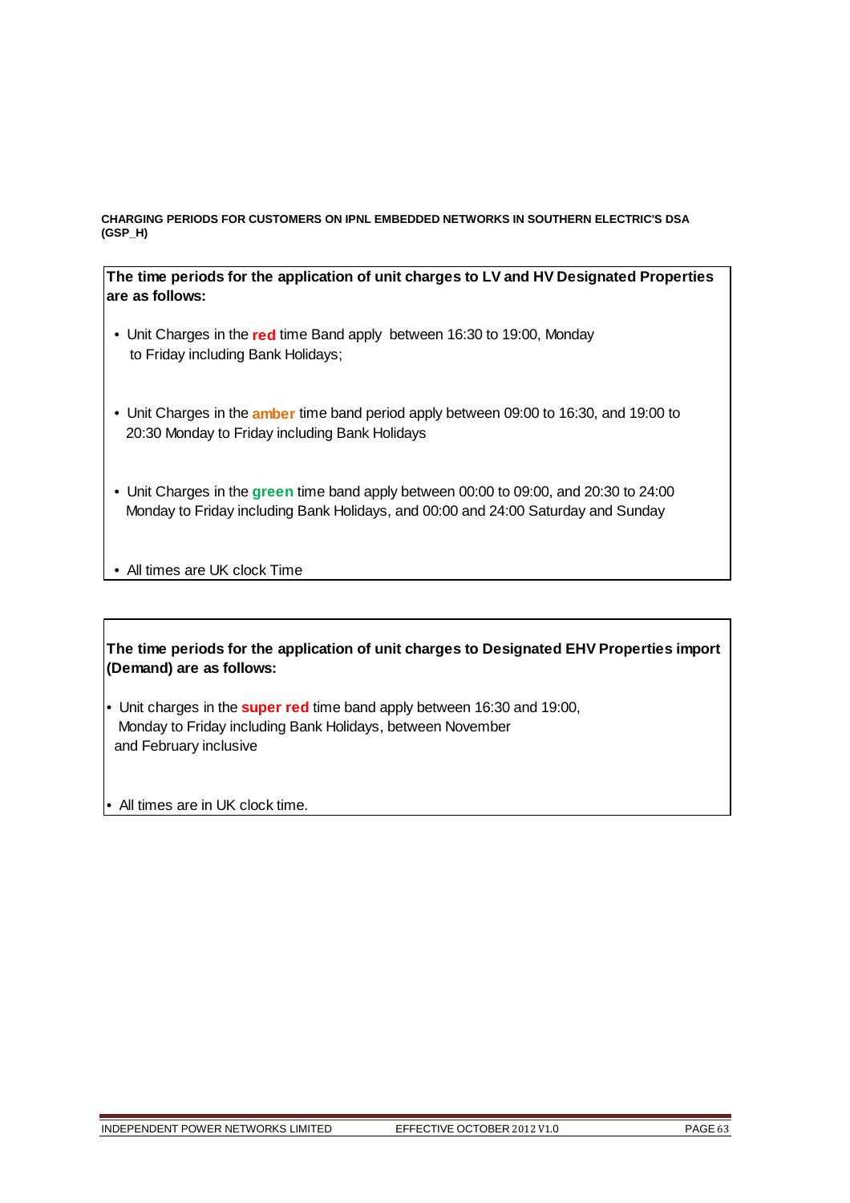**CHARGING PERIODS FOR CUSTOMERS ON IPNL EMBEDDED NETWORKS IN SOUTHERN ELECTRIC'S DSA (GSP_H)**

**The time periods for the application of unit charges to LV and HV Designated Properties are as follows:**

- Unit Charges in the **red** time Band apply between 16:30 to 19:00, Monday to Friday including Bank Holidays;
- Unit Charges in the **amber** time band period apply between 09:00 to 16:30, and 19:00 to 20:30 Monday to Friday including Bank Holidays
- Unit Charges in the **green** time band apply between 00:00 to 09:00, and 20:30 to 24:00 Monday to Friday including Bank Holidays, and 00:00 and 24:00 Saturday and Sunday
- All times are UK clock Time

**The time periods for the application of unit charges to Designated EHV Properties import (Demand) are as follows:**

- Unit charges in the **super red** time band apply between 16:30 and 19:00, Monday to Friday including Bank Holidays, between November and February inclusive
- All times are in UK clock time.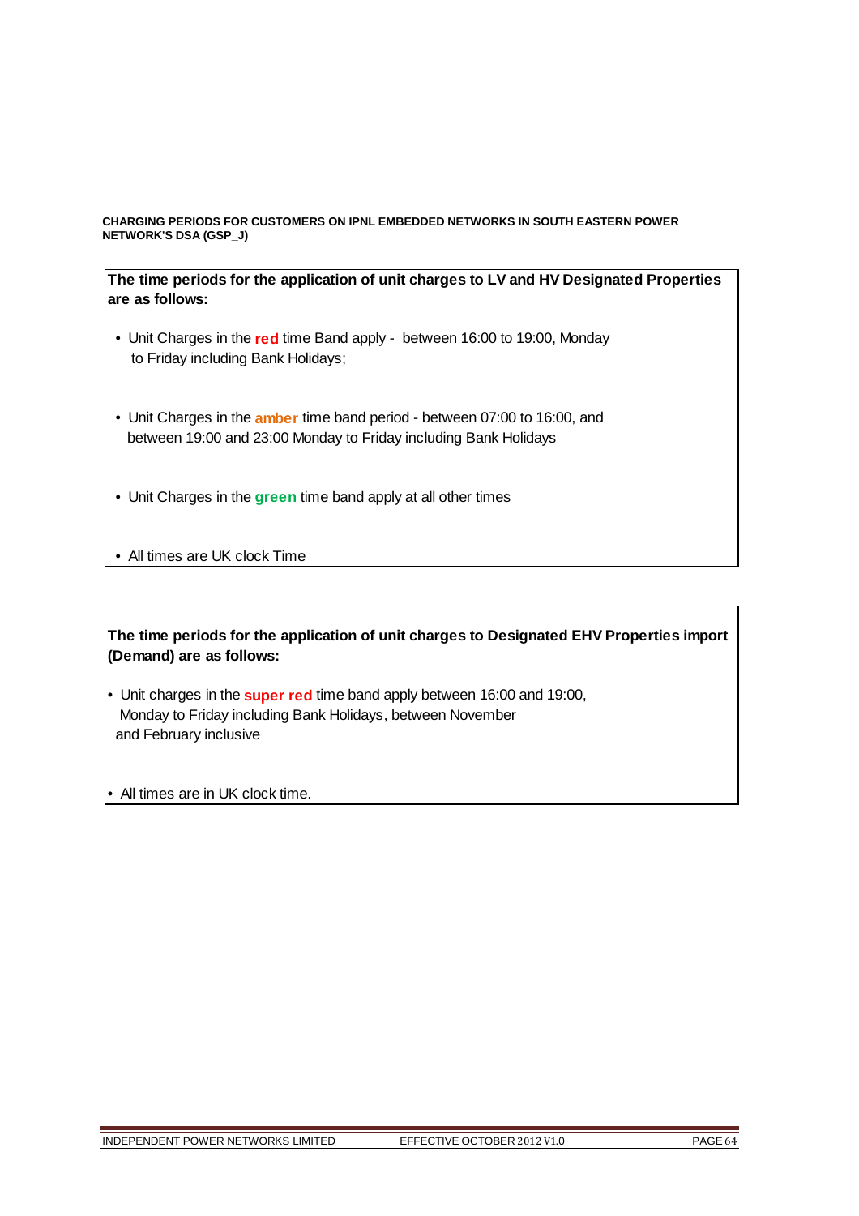**CHARGING PERIODS FOR CUSTOMERS ON IPNL EMBEDDED NETWORKS IN SOUTH EASTERN POWER NETWORK'S DSA (GSP_J)**

**The time periods for the application of unit charges to LV and HV Designated Properties are as follows:**

- Unit Charges in the **red** time Band apply - between 16:00 to 19:00, Monday to Friday including Bank Holidays;
- Unit Charges in the **amber** time band period - between 07:00 to 16:00, and between 19:00 and 23:00 Monday to Friday including Bank Holidays
- Unit Charges in the **green** time band apply at all other times
- All times are UK clock Time

**The time periods for the application of unit charges to Designated EHV Properties import (Demand) are as follows:**

- Unit charges in the **super red** time band apply between 16:00 and 19:00, Monday to Friday including Bank Holidays, between November and February inclusive
- All times are in UK clock time.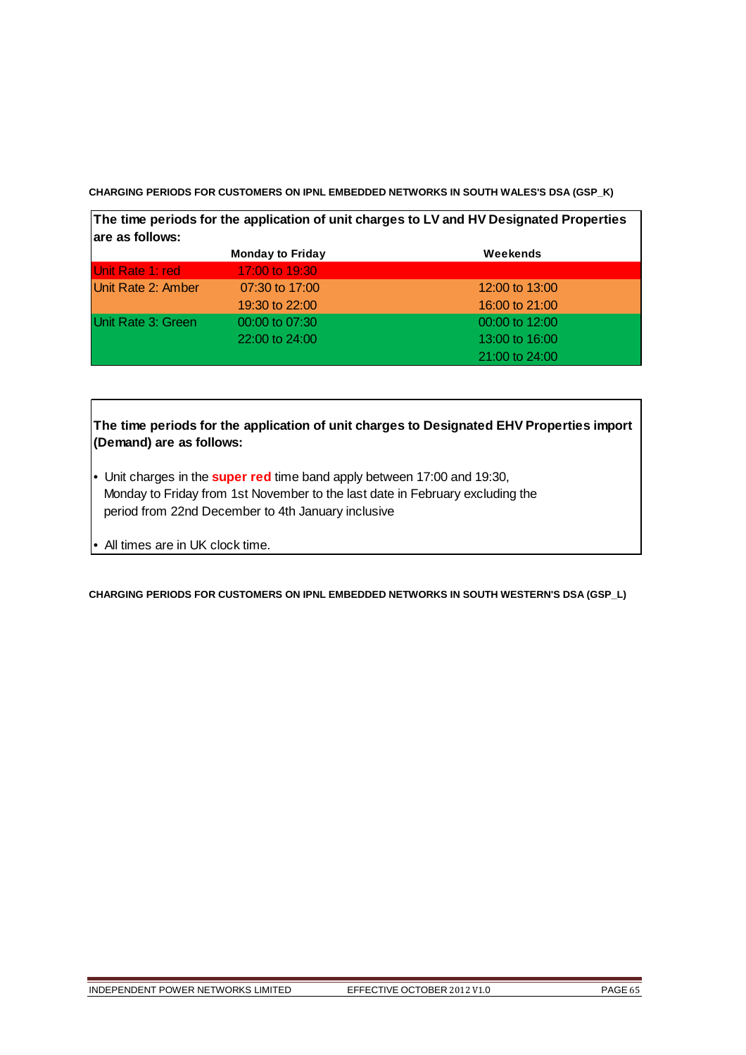**CHARGING PERIODS FOR CUSTOMERS ON IPNL EMBEDDED NETWORKS IN SOUTH WALES'S DSA (GSP_K)**

**The time periods for the application of unit charges to LV and HV Designated Properties are as follows:**

| | Monday to Friday | Weekends |
|---|---|---|
| Unit Rate 1: red | 17:00 to 19:30 | |
| Unit Rate 2: Amber | 07:30 to 17:00 | 12:00 to 13:00 |
| | 19:30 to 22:00 | 16:00 to 21:00 |
| Unit Rate 3: Green | 00:00 to 07:30 | 00:00 to 12:00 |
| | 22:00 to 24:00 | 13:00 to 16:00 |
| | | 21:00 to 24:00 |

**The time periods for the application of unit charges to Designated EHV Properties import (Demand) are as follows:**

- Unit charges in the **super red** time band apply between 17:00 and 19:30, Monday to Friday from 1st November to the last date in February excluding the period from 22nd December to 4th January inclusive
- All times are in UK clock time.

**CHARGING PERIODS FOR CUSTOMERS ON IPNL EMBEDDED NETWORKS IN SOUTH WESTERN'S DSA (GSP_L)**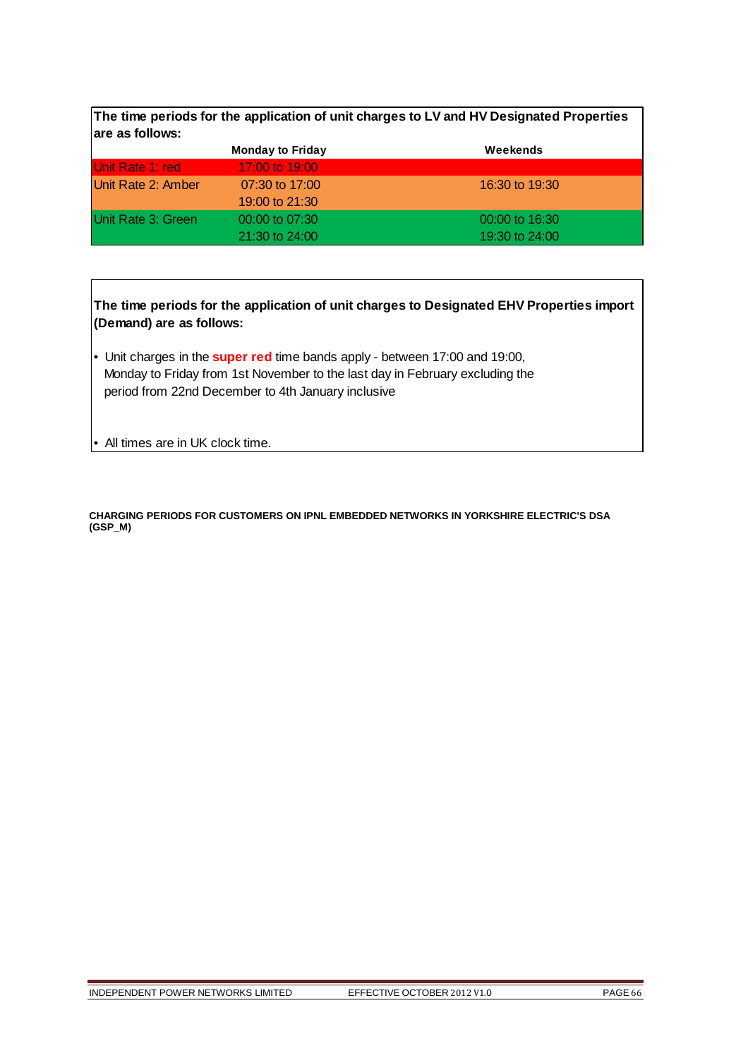**The time periods for the application of unit charges to LV and HV Designated Properties are as follows:**

| | Monday to Friday | Weekends |
|---|---|---|
| Unit Rate 1: red | 17:00 to 19:00 | |
| Unit Rate 2: Amber | 07:30 to 17:00<br>19:00 to 21:30 | 16:30 to 19:30 |
| Unit Rate 3: Green | 00:00 to 07:30<br>21:30 to 24:00 | 00:00 to 16:30<br>19:30 to 24:00 |

**The time periods for the application of unit charges to Designated EHV Properties import (Demand) are as follows:**

- Unit charges in the **super red** time bands apply - between 17:00 and 19:00, Monday to Friday from 1st November to the last day in February excluding the period from 22nd December to 4th January inclusive

- All times are in UK clock time.

**CHARGING PERIODS FOR CUSTOMERS ON IPNL EMBEDDED NETWORKS IN YORKSHIRE ELECTRIC'S DSA (GSP_M)**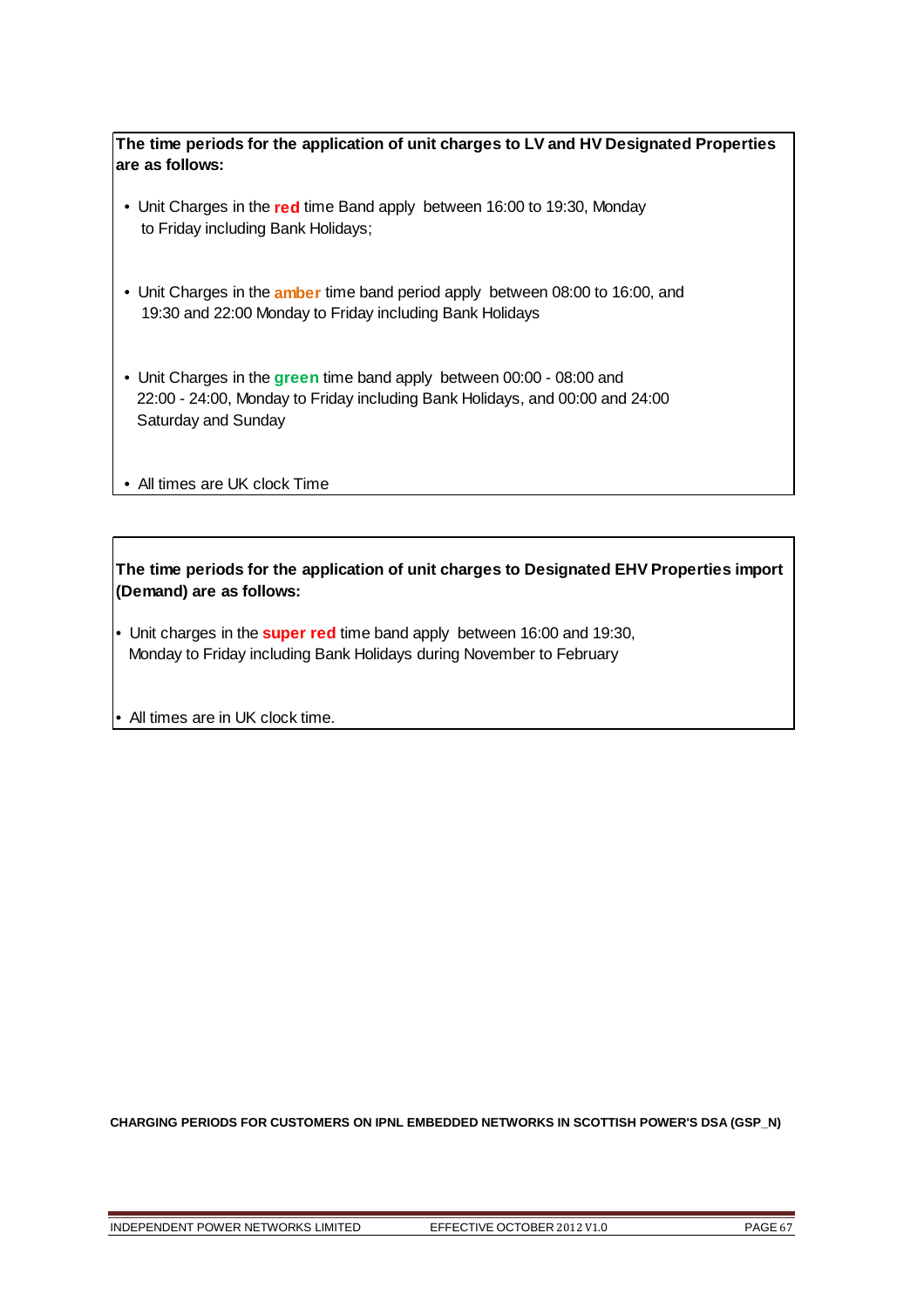**The time periods for the application of unit charges to LV and HV Designated Properties are as follows:**

- Unit Charges in the **red** time Band apply between 16:00 to 19:30, Monday to Friday including Bank Holidays;

- Unit Charges in the **amber** time band period apply between 08:00 to 16:00, and 19:30 and 22:00 Monday to Friday including Bank Holidays

- Unit Charges in the **green** time band apply between 00:00 - 08:00 and 22:00 - 24:00, Monday to Friday including Bank Holidays, and 00:00 and 24:00 Saturday and Sunday

- All times are UK clock Time

**The time periods for the application of unit charges to Designated EHV Properties import (Demand) are as follows:**

- Unit charges in the **super red** time band apply between 16:00 and 19:30, Monday to Friday including Bank Holidays during November to February

- All times are in UK clock time.

**CHARGING PERIODS FOR CUSTOMERS ON IPNL EMBEDDED NETWORKS IN SCOTTISH POWER'S DSA (GSP_N)**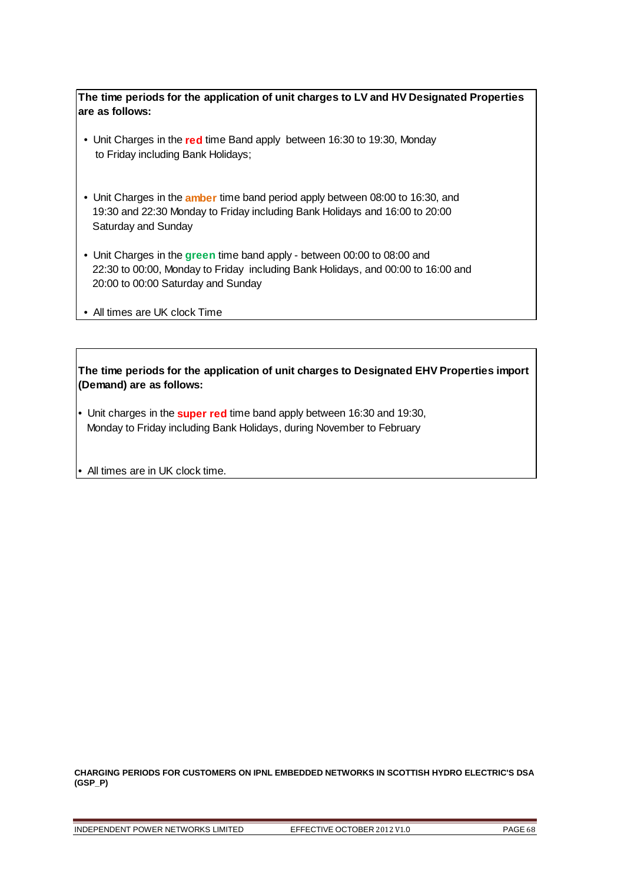**The time periods for the application of unit charges to LV and HV Designated Properties are as follows:**

- Unit Charges in the **red** time Band apply between 16:30 to 19:30, Monday to Friday including Bank Holidays;
- Unit Charges in the **amber** time band period apply between 08:00 to 16:30, and 19:30 and 22:30 Monday to Friday including Bank Holidays and 16:00 to 20:00 Saturday and Sunday
- Unit Charges in the **green** time band apply - between 00:00 to 08:00 and 22:30 to 00:00, Monday to Friday including Bank Holidays, and 00:00 to 16:00 and 20:00 to 00:00 Saturday and Sunday
- All times are UK clock Time

**The time periods for the application of unit charges to Designated EHV Properties import (Demand) are as follows:**

- Unit charges in the **super red** time band apply between 16:30 and 19:30, Monday to Friday including Bank Holidays, during November to February
- All times are in UK clock time.

**CHARGING PERIODS FOR CUSTOMERS ON IPNL EMBEDDED NETWORKS IN SCOTTISH HYDRO ELECTRIC'S DSA (GSP_P)**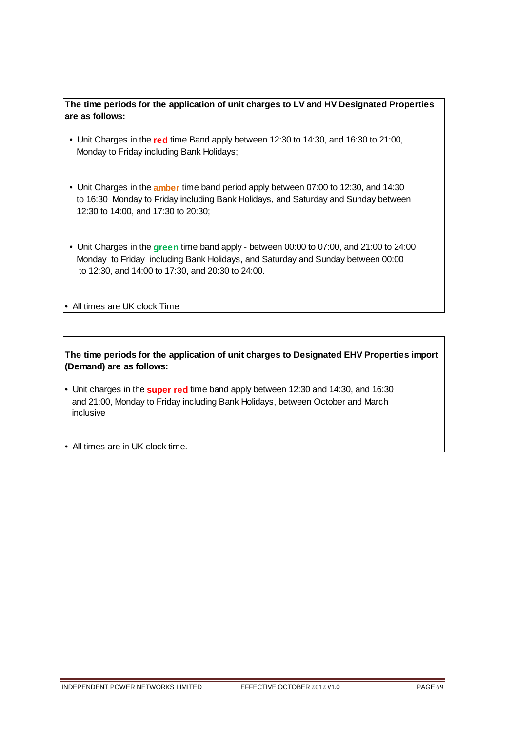**The time periods for the application of unit charges to LV and HV Designated Properties are as follows:**

- Unit Charges in the **red** time Band apply between 12:30 to 14:30, and 16:30 to 21:00, Monday to Friday including Bank Holidays;

- Unit Charges in the **amber** time band period apply between 07:00 to 12:30, and 14:30 to 16:30 Monday to Friday including Bank Holidays, and Saturday and Sunday between 12:30 to 14:00, and 17:30 to 20:30;

- Unit Charges in the **green** time band apply - between 00:00 to 07:00, and 21:00 to 24:00 Monday to Friday including Bank Holidays, and Saturday and Sunday between 00:00 to 12:30, and 14:00 to 17:30, and 20:30 to 24:00.

- All times are UK clock Time

**The time periods for the application of unit charges to Designated EHV Properties import (Demand) are as follows:**

- Unit charges in the **super red** time band apply between 12:30 and 14:30, and 16:30 and 21:00, Monday to Friday including Bank Holidays, between October and March inclusive

- All times are in UK clock time.